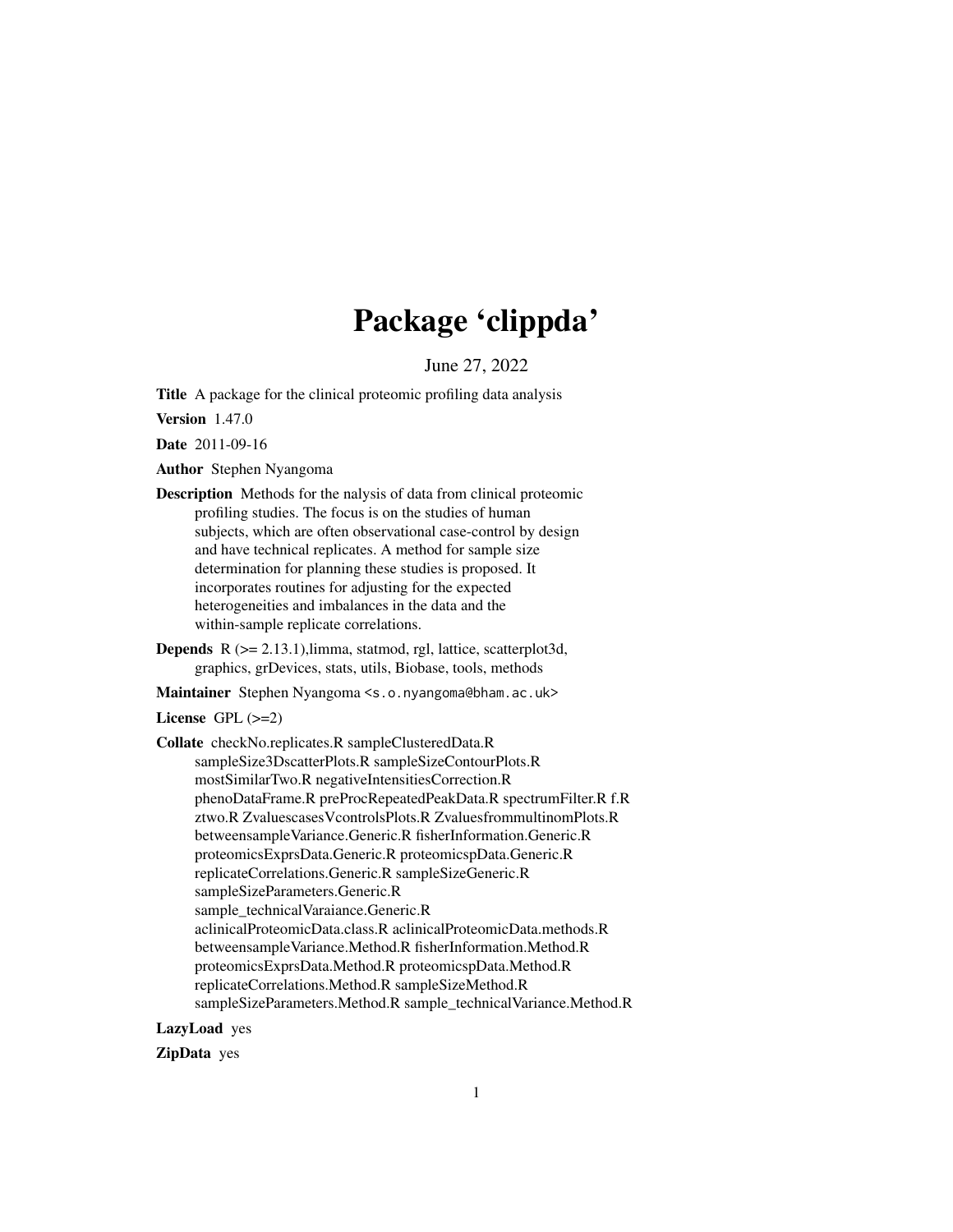# Package 'clippda'

June 27, 2022

**Title** A package for the clinical proteomic profiling data analysis

**Version** 1.47.0

**Date** 2011-09-16

**Author** Stephen Nyangoma

**Description** Methods for the nalysis of data from clinical proteomic profiling studies. The focus is on the studies of human subjects, which are often observational case-control by design and have technical replicates. A method for sample size determination for planning these studies is proposed. It incorporates routines for adjusting for the expected heterogeneities and imbalances in the data and the within-sample replicate correlations.

**Depends** R (>= 2.13.1),limma, statmod, rgl, lattice, scatterplot3d, graphics, grDevices, stats, utils, Biobase, tools, methods

**Maintainer** Stephen Nyangoma <s.o.nyangoma@bham.ac.uk>

**License** GPL (>=2)

**Collate** checkNo.replicates.R sampleClusteredData.R sampleSize3DscatterPlots.R sampleSizeContourPlots.R mostSimilarTwo.R negativeIntensitiesCorrection.R phenoDataFrame.R preProcRepeatedPeakData.R spectrumFilter.R f.R ztwo.R ZvaluescasesVcontrolsPlots.R ZvaluesfrommultinomPlots.R betweensampleVariance.Generic.R fisherInformation.Generic.R proteomicsExprsData.Generic.R proteomicspData.Generic.R replicateCorrelations.Generic.R sampleSizeGeneric.R sampleSizeParameters.Generic.R sample_technicalVaraiance.Generic.R aclinicalProteomicData.class.R aclinicalProteomicData.methods.R betweensampleVariance.Method.R fisherInformation.Method.R proteomicsExprsData.Method.R proteomicspData.Method.R replicateCorrelations.Method.R sampleSizeMethod.R sampleSizeParameters.Method.R sample_technicalVariance.Method.R

**LazyLoad** yes

**ZipData** yes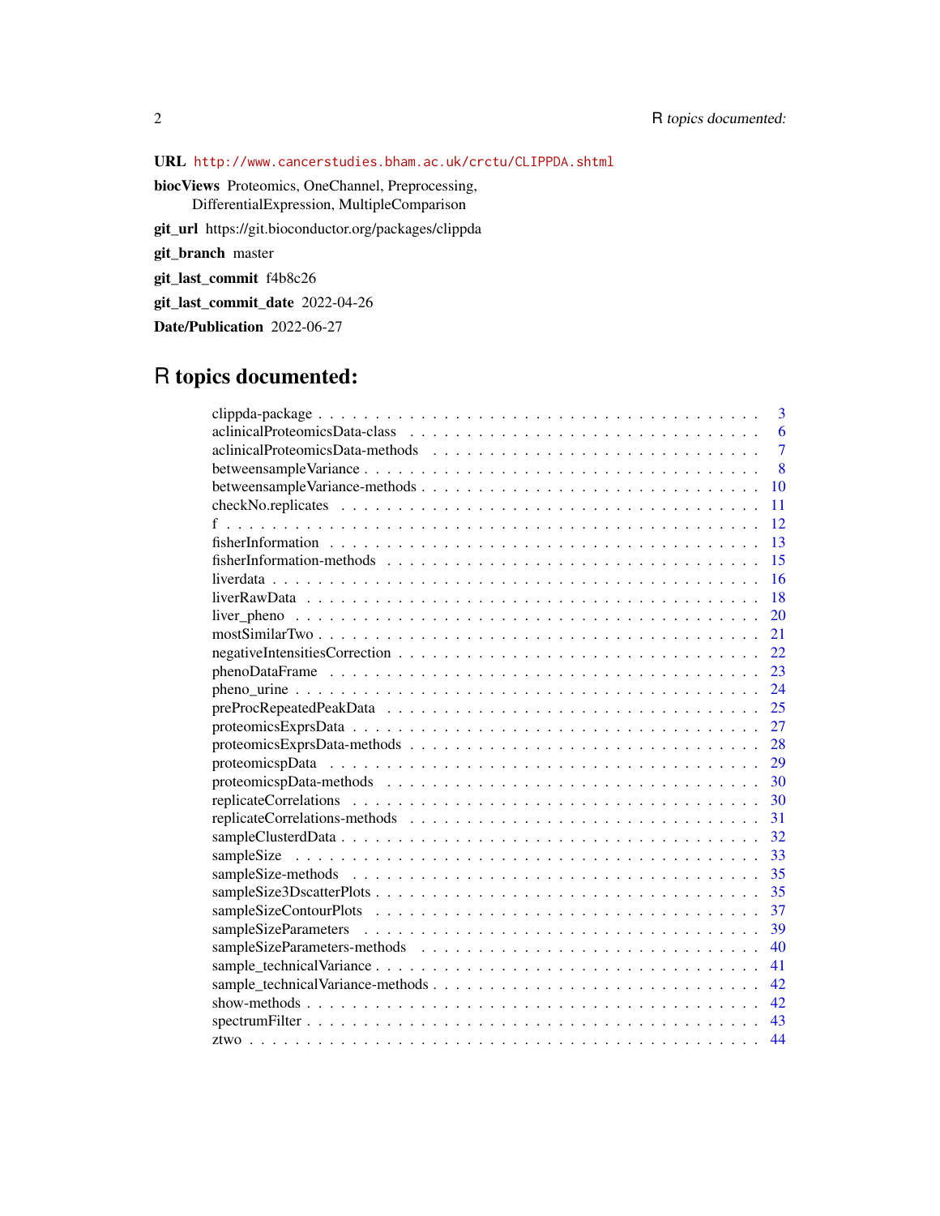**URL** http://www.cancerstudies.bham.ac.uk/crctu/CLIPPDA.shtml

**biocViews** Proteomics, OneChannel, Preprocessing, DifferentialExpression, MultipleComparison

**git_url** https://git.bioconductor.org/packages/clippda

**git_branch** master

**git_last_commit** f4b8c26

**git_last_commit_date** 2022-04-26

**Date/Publication** 2022-06-27

# R topics documented:

| | |
|---|---|
| clippda-package | 3 |
| aclinicalProteomicsData-class | 6 |
| aclinicalProteomicsData-methods | 7 |
| betweensampleVariance | 8 |
| betweensampleVariance-methods | 10 |
| checkNo.replicates | 11 |
| f | 12 |
| fisherInformation | 13 |
| fisherInformation-methods | 15 |
| liverdata | 16 |
| liverRawData | 18 |
| liver_pheno | 20 |
| mostSimilarTwo | 21 |
| negativeIntensitiesCorrection | 22 |
| phenoDataFrame | 23 |
| pheno_urine | 24 |
| preProcRepeatedPeakData | 25 |
| proteomicsExprsData | 27 |
| proteomicsExprsData-methods | 28 |
| proteomicspData | 29 |
| proteomicspData-methods | 30 |
| replicateCorrelations | 30 |
| replicateCorrelations-methods | 31 |
| sampleClusterdData | 32 |
| sampleSize | 33 |
| sampleSize-methods | 35 |
| sampleSize3DscatterPlots | 35 |
| sampleSizeContourPlots | 37 |
| sampleSizeParameters | 39 |
| sampleSizeParameters-methods | 40 |
| sample_technicalVariance | 41 |
| sample_technicalVariance-methods | 42 |
| show-methods | 42 |
| spectrumFilter | 43 |
| ztwo | 44 |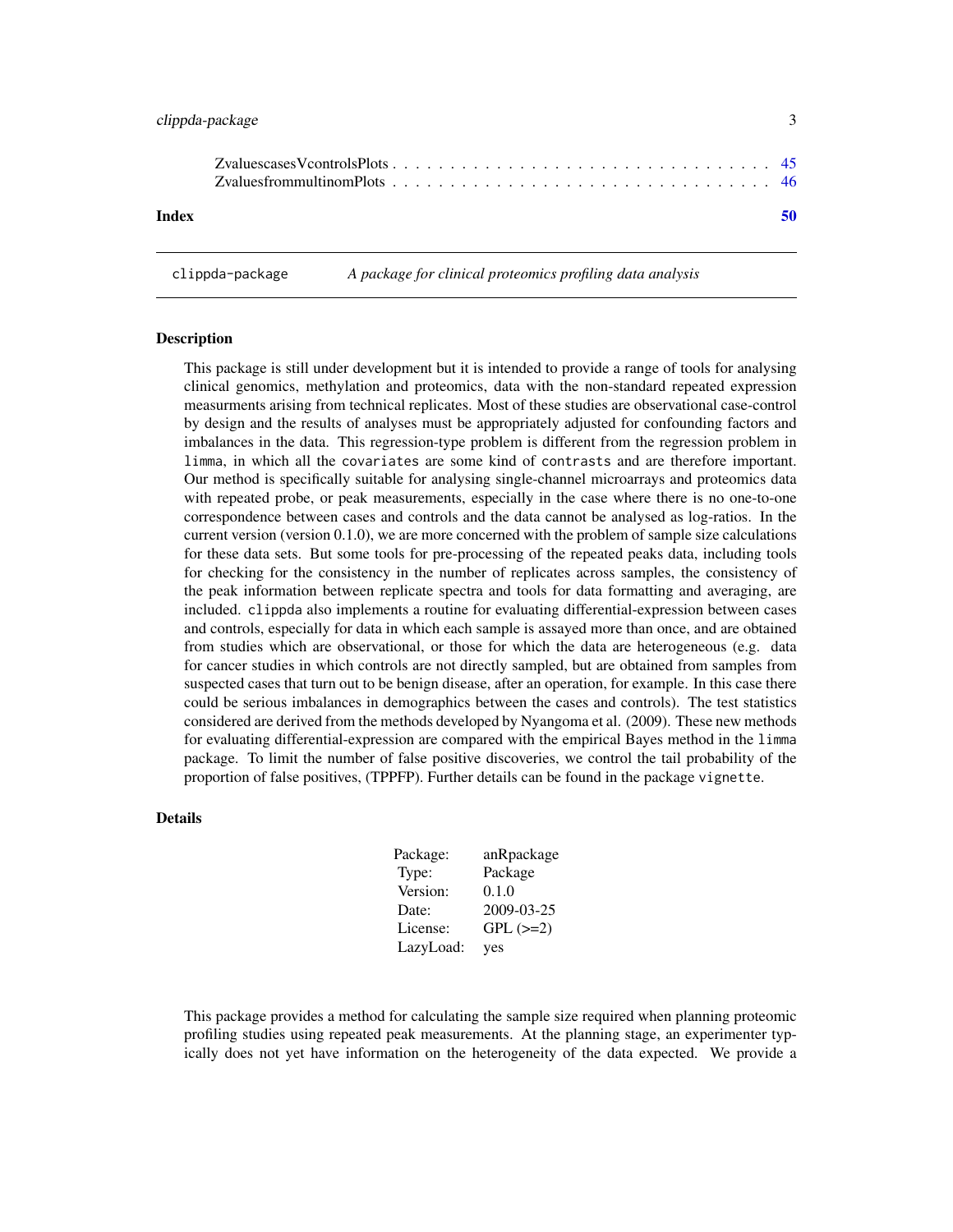ZvaluescasesVcontrolsPlots . . . . . . . . . . . . . . . . . . . . . . . . . . . . . . . 45
ZvaluesfrommultinomPlots . . . . . . . . . . . . . . . . . . . . . . . . . . . . . . . . 46

**Index** **50**

---

clippda-package *A package for clinical proteomics profiling data analysis*

---

## Description

This package is still under development but it is intended to provide a range of tools for analysing clinical genomics, methylation and proteomics, data with the non-standard repeated expression measurments arising from technical replicates. Most of these studies are observational case-control by design and the results of analyses must be appropriately adjusted for confounding factors and imbalances in the data. This regression-type problem is different from the regression problem in `limma`, in which all the `covariates` are some kind of `contrasts` and are therefore important. Our method is specifically suitable for analysing single-channel microarrays and proteomics data with repeated probe, or peak measurements, especially in the case where there is no one-to-one correspondence between cases and controls and the data cannot be analysed as log-ratios. In the current version (version 0.1.0), we are more concerned with the problem of sample size calculations for these data sets. But some tools for pre-processing of the repeated peaks data, including tools for checking for the consistency in the number of replicates across samples, the consistency of the peak information between replicate spectra and tools for data formatting and averaging, are included. `clippda` also implements a routine for evaluating differential-expression between cases and controls, especially for data in which each sample is assayed more than once, and are obtained from studies which are observational, or those for which the data are heterogeneous (e.g. data for cancer studies in which controls are not directly sampled, but are obtained from samples from suspected cases that turn out to be benign disease, after an operation, for example. In this case there could be serious imbalances in demographics between the cases and controls). The test statistics considered are derived from the methods developed by Nyangoma et al. (2009). These new methods for evaluating differential-expression are compared with the empirical Bayes method in the `limma` package. To limit the number of false positive discoveries, we control the tail probability of the proportion of false positives, (TPPFP). Further details can be found in the package `vignette`.

## Details

| | |
|---|---|
| Package: | anRpackage |
| Type: | Package |
| Version: | 0.1.0 |
| Date: | 2009-03-25 |
| License: | GPL (>=2) |
| LazyLoad: | yes |

This package provides a method for calculating the sample size required when planning proteomic profiling studies using repeated peak measurements. At the planning stage, an experimenter typically does not yet have information on the heterogeneity of the data expected. We provide a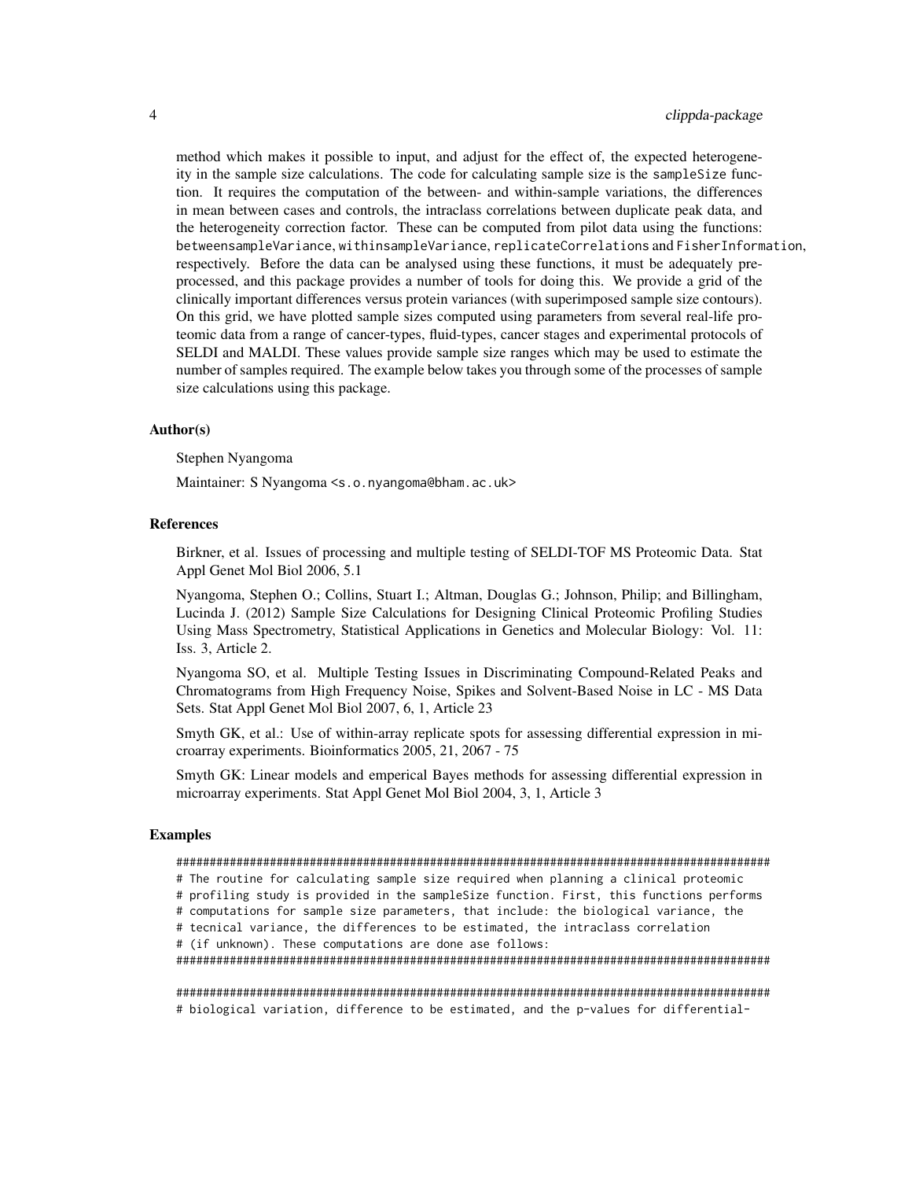method which makes it possible to input, and adjust for the effect of, the expected heterogeneity in the sample size calculations. The code for calculating sample size is the `sampleSize` function. It requires the computation of the between- and within-sample variations, the differences in mean between cases and controls, the intraclass correlations between duplicate peak data, and the heterogeneity correction factor. These can be computed from pilot data using the functions: `betweensampleVariance`, `withinsampleVariance`, `replicateCorrelations` and `FisherInformation`, respectively. Before the data can be analysed using these functions, it must be adequately preprocessed, and this package provides a number of tools for doing this. We provide a grid of the clinically important differences versus protein variances (with superimposed sample size contours). On this grid, we have plotted sample sizes computed using parameters from several real-life proteomic data from a range of cancer-types, fluid-types, cancer stages and experimental protocols of SELDI and MALDI. These values provide sample size ranges which may be used to estimate the number of samples required. The example below takes you through some of the processes of sample size calculations using this package.

### Author(s)

Stephen Nyangoma

Maintainer: S Nyangoma <s.o.nyangoma@bham.ac.uk>

### References

Birkner, et al. Issues of processing and multiple testing of SELDI-TOF MS Proteomic Data. Stat Appl Genet Mol Biol 2006, 5.1

Nyangoma, Stephen O.; Collins, Stuart I.; Altman, Douglas G.; Johnson, Philip; and Billingham, Lucinda J. (2012) Sample Size Calculations for Designing Clinical Proteomic Profiling Studies Using Mass Spectrometry, Statistical Applications in Genetics and Molecular Biology: Vol. 11: Iss. 3, Article 2.

Nyangoma SO, et al. Multiple Testing Issues in Discriminating Compound-Related Peaks and Chromatograms from High Frequency Noise, Spikes and Solvent-Based Noise in LC - MS Data Sets. Stat Appl Genet Mol Biol 2007, 6, 1, Article 23

Smyth GK, et al.: Use of within-array replicate spots for assessing differential expression in microarray experiments. Bioinformatics 2005, 21, 2067 - 75

Smyth GK: Linear models and emperical Bayes methods for assessing differential expression in microarray experiments. Stat Appl Genet Mol Biol 2004, 3, 1, Article 3

### Examples

```
##########################################################################################
# The routine for calculating sample size required when planning a clinical proteomic
# profiling study is provided in the sampleSize function. First, this functions performs
# computations for sample size parameters, that include: the biological variance, the
# tecnical variance, the differences to be estimated, the intraclass correlation
# (if unknown). These computations are done ase follows:
##########################################################################################

##########################################################################################
# biological variation, difference to be estimated, and the p-values for differential-
```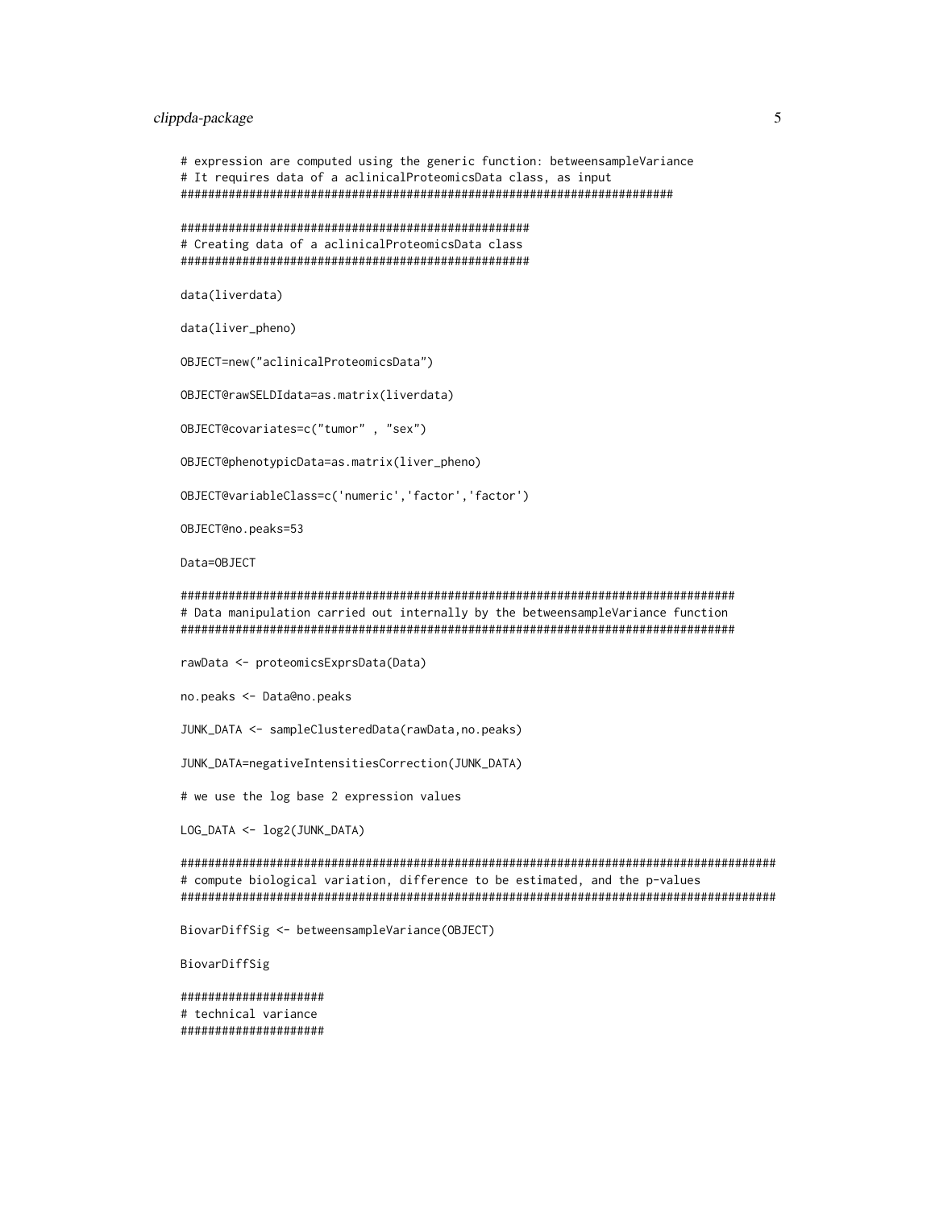```
# expression are computed using the generic function: betweensampleVariance
# It requires data of a aclinicalProteomicsData class, as input
######################################################################

##################################################
# Creating data of a aclinicalProteomicsData class
##################################################

data(liverdata)

data(liver_pheno)

OBJECT=new("aclinicalProteomicsData")

OBJECT@rawSELDIdata=as.matrix(liverdata)

OBJECT@covariates=c("tumor" , "sex")

OBJECT@phenotypicData=as.matrix(liver_pheno)

OBJECT@variableClass=c('numeric','factor','factor')

OBJECT@no.peaks=53

Data=OBJECT

################################################################################
# Data manipulation carried out internally by the betweensampleVariance function
################################################################################

rawData <- proteomicsExprsData(Data)

no.peaks <- Data@no.peaks

JUNK_DATA <- sampleClusteredData(rawData,no.peaks)

JUNK_DATA=negativeIntensitiesCorrection(JUNK_DATA)

# we use the log base 2 expression values

LOG_DATA <- log2(JUNK_DATA)

#######################################################################################
# compute biological variation, difference to be estimated, and the p-values
#######################################################################################

BiovarDiffSig <- betweensampleVariance(OBJECT)

BiovarDiffSig

####################
# technical variance
####################
```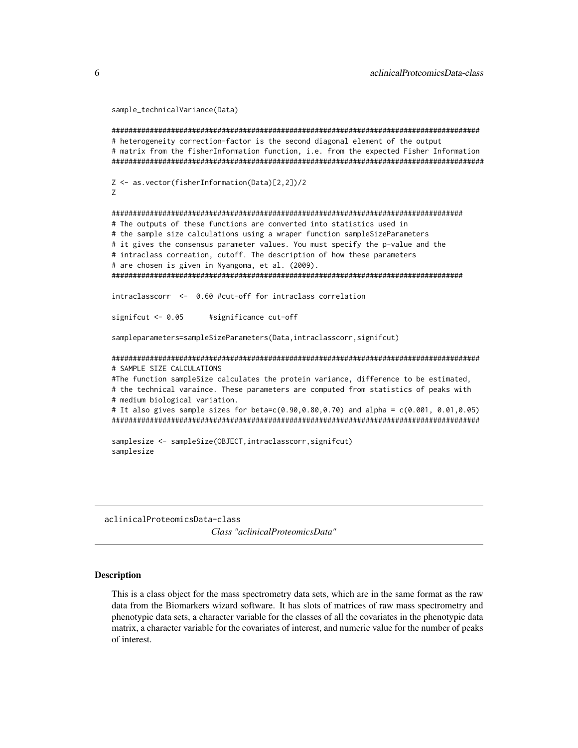```
sample_technicalVariance(Data)

#########################################################################################
# heterogeneity correction-factor is the second diagonal element of the output
# matrix from the fisherInformation function, i.e. from the expected Fisher Information
##########################################################################################

Z <- as.vector(fisherInformation(Data)[2,2])/2
Z

####################################################################################
# The outputs of these functions are converted into statistics used in
# the sample size calculations using a wraper function sampleSizeParameters
# it gives the consensus parameter values. You must specify the p-value and the
# intraclass correation, cutoff. The description of how these parameters
# are chosen is given in Nyangoma, et al. (2009).
####################################################################################

intraclasscorr  <-  0.60 #cut-off for intraclass correlation

signifcut <- 0.05      #significance cut-off

sampleparameters=sampleSizeParameters(Data,intraclasscorr,signifcut)

#########################################################################################
# SAMPLE SIZE CALCULATIONS
#The function sampleSize calculates the protein variance, difference to be estimated,
# the technical varaince. These parameters are computed from statistics of peaks with
# medium biological variation.
# It also gives sample sizes for beta=c(0.90,0.80,0.70) and alpha = c(0.001, 0.01,0.05)
#########################################################################################

samplesize <- sampleSize(OBJECT,intraclasscorr,signifcut)
samplesize
```

## aclinicalProteomicsData-class

*Class "aclinicalProteomicsData"*

### Description

This is a class object for the mass spectrometry data sets, which are in the same format as the raw data from the Biomarkers wizard software. It has slots of matrices of raw mass spectrometry and phenotypic data sets, a character variable for the classes of all the covariates in the phenotypic data matrix, a character variable for the covariates of interest, and numeric value for the number of peaks of interest.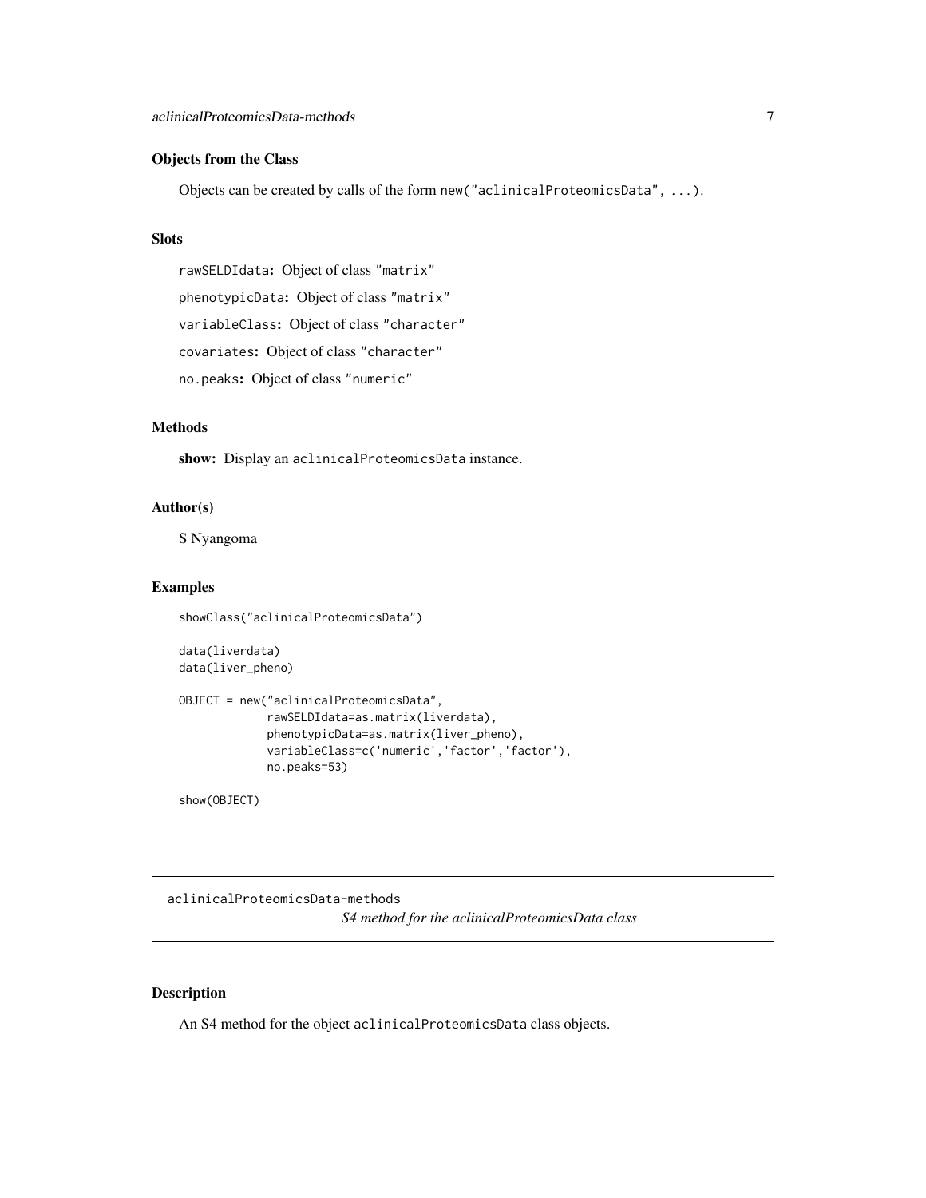### Objects from the Class

Objects can be created by calls of the form `new("aclinicalProteomicsData", ...)`.

### Slots

`rawSELDIdata`: Object of class `"matrix"`

`phenotypicData`: Object of class `"matrix"`

`variableClass`: Object of class `"character"`

`covariates`: Object of class `"character"`

`no.peaks`: Object of class `"numeric"`

### Methods

**show:** Display an `aclinicalProteomicsData` instance.

### Author(s)

S Nyangoma

### Examples

```
showClass("aclinicalProteomicsData")

data(liverdata)
data(liver_pheno)

OBJECT = new("aclinicalProteomicsData",
             rawSELDIdata=as.matrix(liverdata),
             phenotypicData=as.matrix(liver_pheno),
             variableClass=c('numeric','factor','factor'),
             no.peaks=53)

show(OBJECT)
```

---

## aclinicalProteomicsData-methods

*S4 method for the aclinicalProteomicsData class*

---

### Description

An S4 method for the object `aclinicalProteomicsData` class objects.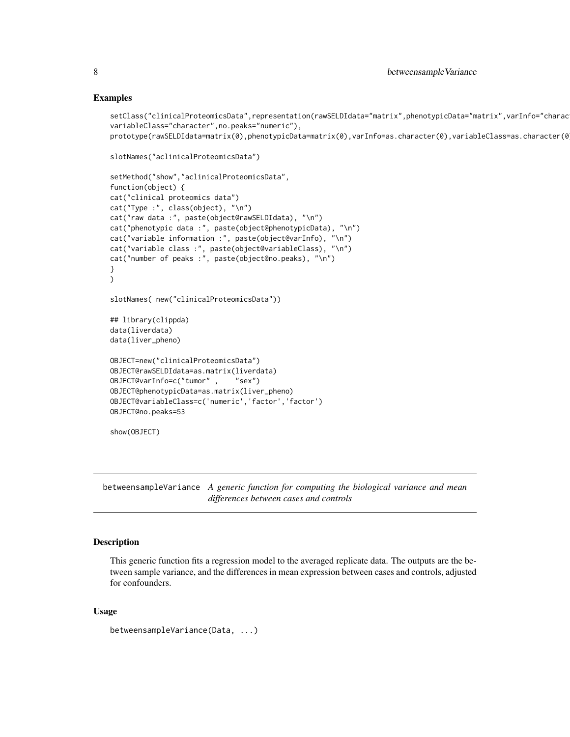## Examples

```
setClass("clinicalProteomicsData",representation(rawSELDIdata="matrix",phenotypicData="matrix",varInfo="charac
variableClass="character",no.peaks="numeric"),
prototype(rawSELDIdata=matrix(0),phenotypicData=matrix(0),varInfo=as.character(0),variableClass=as.character(0

slotNames("aclinicalProteomicsData")

setMethod("show","aclinicalProteomicsData",
function(object) {
cat("clinical proteomics data")
cat("Type :", class(object), "\n")
cat("raw data :", paste(object@rawSELDIdata), "\n")
cat("phenotypic data :", paste(object@phenotypicData), "\n")
cat("variable information :", paste(object@varInfo), "\n")
cat("variable class :", paste(object@variableClass), "\n")
cat("number of peaks :", paste(object@no.peaks), "\n")
}
)

slotNames( new("clinicalProteomicsData"))

## library(clippda)
data(liverdata)
data(liver_pheno)

OBJECT=new("clinicalProteomicsData")
OBJECT@rawSELDIdata=as.matrix(liverdata)
OBJECT@varInfo=c("tumor" ,    "sex")
OBJECT@phenotypicData=as.matrix(liver_pheno)
OBJECT@variableClass=c('numeric','factor','factor')
OBJECT@no.peaks=53

show(OBJECT)
```

---

## betweensampleVariance — *A generic function for computing the biological variance and mean differences between cases and controls*

### Description

This generic function fits a regression model to the averaged replicate data. The outputs are the between sample variance, and the differences in mean expression between cases and controls, adjusted for confounders.

### Usage

```
betweensampleVariance(Data, ...)
```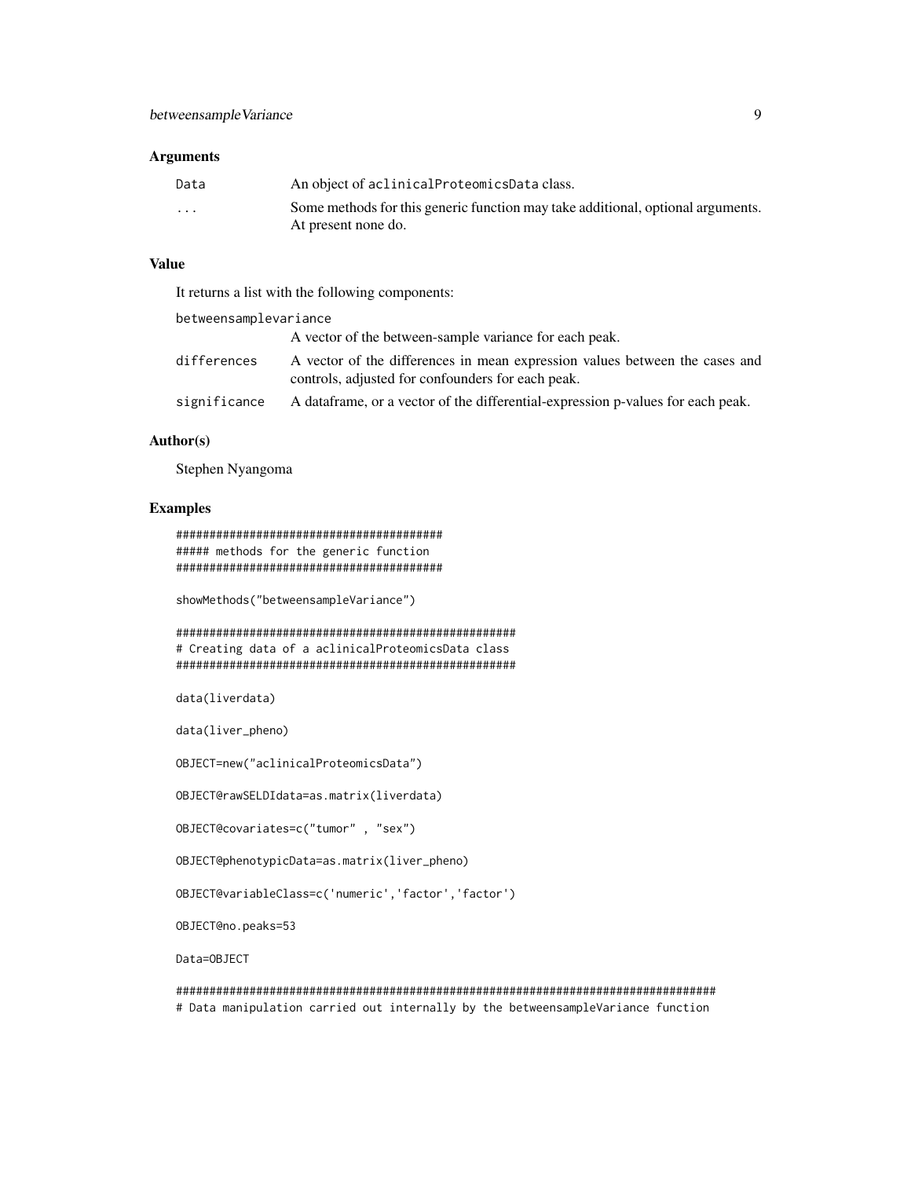### Arguments

| | |
|---|---|
| `Data` | An object of `aclinicalProteomicsData` class. |
| `...` | Some methods for this generic function may take additional, optional arguments. At present none do. |

### Value

It returns a list with the following components:

| | |
|---|---|
| `betweensamplevariance` | A vector of the between-sample variance for each peak. |
| `differences` | A vector of the differences in mean expression values between the cases and controls, adjusted for confounders for each peak. |
| `significance` | A dataframe, or a vector of the differential-expression p-values for each peak. |

### Author(s)

Stephen Nyangoma

### Examples

```
########################################
##### methods for the generic function
########################################

showMethods("betweensampleVariance")

##################################################
# Creating data of a aclinicalProteomicsData class
##################################################

data(liverdata)

data(liver_pheno)

OBJECT=new("aclinicalProteomicsData")

OBJECT@rawSELDIdata=as.matrix(liverdata)

OBJECT@covariates=c("tumor" , "sex")

OBJECT@phenotypicData=as.matrix(liver_pheno)

OBJECT@variableClass=c('numeric','factor','factor')

OBJECT@no.peaks=53

Data=OBJECT

################################################################################
# Data manipulation carried out internally by the betweensampleVariance function
```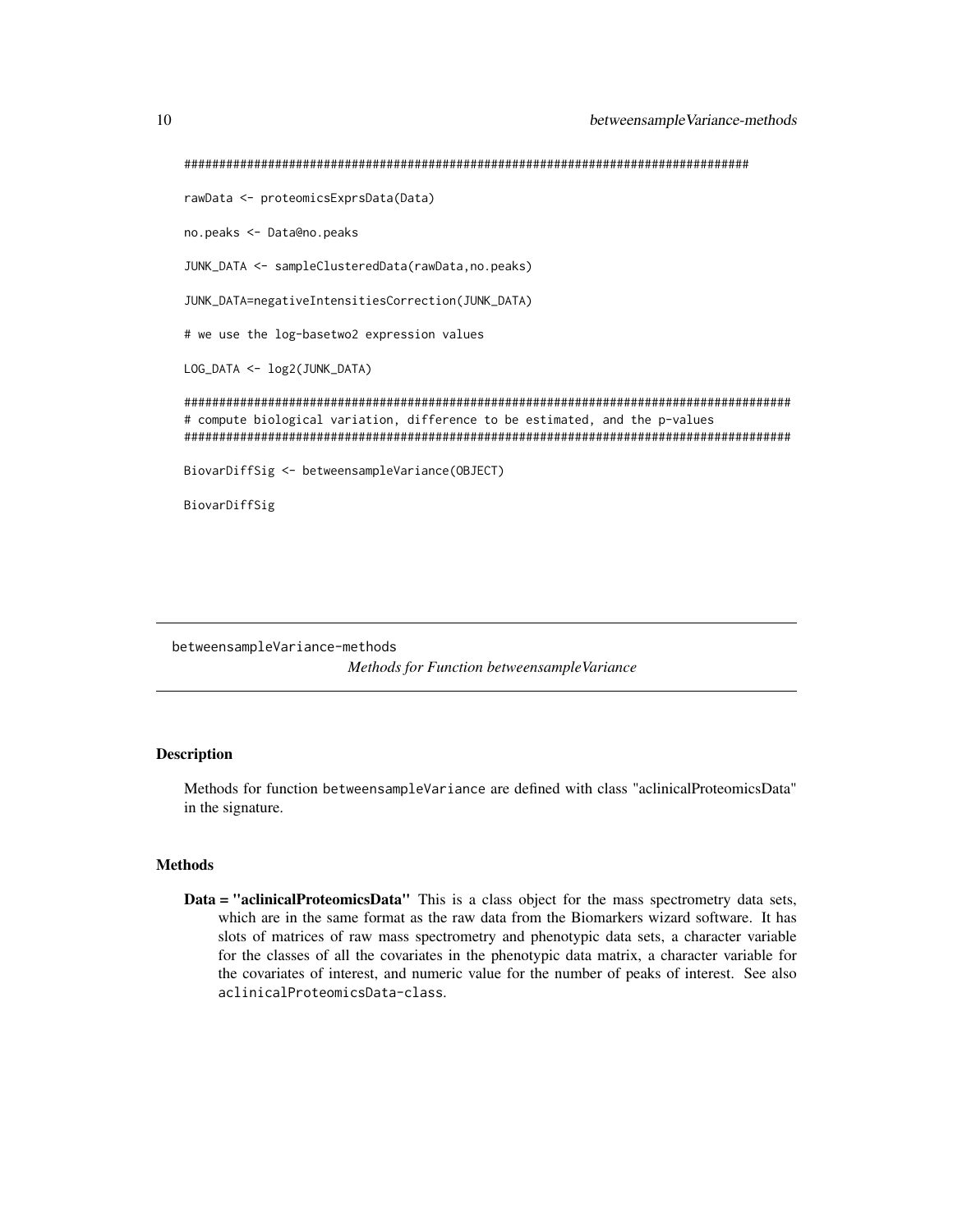```
################################################################################

rawData <- proteomicsExprsData(Data)

no.peaks <- Data@no.peaks

JUNK_DATA <- sampleClusteredData(rawData,no.peaks)

JUNK_DATA=negativeIntensitiesCorrection(JUNK_DATA)

# we use the log-basetwo2 expression values

LOG_DATA <- log2(JUNK_DATA)

######################################################################################
# compute biological variation, difference to be estimated, and the p-values
######################################################################################

BiovarDiffSig <- betweensampleVariance(OBJECT)

BiovarDiffSig
```

---

betweensampleVariance-methods

*Methods for Function betweensampleVariance*

---

### Description

Methods for function betweensampleVariance are defined with class "aclinicalProteomicsData" in the signature.

### Methods

**Data = "aclinicalProteomicsData"** This is a class object for the mass spectrometry data sets, which are in the same format as the raw data from the Biomarkers wizard software. It has slots of matrices of raw mass spectrometry and phenotypic data sets, a character variable for the classes of all the covariates in the phenotypic data matrix, a character variable for the covariates of interest, and numeric value for the number of peaks of interest. See also aclinicalProteomicsData-class.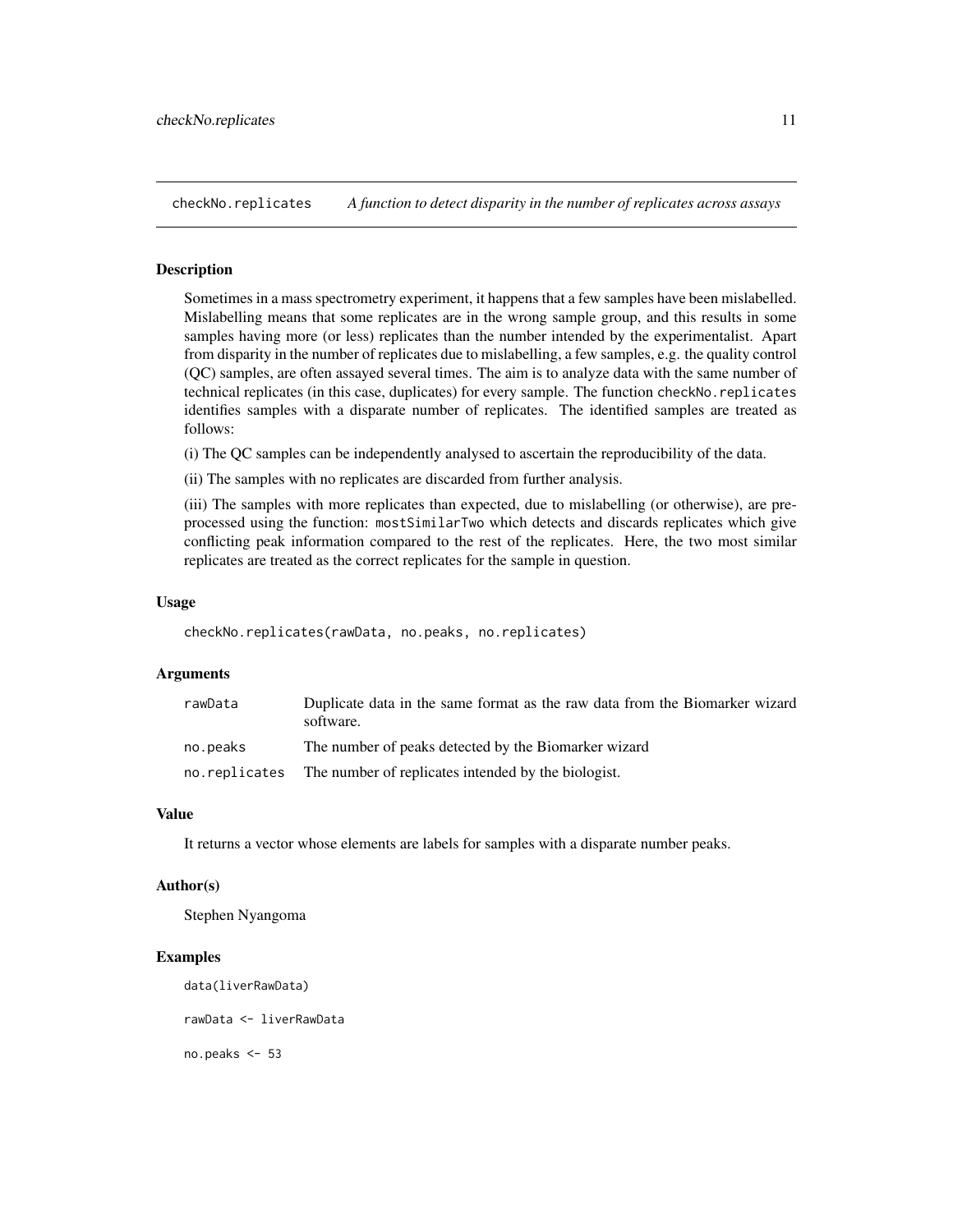## checkNo.replicates *A function to detect disparity in the number of replicates across assays*

### Description

Sometimes in a mass spectrometry experiment, it happens that a few samples have been mislabelled. Mislabelling means that some replicates are in the wrong sample group, and this results in some samples having more (or less) replicates than the number intended by the experimentalist. Apart from disparity in the number of replicates due to mislabelling, a few samples, e.g. the quality control (QC) samples, are often assayed several times. The aim is to analyze data with the same number of technical replicates (in this case, duplicates) for every sample. The function `checkNo.replicates` identifies samples with a disparate number of replicates. The identified samples are treated as follows:

(i) The QC samples can be independently analysed to ascertain the reproducibility of the data.

(ii) The samples with no replicates are discarded from further analysis.

(iii) The samples with more replicates than expected, due to mislabelling (or otherwise), are preprocessed using the function: `mostSimilarTwo` which detects and discards replicates which give conflicting peak information compared to the rest of the replicates. Here, the two most similar replicates are treated as the correct replicates for the sample in question.

### Usage

```
checkNo.replicates(rawData, no.peaks, no.replicates)
```

### Arguments

| | |
|---|---|
| `rawData` | Duplicate data in the same format as the raw data from the Biomarker wizard software. |
| `no.peaks` | The number of peaks detected by the Biomarker wizard |
| `no.replicates` | The number of replicates intended by the biologist. |

### Value

It returns a vector whose elements are labels for samples with a disparate number peaks.

### Author(s)

Stephen Nyangoma

### Examples

```
data(liverRawData)

rawData <- liverRawData

no.peaks <- 53
```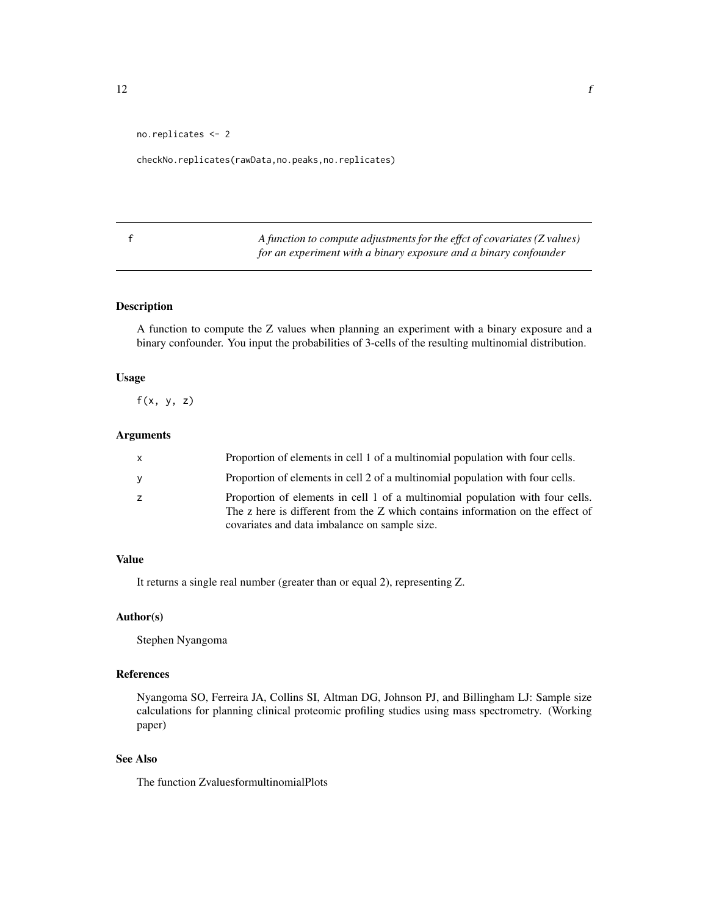```
no.replicates <- 2

checkNo.replicates(rawData,no.peaks,no.replicates)
```

---

## f — *A function to compute adjustments for the effct of covariates (Z values) for an experiment with a binary exposure and a binary confounder*

---

### Description

A function to compute the Z values when planning an experiment with a binary exposure and a binary confounder. You input the probabilities of 3-cells of the resulting multinomial distribution.

### Usage

```
f(x, y, z)
```

### Arguments

| | |
|---|---|
| x | Proportion of elements in cell 1 of a multinomial population with four cells. |
| y | Proportion of elements in cell 2 of a multinomial population with four cells. |
| z | Proportion of elements in cell 1 of a multinomial population with four cells. The z here is different from the Z which contains information on the effect of covariates and data imbalance on sample size. |

### Value

It returns a single real number (greater than or equal 2), representing Z.

### Author(s)

Stephen Nyangoma

### References

Nyangoma SO, Ferreira JA, Collins SI, Altman DG, Johnson PJ, and Billingham LJ: Sample size calculations for planning clinical proteomic profiling studies using mass spectrometry. (Working paper)

### See Also

The function ZvaluesformultinomialPlots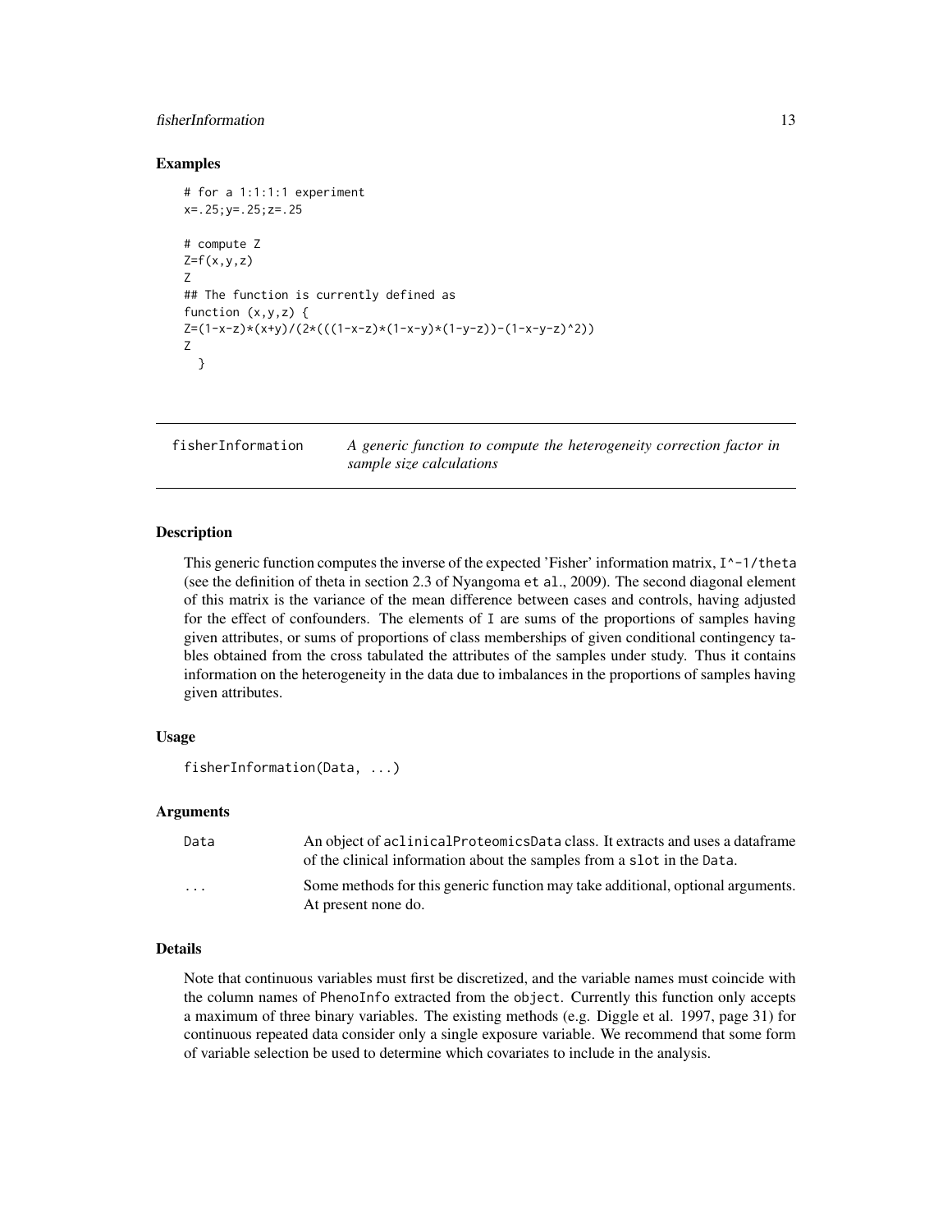### Examples

```
# for a 1:1:1:1 experiment
x=.25;y=.25;z=.25

# compute Z
Z=f(x,y,z)
Z
## The function is currently defined as
function (x,y,z) {
Z=(1-x-z)*(x+y)/(2*(((1-x-z)*(1-x-y)*(1-y-z))-(1-x-y-z)^2))
Z
  }
```

---

## fisherInformation — *A generic function to compute the heterogeneity correction factor in sample size calculations*

---

### Description

This generic function computes the inverse of the expected 'Fisher' information matrix, `I^-1/theta` (see the definition of theta in section 2.3 of Nyangoma `et al`., 2009). The second diagonal element of this matrix is the variance of the mean difference between cases and controls, having adjusted for the effect of confounders. The elements of `I` are sums of the proportions of samples having given attributes, or sums of proportions of class memberships of given conditional contingency tables obtained from the cross tabulated the attributes of the samples under study. Thus it contains information on the heterogeneity in the data due to imbalances in the proportions of samples having given attributes.

### Usage

```
fisherInformation(Data, ...)
```

### Arguments

| | |
|---|---|
| `Data` | An object of `aclinicalProteomicsData` class. It extracts and uses a dataframe of the clinical information about the samples from a `slot` in the `Data`. |
| `...` | Some methods for this generic function may take additional, optional arguments. At present none do. |

### Details

Note that continuous variables must first be discretized, and the variable names must coincide with the column names of `PhenoInfo` extracted from the `object`. Currently this function only accepts a maximum of three binary variables. The existing methods (e.g. Diggle et al. 1997, page 31) for continuous repeated data consider only a single exposure variable. We recommend that some form of variable selection be used to determine which covariates to include in the analysis.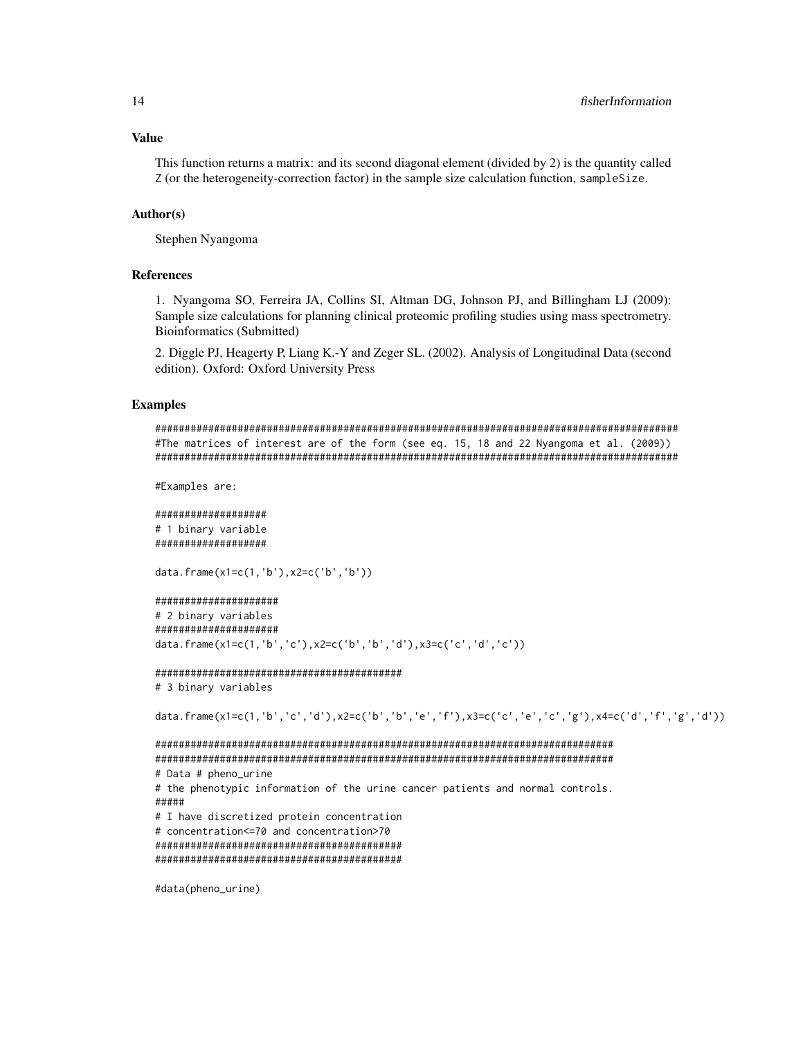## Value

This function returns a matrix: and its second diagonal element (divided by 2) is the quantity called Z (or the heterogeneity-correction factor) in the sample size calculation function, sampleSize.

## Author(s)

Stephen Nyangoma

## References

1. Nyangoma SO, Ferreira JA, Collins SI, Altman DG, Johnson PJ, and Billingham LJ (2009): Sample size calculations for planning clinical proteomic profiling studies using mass spectrometry. Bioinformatics (Submitted)

2. Diggle PJ, Heagerty P, Liang K.-Y and Zeger SL. (2002). Analysis of Longitudinal Data (second edition). Oxford: Oxford University Press

## Examples

```
##########################################################################################
#The matrices of interest are of the form (see eq. 15, 18 and 22 Nyangoma et al. (2009))
##########################################################################################

#Examples are:

##################
# 1 binary variable
##################

data.frame(x1=c(1,'b'),x2=c('b','b'))

####################
# 2 binary variables
####################
data.frame(x1=c(1,'b','c'),x2=c('b','b','d'),x3=c('c','d','c'))

##########################################
# 3 binary variables

data.frame(x1=c(1,'b','c','d'),x2=c('b','b','e','f'),x3=c('c','e','c','g'),x4=c('d','f','g','d'))

###############################################################################
###############################################################################
# Data # pheno_urine
# the phenotypic information of the urine cancer patients and normal controls.
#####
# I have discretized protein concentration
# concentration<=70 and concentration>70
#########################################
#########################################

#data(pheno_urine)
```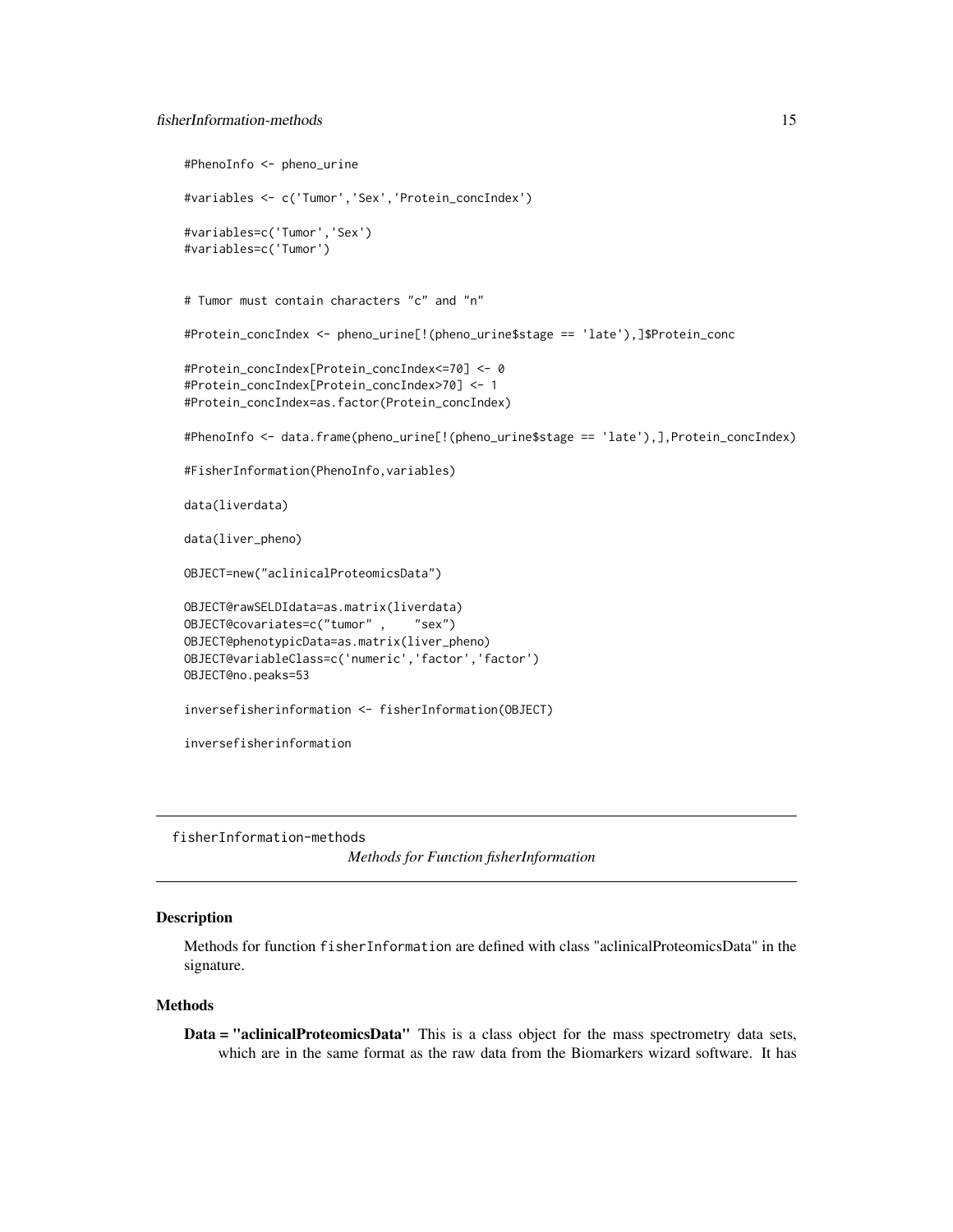```
#PhenoInfo <- pheno_urine

#variables <- c('Tumor','Sex','Protein_concIndex')

#variables=c('Tumor','Sex')
#variables=c('Tumor')


# Tumor must contain characters "c" and "n"

#Protein_concIndex <- pheno_urine[!(pheno_urine$stage == 'late'),]$Protein_conc

#Protein_concIndex[Protein_concIndex<=70] <- 0
#Protein_concIndex[Protein_concIndex>70] <- 1
#Protein_concIndex=as.factor(Protein_concIndex)

#PhenoInfo <- data.frame(pheno_urine[!(pheno_urine$stage == 'late'),],Protein_concIndex)

#FisherInformation(PhenoInfo,variables)

data(liverdata)

data(liver_pheno)

OBJECT=new("aclinicalProteomicsData")

OBJECT@rawSELDIdata=as.matrix(liverdata)
OBJECT@covariates=c("tumor" ,    "sex")
OBJECT@phenotypicData=as.matrix(liver_pheno)
OBJECT@variableClass=c('numeric','factor','factor')
OBJECT@no.peaks=53

inversefisherinformation <- fisherInformation(OBJECT)

inversefisherinformation
```

---

fisherInformation-methods
*Methods for Function fisherInformation*

---

## Description

Methods for function `fisherInformation` are defined with class "aclinicalProteomicsData" in the signature.

## Methods

**Data = "aclinicalProteomicsData"** This is a class object for the mass spectrometry data sets, which are in the same format as the raw data from the Biomarkers wizard software. It has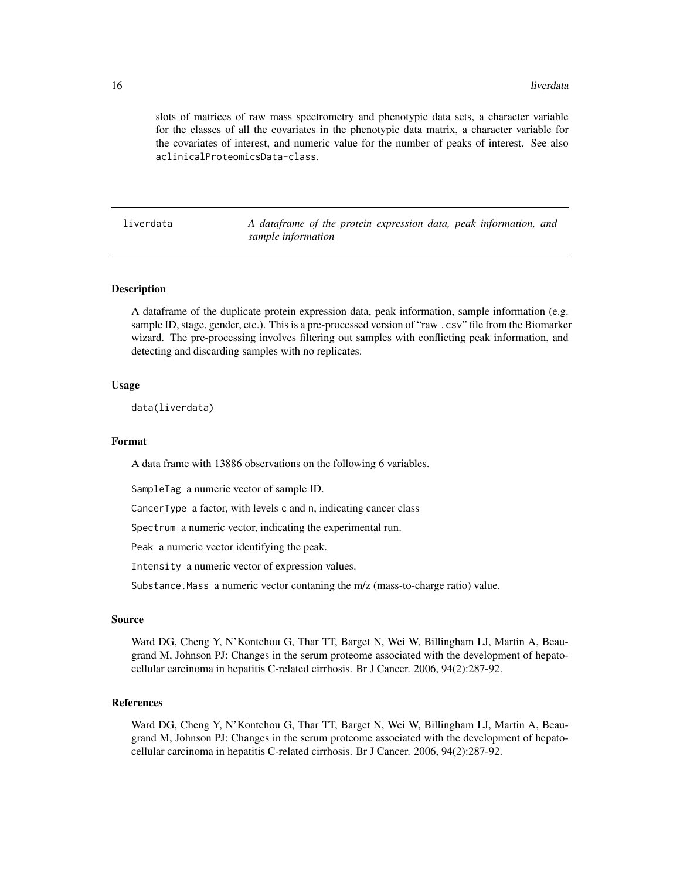slots of matrices of raw mass spectrometry and phenotypic data sets, a character variable for the classes of all the covariates in the phenotypic data matrix, a character variable for the covariates of interest, and numeric value for the number of peaks of interest. See also aclinicalProteomicsData-class.

---

liverdata *A dataframe of the protein expression data, peak information, and sample information*

---

## Description

A dataframe of the duplicate protein expression data, peak information, sample information (e.g. sample ID, stage, gender, etc.). This is a pre-processed version of "raw .csv" file from the Biomarker wizard. The pre-processing involves filtering out samples with conflicting peak information, and detecting and discarding samples with no replicates.

## Usage

```
data(liverdata)
```

## Format

A data frame with 13886 observations on the following 6 variables.

SampleTag a numeric vector of sample ID.

CancerType a factor, with levels c and n, indicating cancer class

Spectrum a numeric vector, indicating the experimental run.

Peak a numeric vector identifying the peak.

Intensity a numeric vector of expression values.

Substance.Mass a numeric vector contaning the m/z (mass-to-charge ratio) value.

## Source

Ward DG, Cheng Y, N'Kontchou G, Thar TT, Barget N, Wei W, Billingham LJ, Martin A, Beaugrand M, Johnson PJ: Changes in the serum proteome associated with the development of hepatocellular carcinoma in hepatitis C-related cirrhosis. Br J Cancer. 2006, 94(2):287-92.

## References

Ward DG, Cheng Y, N'Kontchou G, Thar TT, Barget N, Wei W, Billingham LJ, Martin A, Beaugrand M, Johnson PJ: Changes in the serum proteome associated with the development of hepatocellular carcinoma in hepatitis C-related cirrhosis. Br J Cancer. 2006, 94(2):287-92.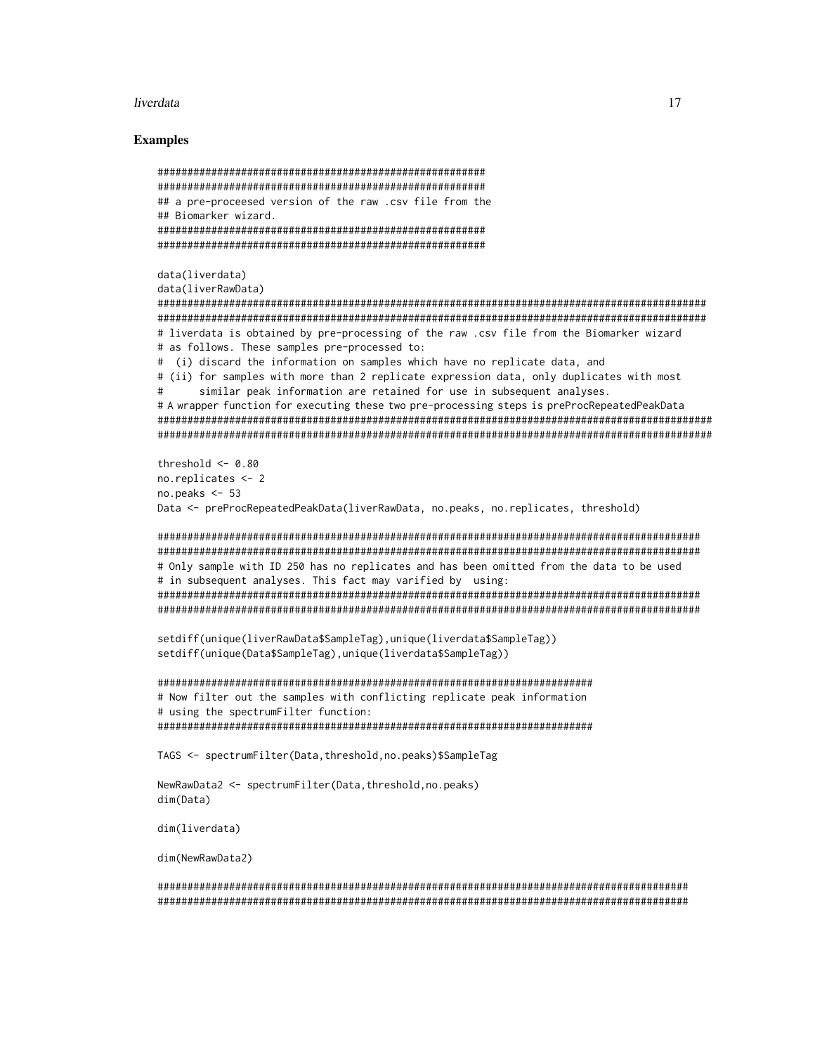## Examples

```
#######################################################
#######################################################
## a pre-proceesed version of the raw .csv file from the
## Biomarker wizard.
#######################################################
#######################################################

data(liverdata)
data(liverRawData)
###########################################################################################
###########################################################################################
# liverdata is obtained by pre-processing of the raw .csv file from the Biomarker wizard
# as follows. These samples pre-processed to:
#  (i) discard the information on samples which have no replicate data, and
# (ii) for samples with more than 2 replicate expression data, only duplicates with most
#      similar peak information are retained for use in subsequent analyses.
# A wrapper function for executing these two pre-processing steps is preProcRepeatedPeakData
###########################################################################################
###########################################################################################

threshold <- 0.80
no.replicates <- 2
no.peaks <- 53
Data <- preProcRepeatedPeakData(liverRawData, no.peaks, no.replicates, threshold)

###########################################################################################
###########################################################################################
# Only sample with ID 250 has no replicates and has been omitted from the data to be used
# in subsequent analyses. This fact may varified by  using:
###########################################################################################
###########################################################################################

setdiff(unique(liverRawData$SampleTag),unique(liverdata$SampleTag))
setdiff(unique(Data$SampleTag),unique(liverdata$SampleTag))

########################################################################
# Now filter out the samples with conflicting replicate peak information
# using the spectrumFilter function:
########################################################################

TAGS <- spectrumFilter(Data,threshold,no.peaks)$SampleTag

NewRawData2 <- spectrumFilter(Data,threshold,no.peaks)
dim(Data)

dim(liverdata)

dim(NewRawData2)

###########################################################################################
###########################################################################################
```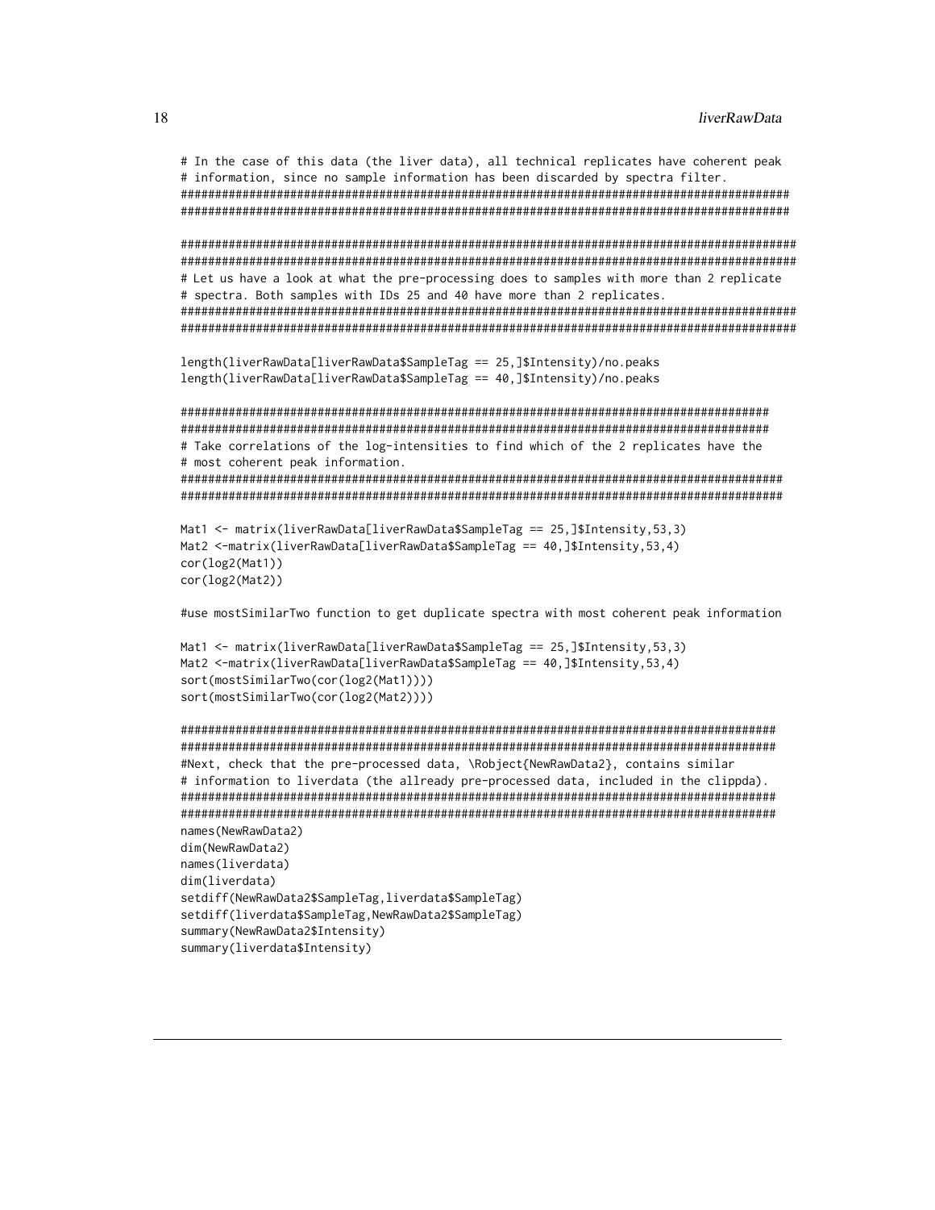```
# In the case of this data (the liver data), all technical replicates have coherent peak
# information, since no sample information has been discarded by spectra filter.
##########################################################################################
##########################################################################################

###########################################################################################
###########################################################################################
# Let us have a look at what the pre-processing does to samples with more than 2 replicate
# spectra. Both samples with IDs 25 and 40 have more than 2 replicates.
###########################################################################################
###########################################################################################

length(liverRawData[liverRawData$SampleTag == 25,]$Intensity)/no.peaks
length(liverRawData[liverRawData$SampleTag == 40,]$Intensity)/no.peaks

########################################################################################
########################################################################################
# Take correlations of the log-intensities to find which of the 2 replicates have the
# most coherent peak information.
#########################################################################################
#########################################################################################

Mat1 <- matrix(liverRawData[liverRawData$SampleTag == 25,]$Intensity,53,3)
Mat2 <-matrix(liverRawData[liverRawData$SampleTag == 40,]$Intensity,53,4)
cor(log2(Mat1))
cor(log2(Mat2))

#use mostSimilarTwo function to get duplicate spectra with most coherent peak information

Mat1 <- matrix(liverRawData[liverRawData$SampleTag == 25,]$Intensity,53,3)
Mat2 <-matrix(liverRawData[liverRawData$SampleTag == 40,]$Intensity,53,4)
sort(mostSimilarTwo(cor(log2(Mat1))))
sort(mostSimilarTwo(cor(log2(Mat2))))

########################################################################################
########################################################################################
#Next, check that the pre-processed data, \Robject{NewRawData2}, contains similar
# information to liverdata (the allready pre-processed data, included in the clippda).
########################################################################################
########################################################################################
names(NewRawData2)
dim(NewRawData2)
names(liverdata)
dim(liverdata)
setdiff(NewRawData2$SampleTag,liverdata$SampleTag)
setdiff(liverdata$SampleTag,NewRawData2$SampleTag)
summary(NewRawData2$Intensity)
summary(liverdata$Intensity)
```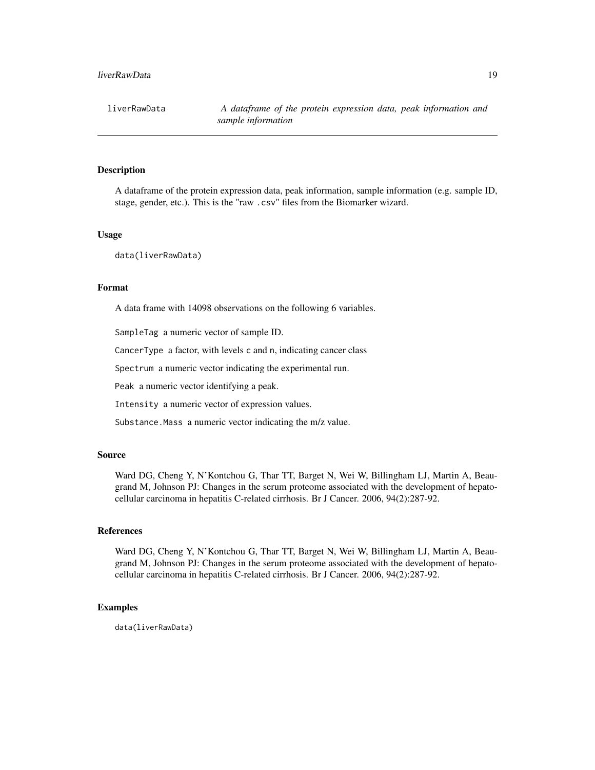# liverRawData — A dataframe of the protein expression data, peak information and sample information

## Description

A dataframe of the protein expression data, peak information, sample information (e.g. sample ID, stage, gender, etc.). This is the "raw `.csv`" files from the Biomarker wizard.

## Usage

```
data(liverRawData)
```

## Format

A data frame with 14098 observations on the following 6 variables.

`SampleTag` a numeric vector of sample ID.

`CancerType` a factor, with levels `c` and `n`, indicating cancer class

`Spectrum` a numeric vector indicating the experimental run.

`Peak` a numeric vector identifying a peak.

`Intensity` a numeric vector of expression values.

`Substance.Mass` a numeric vector indicating the m/z value.

## Source

Ward DG, Cheng Y, N'Kontchou G, Thar TT, Barget N, Wei W, Billingham LJ, Martin A, Beaugrand M, Johnson PJ: Changes in the serum proteome associated with the development of hepatocellular carcinoma in hepatitis C-related cirrhosis. Br J Cancer. 2006, 94(2):287-92.

## References

Ward DG, Cheng Y, N'Kontchou G, Thar TT, Barget N, Wei W, Billingham LJ, Martin A, Beaugrand M, Johnson PJ: Changes in the serum proteome associated with the development of hepatocellular carcinoma in hepatitis C-related cirrhosis. Br J Cancer. 2006, 94(2):287-92.

## Examples

```
data(liverRawData)
```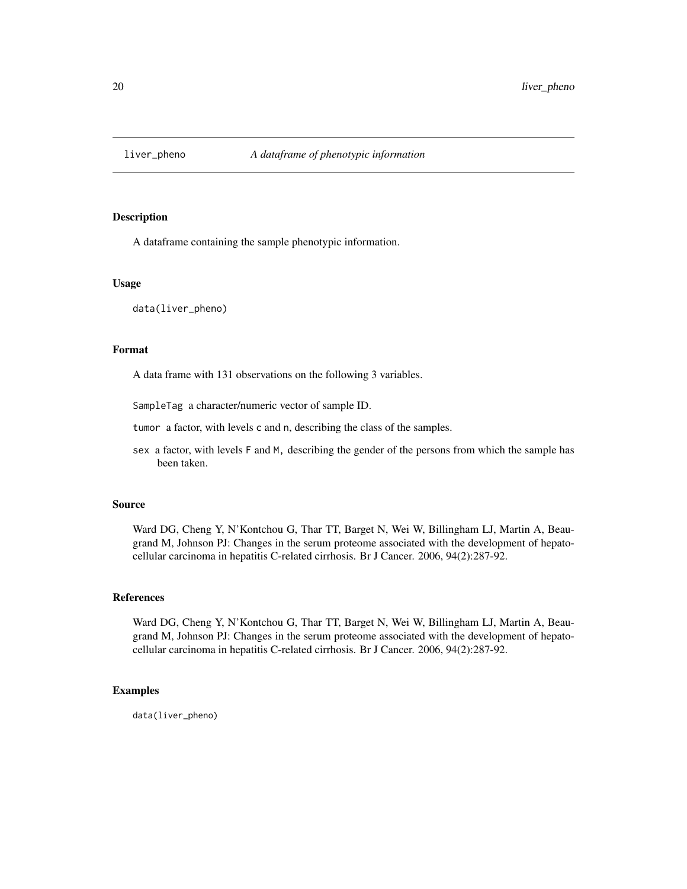## liver_pheno *A dataframe of phenotypic information*

### Description

A dataframe containing the sample phenotypic information.

### Usage

```
data(liver_pheno)
```

### Format

A data frame with 131 observations on the following 3 variables.

`SampleTag` a character/numeric vector of sample ID.

`tumor` a factor, with levels `c` and `n`, describing the class of the samples.

`sex` a factor, with levels `F` and `M`, describing the gender of the persons from which the sample has been taken.

### Source

Ward DG, Cheng Y, N'Kontchou G, Thar TT, Barget N, Wei W, Billingham LJ, Martin A, Beaugrand M, Johnson PJ: Changes in the serum proteome associated with the development of hepatocellular carcinoma in hepatitis C-related cirrhosis. Br J Cancer. 2006, 94(2):287-92.

### References

Ward DG, Cheng Y, N'Kontchou G, Thar TT, Barget N, Wei W, Billingham LJ, Martin A, Beaugrand M, Johnson PJ: Changes in the serum proteome associated with the development of hepatocellular carcinoma in hepatitis C-related cirrhosis. Br J Cancer. 2006, 94(2):287-92.

### Examples

```
data(liver_pheno)
```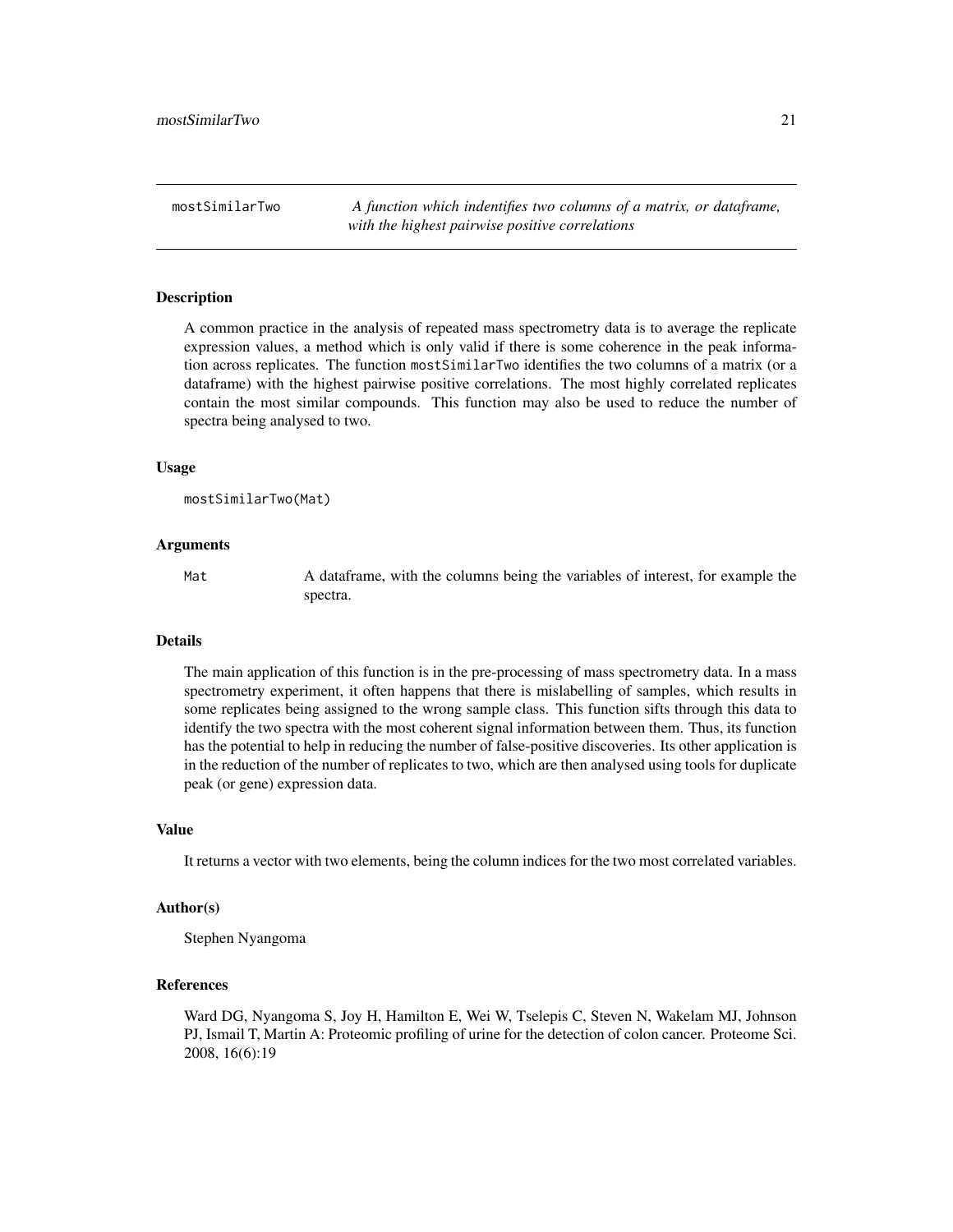# mostSimilarTwo

*A function which indentifies two columns of a matrix, or dataframe, with the highest pairwise positive correlations*

## Description

A common practice in the analysis of repeated mass spectrometry data is to average the replicate expression values, a method which is only valid if there is some coherence in the peak information across replicates. The function `mostSimilarTwo` identifies the two columns of a matrix (or a dataframe) with the highest pairwise positive correlations. The most highly correlated replicates contain the most similar compounds. This function may also be used to reduce the number of spectra being analysed to two.

## Usage

```
mostSimilarTwo(Mat)
```

## Arguments

| | |
|---|---|
| `Mat` | A dataframe, with the columns being the variables of interest, for example the spectra. |

## Details

The main application of this function is in the pre-processing of mass spectrometry data. In a mass spectrometry experiment, it often happens that there is mislabelling of samples, which results in some replicates being assigned to the wrong sample class. This function sifts through this data to identify the two spectra with the most coherent signal information between them. Thus, its function has the potential to help in reducing the number of false-positive discoveries. Its other application is in the reduction of the number of replicates to two, which are then analysed using tools for duplicate peak (or gene) expression data.

## Value

It returns a vector with two elements, being the column indices for the two most correlated variables.

## Author(s)

Stephen Nyangoma

## References

Ward DG, Nyangoma S, Joy H, Hamilton E, Wei W, Tselepis C, Steven N, Wakelam MJ, Johnson PJ, Ismail T, Martin A: Proteomic profiling of urine for the detection of colon cancer. Proteome Sci. 2008, 16(6):19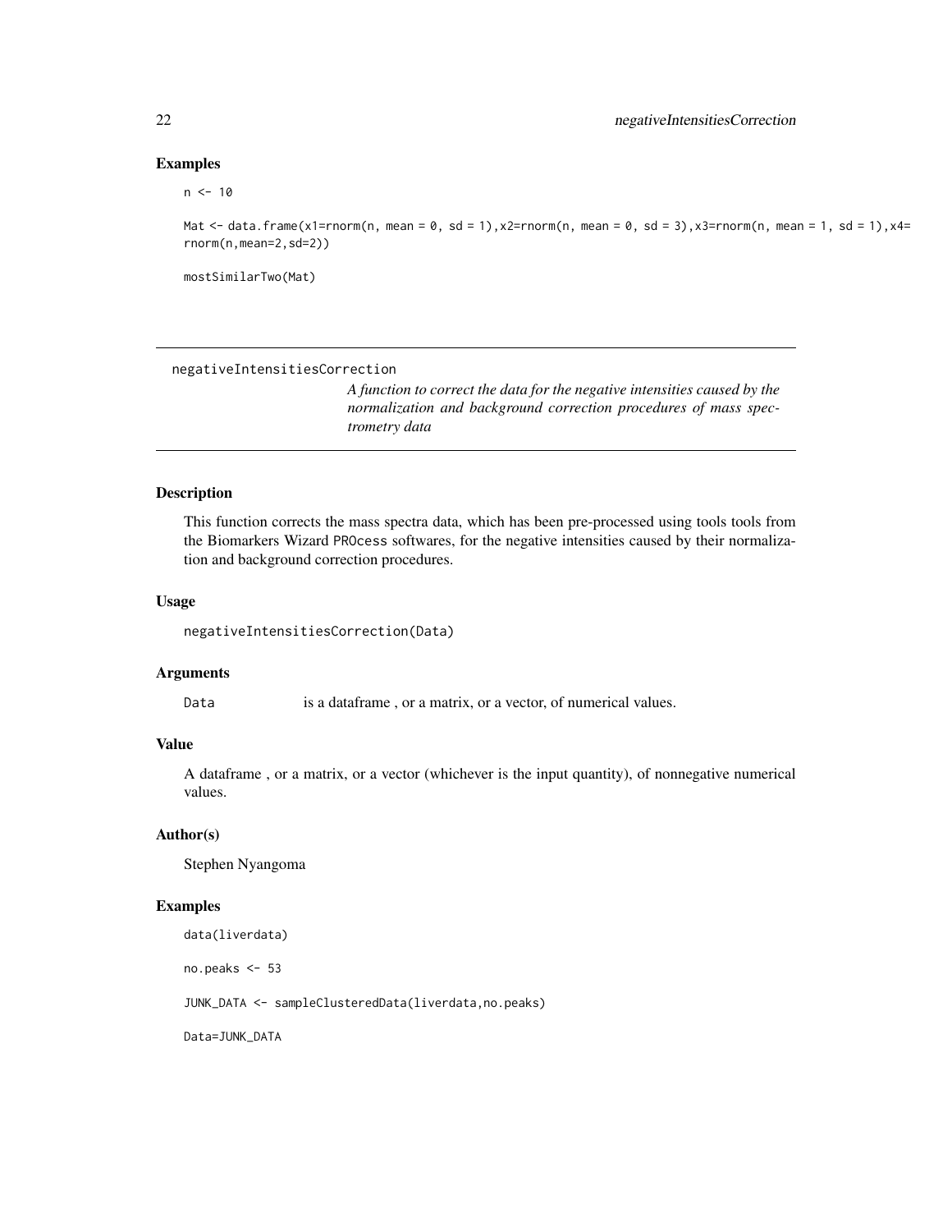### Examples

```
n <- 10

Mat <- data.frame(x1=rnorm(n, mean = 0, sd = 1),x2=rnorm(n, mean = 0, sd = 3),x3=rnorm(n, mean = 1, sd = 1),x4=
rnorm(n,mean=2,sd=2))

mostSimilarTwo(Mat)
```

---

## negativeIntensitiesCorrection

*A function to correct the data for the negative intensities caused by the normalization and background correction procedures of mass spectrometry data*

---

### Description

This function corrects the mass spectra data, which has been pre-processed using tools tools from the Biomarkers Wizard PROcess softwares, for the negative intensities caused by their normalization and background correction procedures.

### Usage

```
negativeIntensitiesCorrection(Data)
```

### Arguments

| | |
|---|---|
| Data | is a dataframe , or a matrix, or a vector, of numerical values. |

### Value

A dataframe , or a matrix, or a vector (whichever is the input quantity), of nonnegative numerical values.

### Author(s)

Stephen Nyangoma

### Examples

```
data(liverdata)

no.peaks <- 53

JUNK_DATA <- sampleClusteredData(liverdata,no.peaks)

Data=JUNK_DATA
```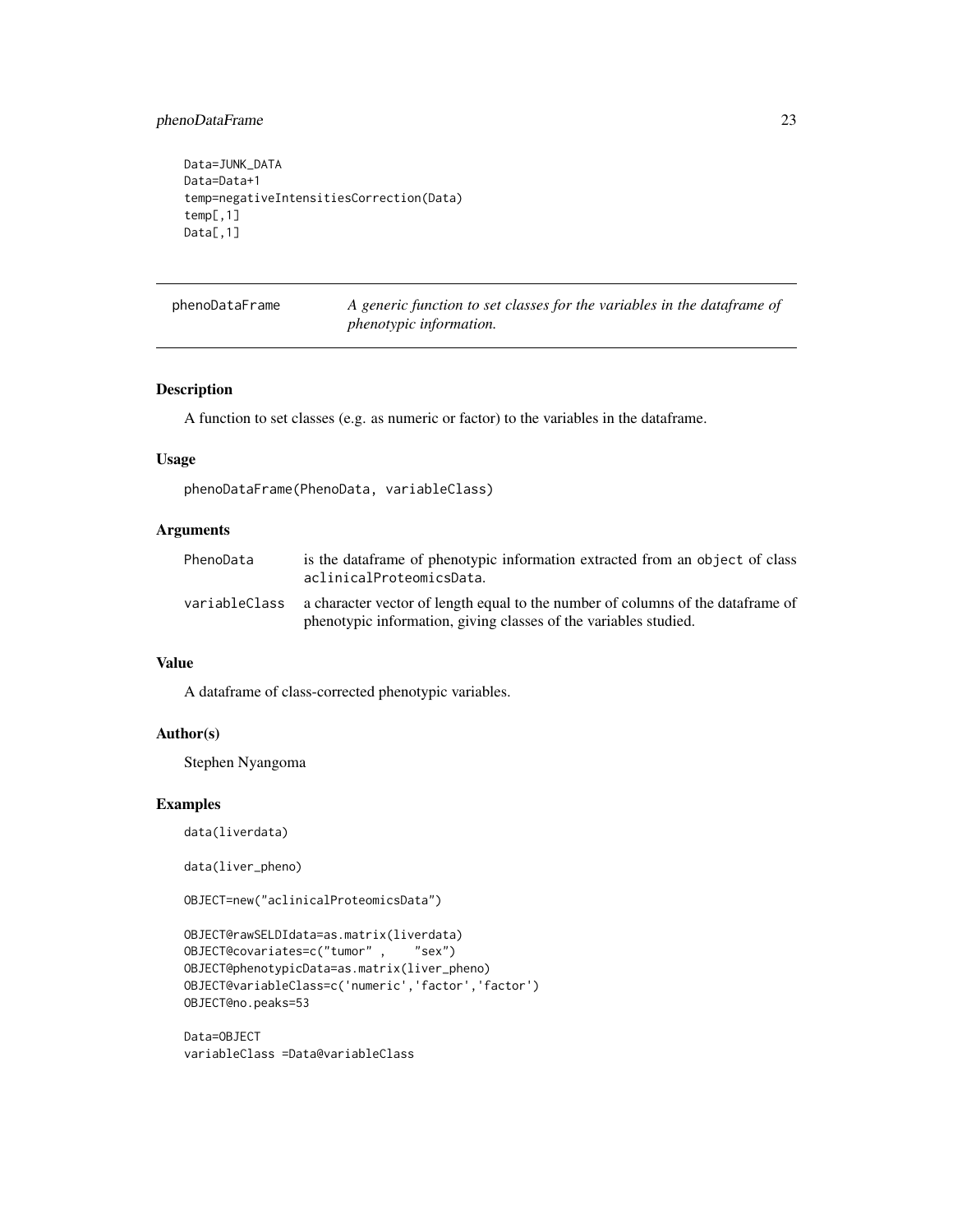```
Data=JUNK_DATA
Data=Data+1
temp=negativeIntensitiesCorrection(Data)
temp[,1]
Data[,1]
```

## phenoDataFrame — *A generic function to set classes for the variables in the dataframe of phenotypic information.*

### Description

A function to set classes (e.g. as numeric or factor) to the variables in the dataframe.

### Usage

```
phenoDataFrame(PhenoData, variableClass)
```

### Arguments

| | |
|---|---|
| PhenoData | is the dataframe of phenotypic information extracted from an object of class aclinicalProteomicsData. |
| variableClass | a character vector of length equal to the number of columns of the dataframe of phenotypic information, giving classes of the variables studied. |

### Value

A dataframe of class-corrected phenotypic variables.

### Author(s)

Stephen Nyangoma

### Examples

```
data(liverdata)

data(liver_pheno)

OBJECT=new("aclinicalProteomicsData")

OBJECT@rawSELDIdata=as.matrix(liverdata)
OBJECT@covariates=c("tumor" ,    "sex")
OBJECT@phenotypicData=as.matrix(liver_pheno)
OBJECT@variableClass=c('numeric','factor','factor')
OBJECT@no.peaks=53

Data=OBJECT
variableClass =Data@variableClass
```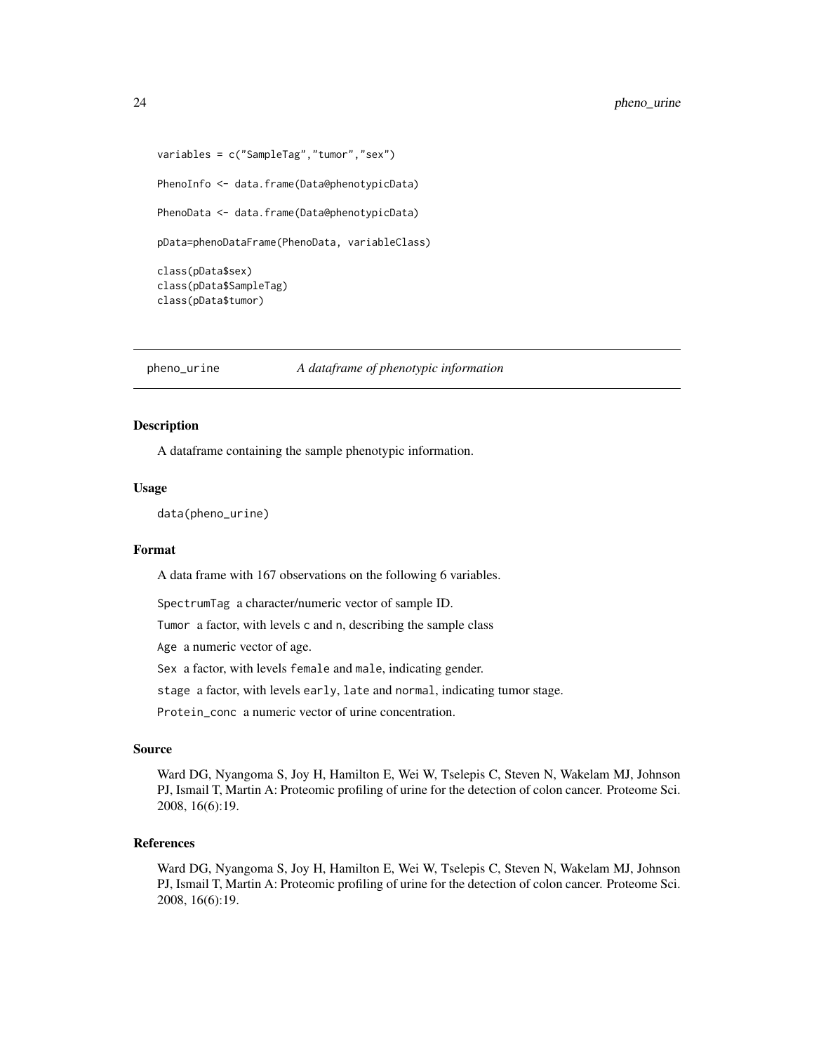```
variables = c("SampleTag","tumor","sex")

PhenoInfo <- data.frame(Data@phenotypicData)

PhenoData <- data.frame(Data@phenotypicData)

pData=phenoDataFrame(PhenoData, variableClass)

class(pData$sex)
class(pData$SampleTag)
class(pData$tumor)
```

---

## pheno_urine — *A dataframe of phenotypic information*

---

### Description

A dataframe containing the sample phenotypic information.

### Usage

```
data(pheno_urine)
```

### Format

A data frame with 167 observations on the following 6 variables.

`SpectrumTag` a character/numeric vector of sample ID.

`Tumor` a factor, with levels `c` and `n`, describing the sample class

`Age` a numeric vector of age.

`Sex` a factor, with levels `female` and `male`, indicating gender.

`stage` a factor, with levels `early`, `late` and `normal`, indicating tumor stage.

`Protein_conc` a numeric vector of urine concentration.

### Source

Ward DG, Nyangoma S, Joy H, Hamilton E, Wei W, Tselepis C, Steven N, Wakelam MJ, Johnson PJ, Ismail T, Martin A: Proteomic profiling of urine for the detection of colon cancer. Proteome Sci. 2008, 16(6):19.

### References

Ward DG, Nyangoma S, Joy H, Hamilton E, Wei W, Tselepis C, Steven N, Wakelam MJ, Johnson PJ, Ismail T, Martin A: Proteomic profiling of urine for the detection of colon cancer. Proteome Sci. 2008, 16(6):19.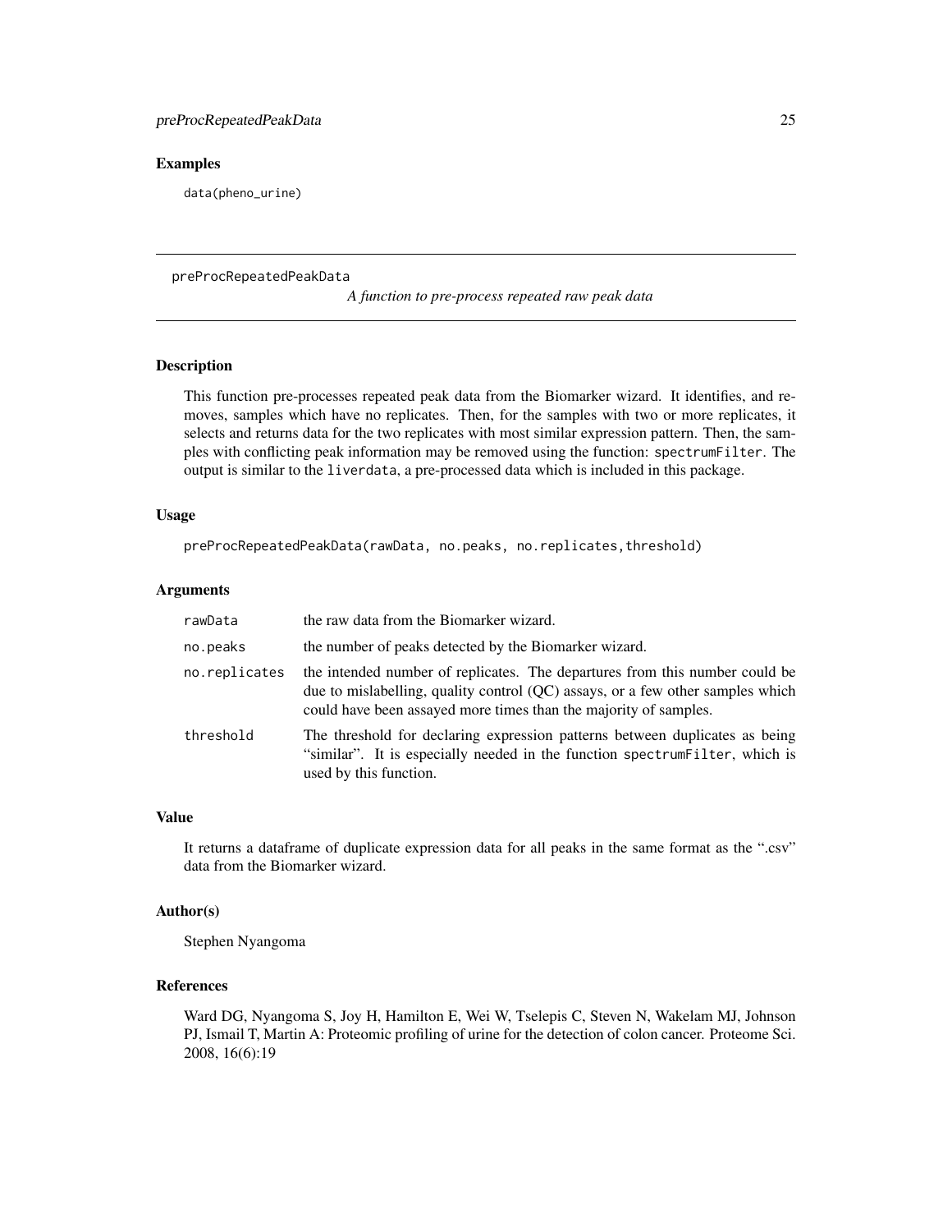## Examples

```
data(pheno_urine)
```

---

preProcRepeatedPeakData *A function to pre-process repeated raw peak data*

---

## Description

This function pre-processes repeated peak data from the Biomarker wizard. It identifies, and removes, samples which have no replicates. Then, for the samples with two or more replicates, it selects and returns data for the two replicates with most similar expression pattern. Then, the samples with conflicting peak information may be removed using the function: `spectrumFilter`. The output is similar to the `liverdata`, a pre-processed data which is included in this package.

## Usage

```
preProcRepeatedPeakData(rawData, no.peaks, no.replicates,threshold)
```

## Arguments

| | |
|---|---|
| `rawData` | the raw data from the Biomarker wizard. |
| `no.peaks` | the number of peaks detected by the Biomarker wizard. |
| `no.replicates` | the intended number of replicates. The departures from this number could be due to mislabelling, quality control (QC) assays, or a few other samples which could have been assayed more times than the majority of samples. |
| `threshold` | The threshold for declaring expression patterns between duplicates as being "similar". It is especially needed in the function `spectrumFilter`, which is used by this function. |

## Value

It returns a dataframe of duplicate expression data for all peaks in the same format as the ".csv" data from the Biomarker wizard.

## Author(s)

Stephen Nyangoma

## References

Ward DG, Nyangoma S, Joy H, Hamilton E, Wei W, Tselepis C, Steven N, Wakelam MJ, Johnson PJ, Ismail T, Martin A: Proteomic profiling of urine for the detection of colon cancer. Proteome Sci. 2008, 16(6):19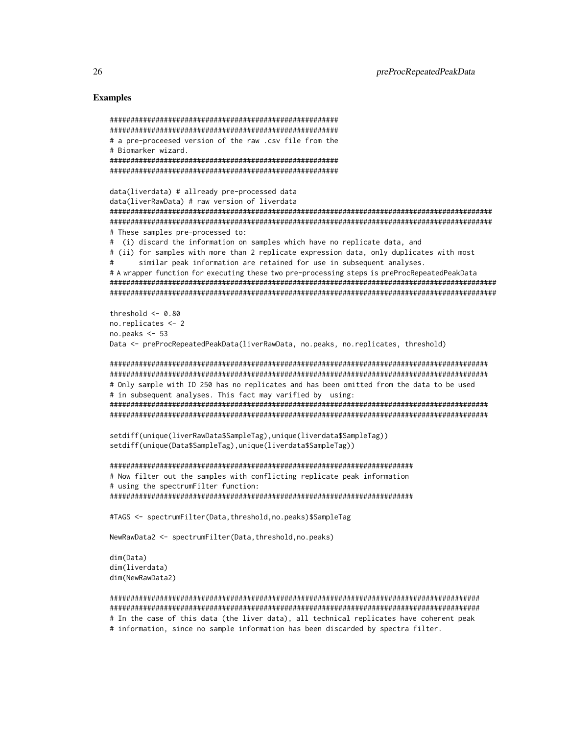## Examples

```
########################################################
########################################################
# a pre-proceesed version of the raw .csv file from the
# Biomarker wizard.
########################################################
########################################################

data(liverdata) # allready pre-processed data
data(liverRawData) # raw version of liverdata
##############################################################################################
##############################################################################################
# These samples pre-processed to:
#  (i) discard the information on samples which have no replicate data, and
# (ii) for samples with more than 2 replicate expression data, only duplicates with most
#      similar peak information are retained for use in subsequent analyses.
# A wrapper function for executing these two pre-processing steps is preProcRepeatedPeakData
##############################################################################################
##############################################################################################

threshold <- 0.80
no.replicates <- 2
no.peaks <- 53
Data <- preProcRepeatedPeakData(liverRawData, no.peaks, no.replicates, threshold)

##############################################################################################
##############################################################################################
# Only sample with ID 250 has no replicates and has been omitted from the data to be used
# in subsequent analyses. This fact may varified by  using:
##############################################################################################
##############################################################################################

setdiff(unique(liverRawData$SampleTag),unique(liverdata$SampleTag))
setdiff(unique(Data$SampleTag),unique(liverdata$SampleTag))

##########################################################################
# Now filter out the samples with conflicting replicate peak information
# using the spectrumFilter function:
##########################################################################

#TAGS <- spectrumFilter(Data,threshold,no.peaks)$SampleTag

NewRawData2 <- spectrumFilter(Data,threshold,no.peaks)

dim(Data)
dim(liverdata)
dim(NewRawData2)

##############################################################################################
##############################################################################################
# In the case of this data (the liver data), all technical replicates have coherent peak
# information, since no sample information has been discarded by spectra filter.
```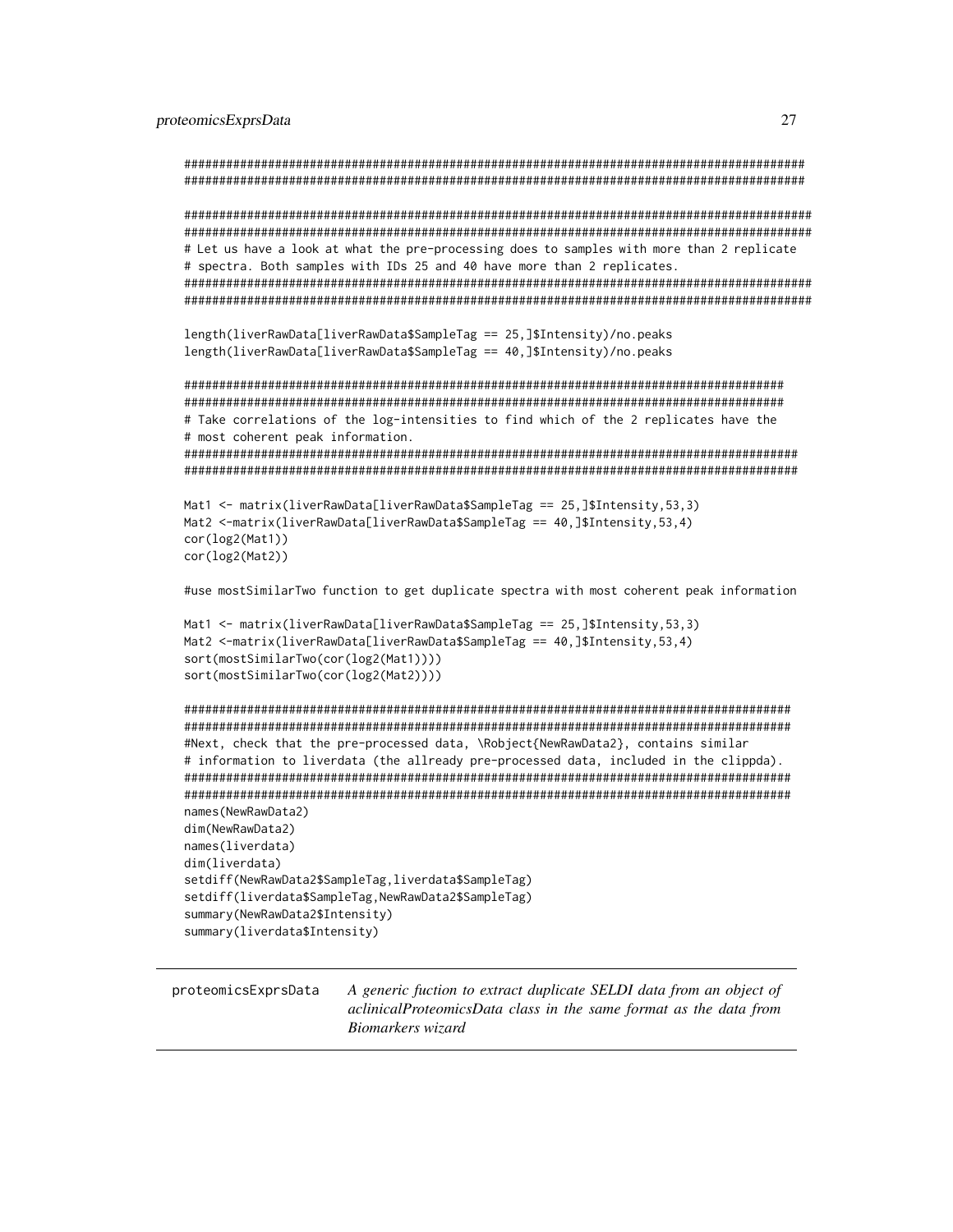```
###########################################################################################
###########################################################################################

############################################################################################
############################################################################################
# Let us have a look at what the pre-processing does to samples with more than 2 replicate
# spectra. Both samples with IDs 25 and 40 have more than 2 replicates.
############################################################################################
############################################################################################

length(liverRawData[liverRawData$SampleTag == 25,]$Intensity)/no.peaks
length(liverRawData[liverRawData$SampleTag == 40,]$Intensity)/no.peaks

########################################################################################
########################################################################################
# Take correlations of the log-intensities to find which of the 2 replicates have the
# most coherent peak information.
##########################################################################################
##########################################################################################

Mat1 <- matrix(liverRawData[liverRawData$SampleTag == 25,]$Intensity,53,3)
Mat2 <-matrix(liverRawData[liverRawData$SampleTag == 40,]$Intensity,53,4)
cor(log2(Mat1))
cor(log2(Mat2))

#use mostSimilarTwo function to get duplicate spectra with most coherent peak information

Mat1 <- matrix(liverRawData[liverRawData$SampleTag == 25,]$Intensity,53,3)
Mat2 <-matrix(liverRawData[liverRawData$SampleTag == 40,]$Intensity,53,4)
sort(mostSimilarTwo(cor(log2(Mat1))))
sort(mostSimilarTwo(cor(log2(Mat2))))

###########################################################################################
###########################################################################################
#Next, check that the pre-processed data, \Robject{NewRawData2}, contains similar
# information to liverdata (the allready pre-processed data, included in the clippda).
###########################################################################################
###########################################################################################
names(NewRawData2)
dim(NewRawData2)
names(liverdata)
dim(liverdata)
setdiff(NewRawData2$SampleTag,liverdata$SampleTag)
setdiff(liverdata$SampleTag,NewRawData2$SampleTag)
summary(NewRawData2$Intensity)
summary(liverdata$Intensity)
```

---

## proteomicsExprsData

*A generic fuction to extract duplicate SELDI data from an object of aclinicalProteomicsData class in the same format as the data from Biomarkers wizard*

---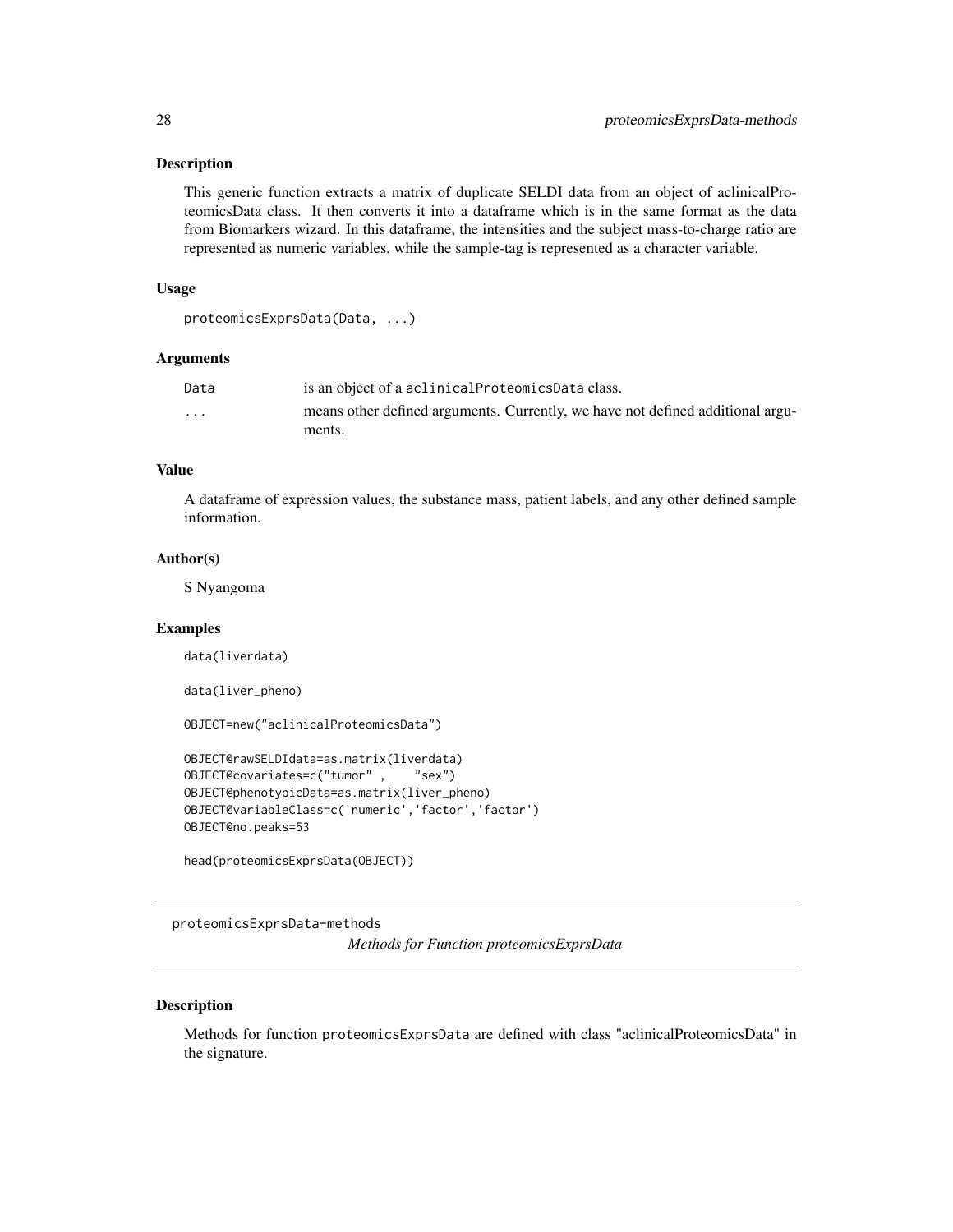### Description

This generic function extracts a matrix of duplicate SELDI data from an object of aclinicalProteomicsData class. It then converts it into a dataframe which is in the same format as the data from Biomarkers wizard. In this dataframe, the intensities and the subject mass-to-charge ratio are represented as numeric variables, while the sample-tag is represented as a character variable.

### Usage

```
proteomicsExprsData(Data, ...)
```

### Arguments

| | |
|---|---|
| Data | is an object of a aclinicalProteomicsData class. |
| ... | means other defined arguments. Currently, we have not defined additional arguments. |

### Value

A dataframe of expression values, the substance mass, patient labels, and any other defined sample information.

### Author(s)

S Nyangoma

### Examples

```
data(liverdata)

data(liver_pheno)

OBJECT=new("aclinicalProteomicsData")

OBJECT@rawSELDIdata=as.matrix(liverdata)
OBJECT@covariates=c("tumor" ,    "sex")
OBJECT@phenotypicData=as.matrix(liver_pheno)
OBJECT@variableClass=c('numeric','factor','factor')
OBJECT@no.peaks=53

head(proteomicsExprsData(OBJECT))
```

---

## proteomicsExprsData-methods

*Methods for Function proteomicsExprsData*

---

### Description

Methods for function proteomicsExprsData are defined with class "aclinicalProteomicsData" in the signature.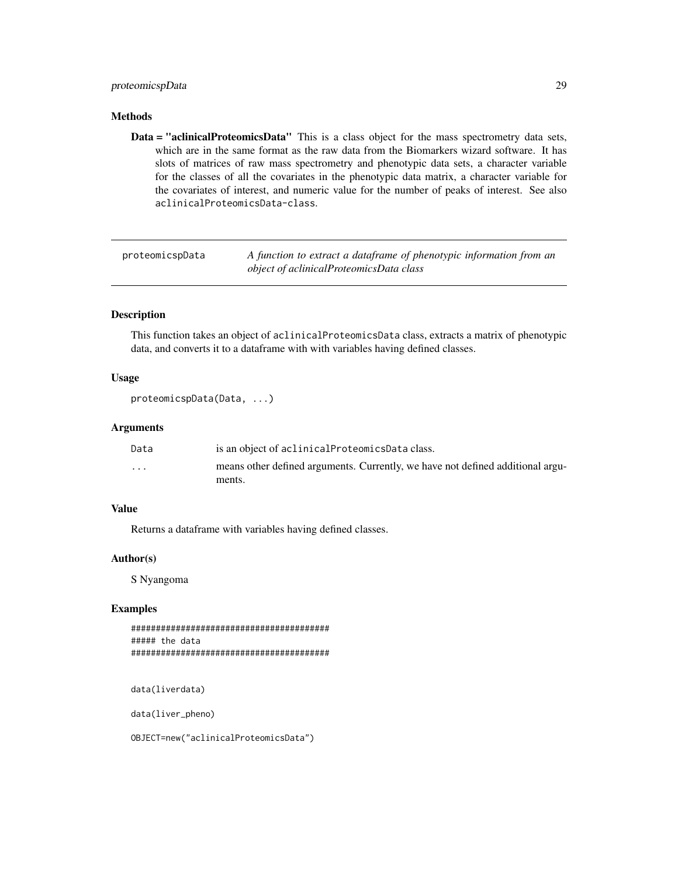## Methods

**Data = "aclinicalProteomicsData"** This is a class object for the mass spectrometry data sets, which are in the same format as the raw data from the Biomarkers wizard software. It has slots of matrices of raw mass spectrometry and phenotypic data sets, a character variable for the classes of all the covariates in the phenotypic data matrix, a character variable for the covariates of interest, and numeric value for the number of peaks of interest. See also `aclinicalProteomicsData-class`.

---

# proteomicspData — *A function to extract a dataframe of phenotypic information from an object of aclinicalProteomicsData class*

---

## Description

This function takes an object of `aclinicalProteomicsData` class, extracts a matrix of phenotypic data, and converts it to a dataframe with with variables having defined classes.

## Usage

```
proteomicspData(Data, ...)
```

## Arguments

| | |
|---|---|
| `Data` | is an object of `aclinicalProteomicsData` class. |
| `...` | means other defined arguments. Currently, we have not defined additional arguments. |

## Value

Returns a dataframe with variables having defined classes.

## Author(s)

S Nyangoma

## Examples

```
########################################
##### the data
########################################


data(liverdata)

data(liver_pheno)

OBJECT=new("aclinicalProteomicsData")
```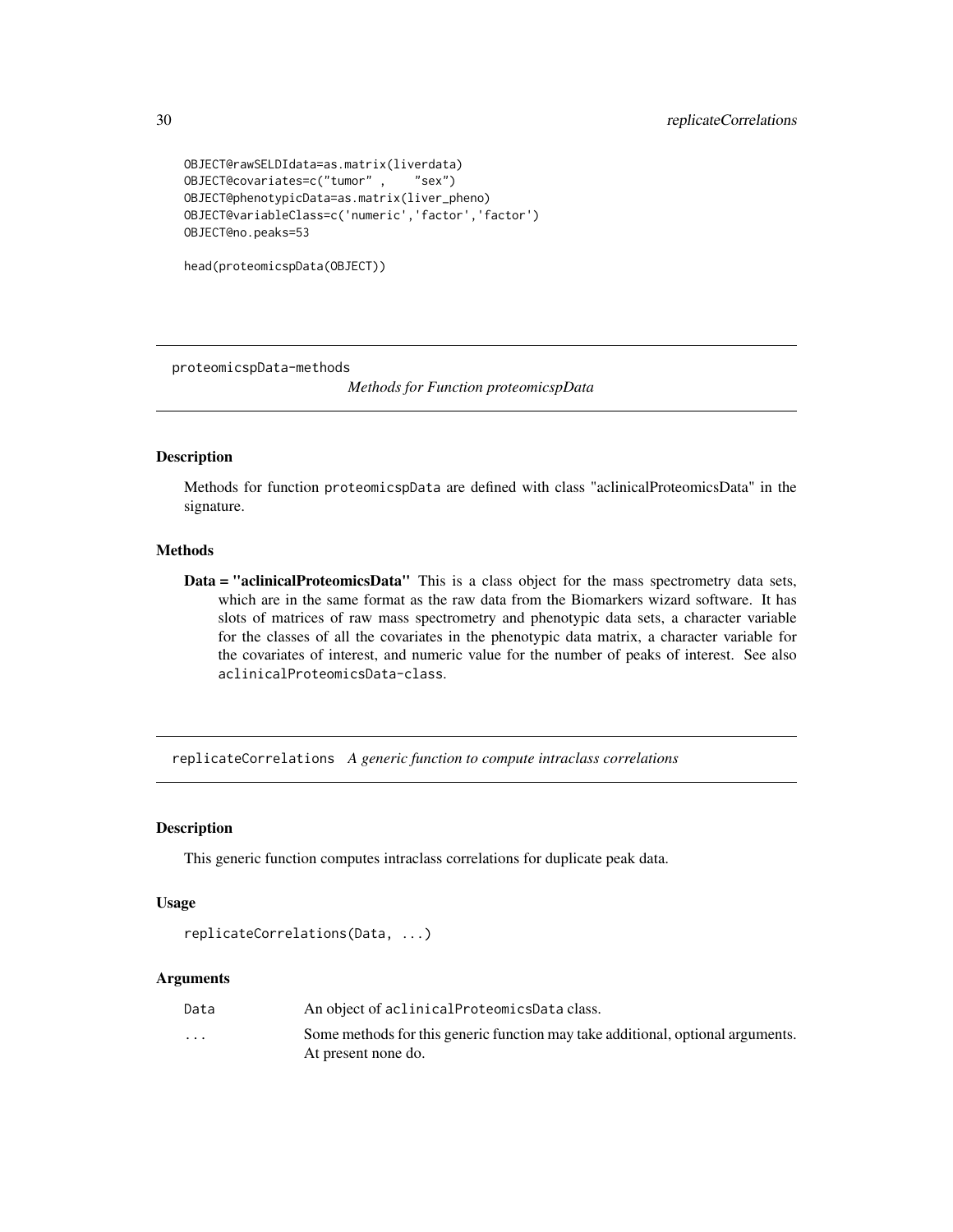```
OBJECT@rawSELDIdata=as.matrix(liverdata)
OBJECT@covariates=c("tumor" ,    "sex")
OBJECT@phenotypicData=as.matrix(liver_pheno)
OBJECT@variableClass=c('numeric','factor','factor')
OBJECT@no.peaks=53

head(proteomicspData(OBJECT))
```

---

## proteomicspData-methods — *Methods for Function proteomicspData*

### Description

Methods for function proteomicspData are defined with class "aclinicalProteomicsData" in the signature.

### Methods

**Data = "aclinicalProteomicsData"** This is a class object for the mass spectrometry data sets, which are in the same format as the raw data from the Biomarkers wizard software. It has slots of matrices of raw mass spectrometry and phenotypic data sets, a character variable for the classes of all the covariates in the phenotypic data matrix, a character variable for the covariates of interest, and numeric value for the number of peaks of interest. See also aclinicalProteomicsData-class.

---

## replicateCorrelations — *A generic function to compute intraclass correlations*

### Description

This generic function computes intraclass correlations for duplicate peak data.

### Usage

```
replicateCorrelations(Data, ...)
```

### Arguments

| | |
|---|---|
| Data | An object of aclinicalProteomicsData class. |
| ... | Some methods for this generic function may take additional, optional arguments. At present none do. |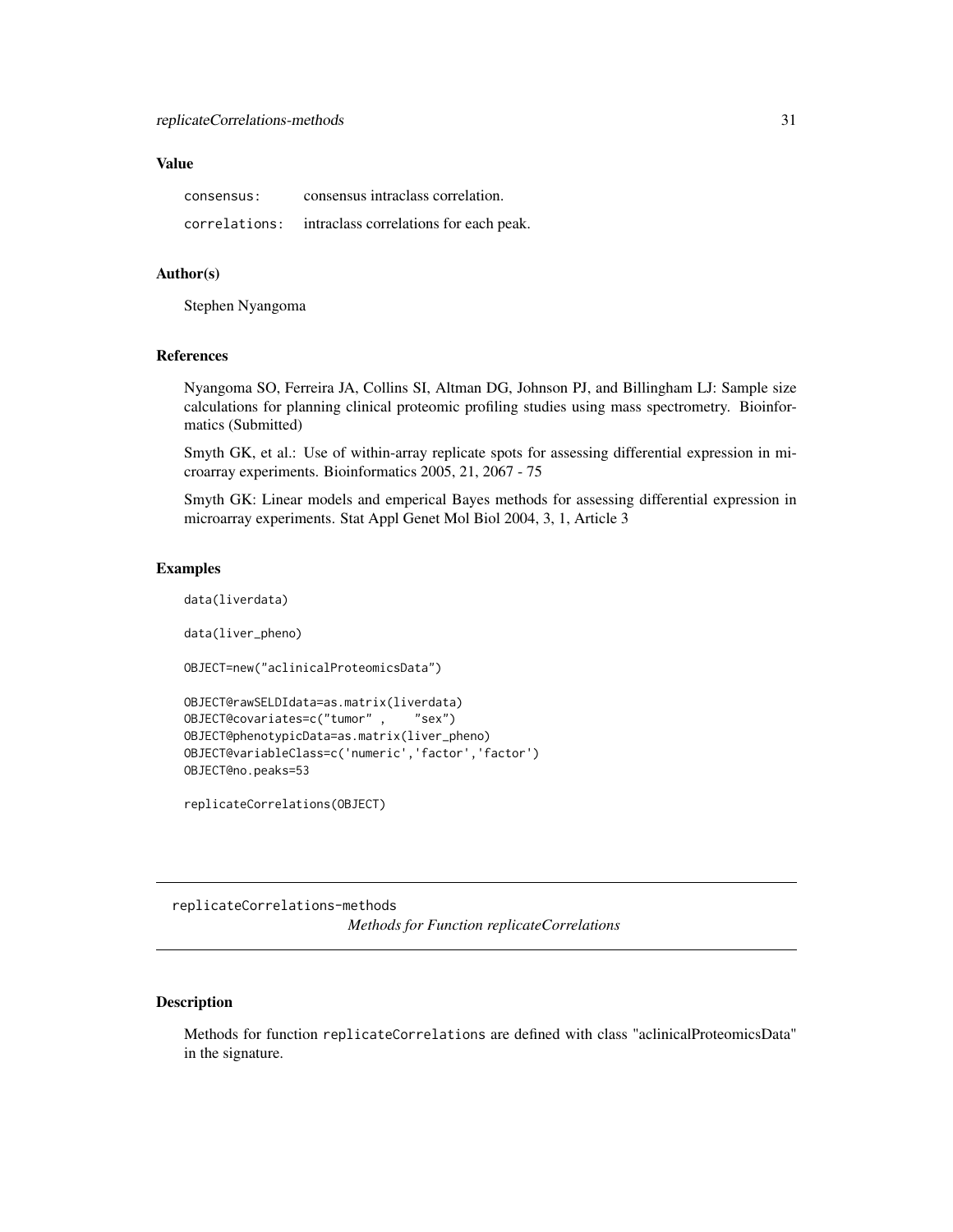### Value

| | |
|---|---|
| `consensus:` | consensus intraclass correlation. |
| `correlations:` | intraclass correlations for each peak. |

### Author(s)

Stephen Nyangoma

### References

Nyangoma SO, Ferreira JA, Collins SI, Altman DG, Johnson PJ, and Billingham LJ: Sample size calculations for planning clinical proteomic profiling studies using mass spectrometry. Bioinformatics (Submitted)

Smyth GK, et al.: Use of within-array replicate spots for assessing differential expression in microarray experiments. Bioinformatics 2005, 21, 2067 - 75

Smyth GK: Linear models and emperical Bayes methods for assessing differential expression in microarray experiments. Stat Appl Genet Mol Biol 2004, 3, 1, Article 3

### Examples

```
data(liverdata)

data(liver_pheno)

OBJECT=new("aclinicalProteomicsData")

OBJECT@rawSELDIdata=as.matrix(liverdata)
OBJECT@covariates=c("tumor" ,    "sex")
OBJECT@phenotypicData=as.matrix(liver_pheno)
OBJECT@variableClass=c('numeric','factor','factor')
OBJECT@no.peaks=53

replicateCorrelations(OBJECT)
```

---

## replicateCorrelations-methods
*Methods for Function replicateCorrelations*

---

### Description

Methods for function `replicateCorrelations` are defined with class "aclinicalProteomicsData" in the signature.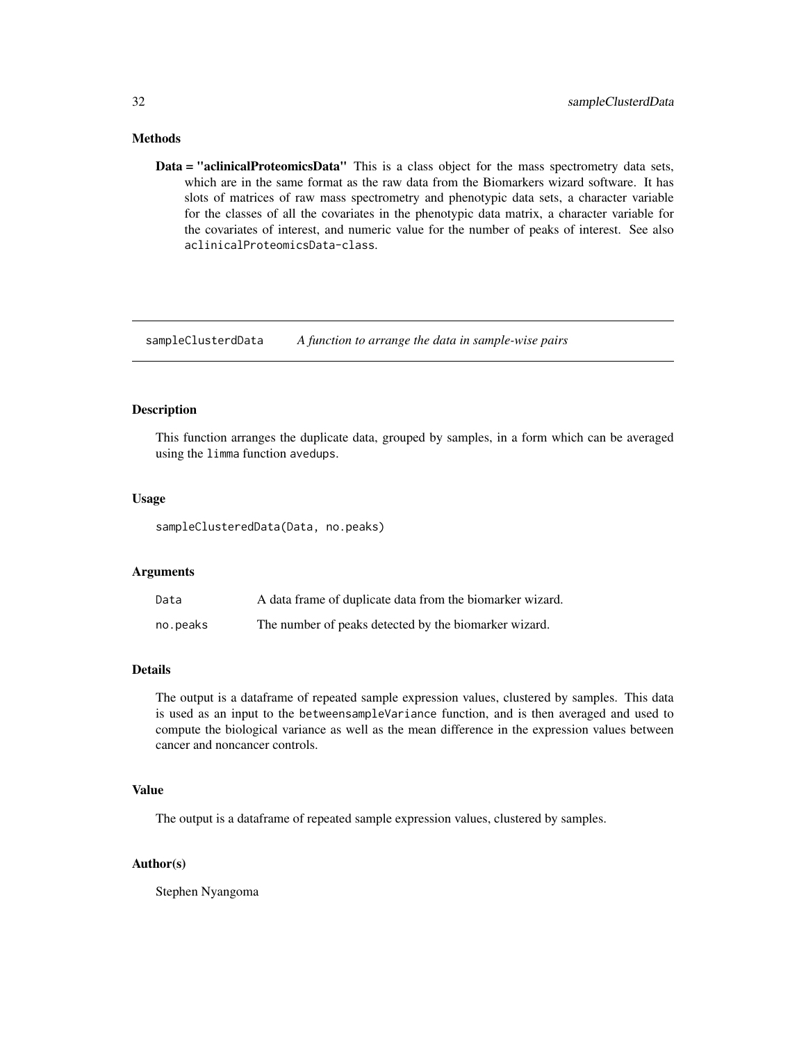## Methods

**Data = "aclinicalProteomicsData"** This is a class object for the mass spectrometry data sets, which are in the same format as the raw data from the Biomarkers wizard software. It has slots of matrices of raw mass spectrometry and phenotypic data sets, a character variable for the classes of all the covariates in the phenotypic data matrix, a character variable for the covariates of interest, and numeric value for the number of peaks of interest. See also `aclinicalProteomicsData-class`.

---

# sampleClusterdData — *A function to arrange the data in sample-wise pairs*

## Description

This function arranges the duplicate data, grouped by samples, in a form which can be averaged using the `limma` function `avedups`.

## Usage

```
sampleClusteredData(Data, no.peaks)
```

## Arguments

| | |
|---|---|
| `Data` | A data frame of duplicate data from the biomarker wizard. |
| `no.peaks` | The number of peaks detected by the biomarker wizard. |

## Details

The output is a dataframe of repeated sample expression values, clustered by samples. This data is used as an input to the `betweensampleVariance` function, and is then averaged and used to compute the biological variance as well as the mean difference in the expression values between cancer and noncancer controls.

## Value

The output is a dataframe of repeated sample expression values, clustered by samples.

## Author(s)

Stephen Nyangoma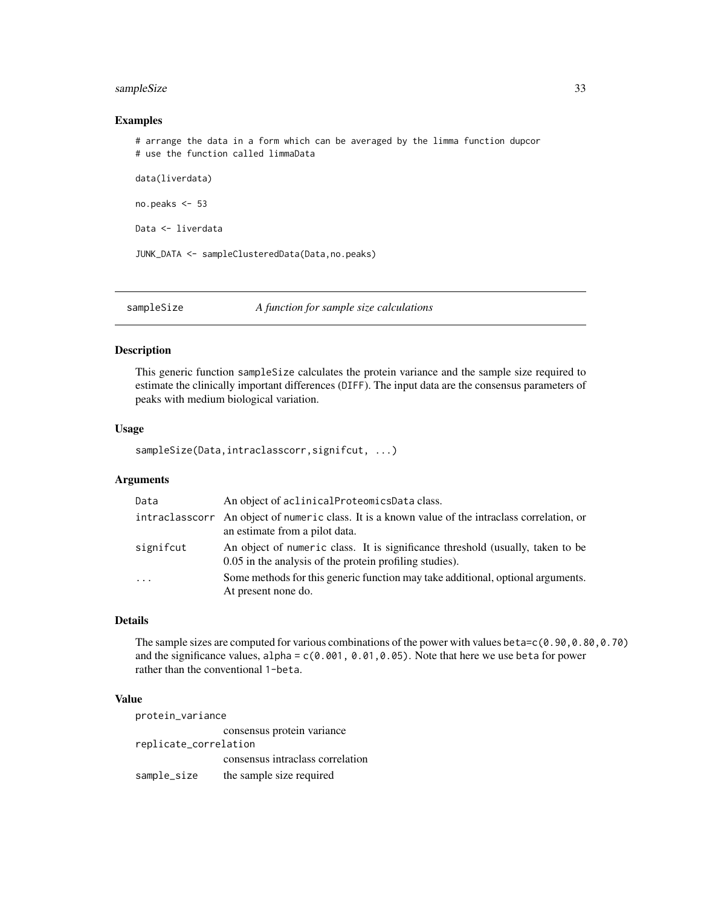### Examples

```
# arrange the data in a form which can be averaged by the limma function dupcor
# use the function called limmaData

data(liverdata)

no.peaks <- 53

Data <- liverdata

JUNK_DATA <- sampleClusteredData(Data,no.peaks)
```

---

## sampleSize — *A function for sample size calculations*

### Description

This generic function sampleSize calculates the protein variance and the sample size required to estimate the clinically important differences (DIFF). The input data are the consensus parameters of peaks with medium biological variation.

### Usage

```
sampleSize(Data,intraclasscorr,signifcut, ...)
```

### Arguments

| | |
|---|---|
| Data | An object of aclinicalProteomicsData class. |
| intraclasscorr | An object of numeric class. It is a known value of the intraclass correlation, or an estimate from a pilot data. |
| signifcut | An object of numeric class. It is significance threshold (usually, taken to be 0.05 in the analysis of the protein profiling studies). |
| ... | Some methods for this generic function may take additional, optional arguments. At present none do. |

### Details

The sample sizes are computed for various combinations of the power with values beta=c(0.90,0.80,0.70) and the significance values, alpha = c(0.001, 0.01,0.05). Note that here we use beta for power rather than the conventional 1-beta.

### Value

| | |
|---|---|
| protein_variance | consensus protein variance |
| replicate_correlation | consensus intraclass correlation |
| sample_size | the sample size required |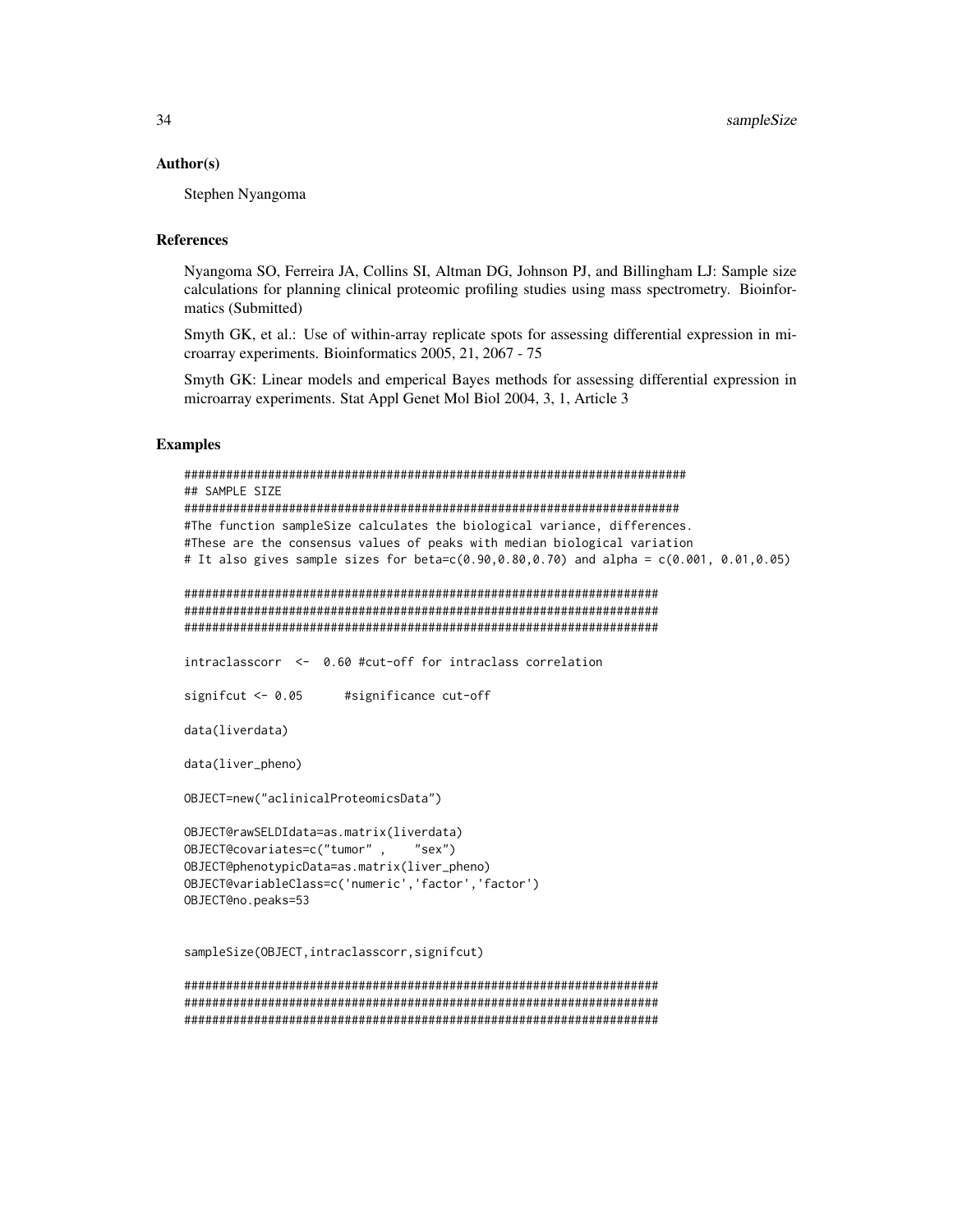## Author(s)

Stephen Nyangoma

## References

Nyangoma SO, Ferreira JA, Collins SI, Altman DG, Johnson PJ, and Billingham LJ: Sample size calculations for planning clinical proteomic profiling studies using mass spectrometry. Bioinformatics (Submitted)

Smyth GK, et al.: Use of within-array replicate spots for assessing differential expression in microarray experiments. Bioinformatics 2005, 21, 2067 - 75

Smyth GK: Linear models and emperical Bayes methods for assessing differential expression in microarray experiments. Stat Appl Genet Mol Biol 2004, 3, 1, Article 3

## Examples

```
########################################################################
## SAMPLE SIZE
#######################################################################
#The function sampleSize calculates the biological variance, differences.
#These are the consensus values of peaks with median biological variation
# It also gives sample sizes for beta=c(0.90,0.80,0.70) and alpha = c(0.001, 0.01,0.05)

####################################################################
####################################################################
####################################################################

intraclasscorr  <-  0.60 #cut-off for intraclass correlation

signifcut <- 0.05      #significance cut-off

data(liverdata)

data(liver_pheno)

OBJECT=new("aclinicalProteomicsData")

OBJECT@rawSELDIdata=as.matrix(liverdata)
OBJECT@covariates=c("tumor" ,    "sex")
OBJECT@phenotypicData=as.matrix(liver_pheno)
OBJECT@variableClass=c('numeric','factor','factor')
OBJECT@no.peaks=53


sampleSize(OBJECT,intraclasscorr,signifcut)

#####################################################################
#####################################################################
#####################################################################
```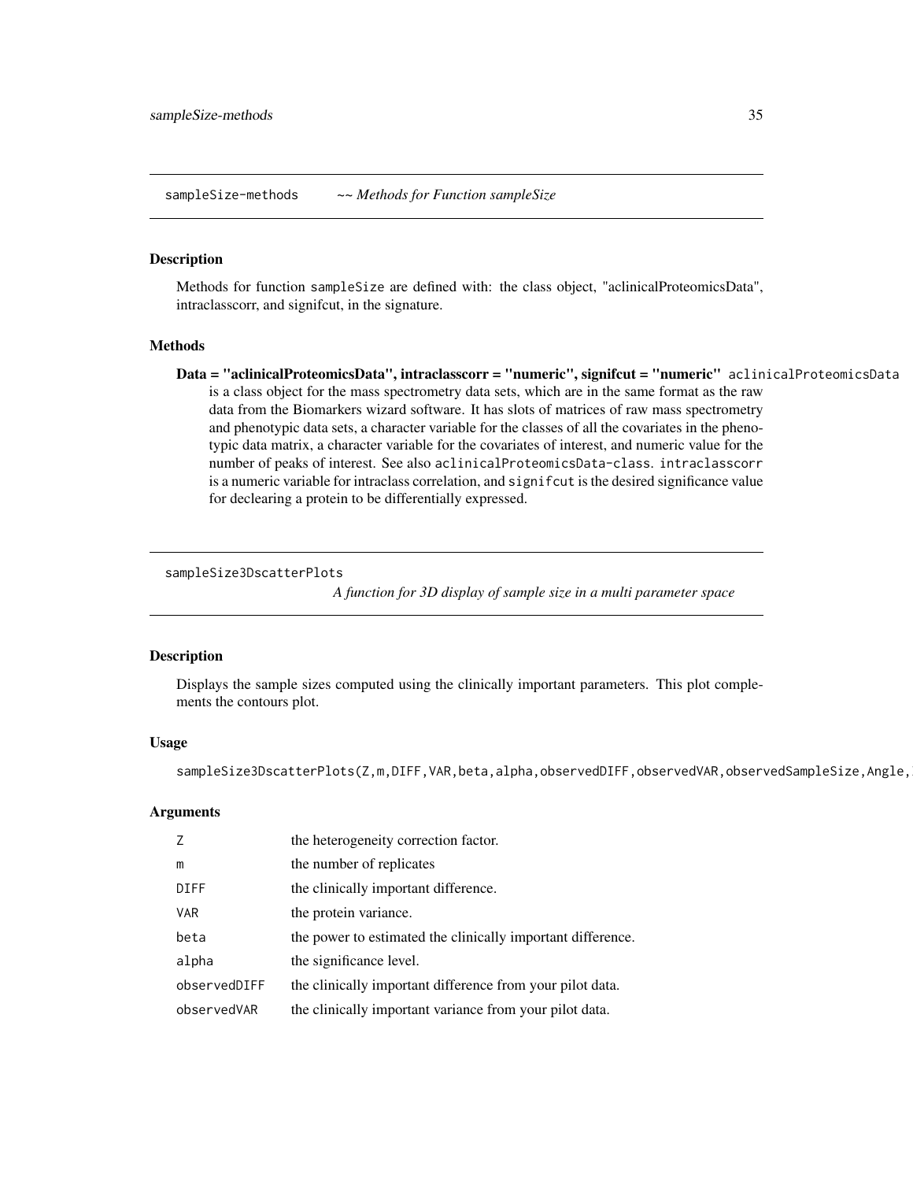## sampleSize-methods ~~ *Methods for Function sampleSize*

### Description

Methods for function `sampleSize` are defined with: the class object, "aclinicalProteomicsData", intraclasscorr, and signifcut, in the signature.

### Methods

**Data = "aclinicalProteomicsData", intraclasscorr = "numeric", signifcut = "numeric"** `aclinicalProteomicsData` is a class object for the mass spectrometry data sets, which are in the same format as the raw data from the Biomarkers wizard software. It has slots of matrices of raw mass spectrometry and phenotypic data sets, a character variable for the classes of all the covariates in the phenotypic data matrix, a character variable for the covariates of interest, and numeric value for the number of peaks of interest. See also `aclinicalProteomicsData-class`. `intraclasscorr` is a numeric variable for intraclass correlation, and `signifcut` is the desired significance value for declearing a protein to be differentially expressed.

## sampleSize3DscatterPlots *A function for 3D display of sample size in a multi parameter space*

### Description

Displays the sample sizes computed using the clinically important parameters. This plot complements the contours plot.

### Usage

```
sampleSize3DscatterPlots(Z,m,DIFF,VAR,beta,alpha,observedDIFF,observedVAR,observedSampleSize,Angle,
```

### Arguments

| | |
|---|---|
| `Z` | the heterogeneity correction factor. |
| `m` | the number of replicates |
| `DIFF` | the clinically important difference. |
| `VAR` | the protein variance. |
| `beta` | the power to estimated the clinically important difference. |
| `alpha` | the significance level. |
| `observedDIFF` | the clinically important difference from your pilot data. |
| `observedVAR` | the clinically important variance from your pilot data. |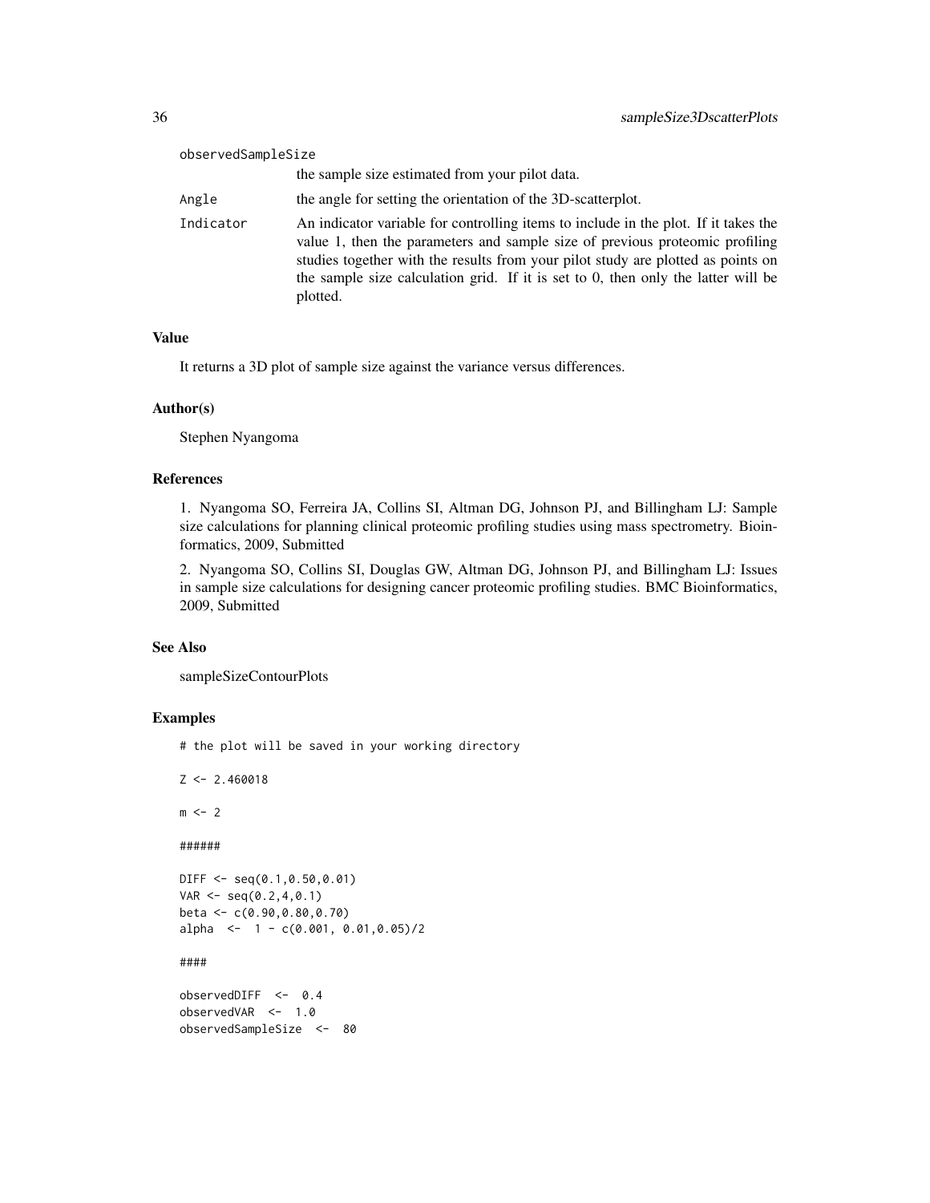observedSampleSize
: the sample size estimated from your pilot data.

Angle
: the angle for setting the orientation of the 3D-scatterplot.

Indicator
: An indicator variable for controlling items to include in the plot. If it takes the value 1, then the parameters and sample size of previous proteomic profiling studies together with the results from your pilot study are plotted as points on the sample size calculation grid. If it is set to 0, then only the latter will be plotted.

### Value

It returns a 3D plot of sample size against the variance versus differences.

### Author(s)

Stephen Nyangoma

### References

1. Nyangoma SO, Ferreira JA, Collins SI, Altman DG, Johnson PJ, and Billingham LJ: Sample size calculations for planning clinical proteomic profiling studies using mass spectrometry. Bioinformatics, 2009, Submitted

2. Nyangoma SO, Collins SI, Douglas GW, Altman DG, Johnson PJ, and Billingham LJ: Issues in sample size calculations for designing cancer proteomic profiling studies. BMC Bioinformatics, 2009, Submitted

### See Also

sampleSizeContourPlots

### Examples

```
# the plot will be saved in your working directory

Z <- 2.460018

m <- 2

######

DIFF <- seq(0.1,0.50,0.01)
VAR <- seq(0.2,4,0.1)
beta <- c(0.90,0.80,0.70)
alpha  <-  1 - c(0.001, 0.01,0.05)/2

####

observedDIFF  <-  0.4
observedVAR  <-  1.0
observedSampleSize  <-  80
```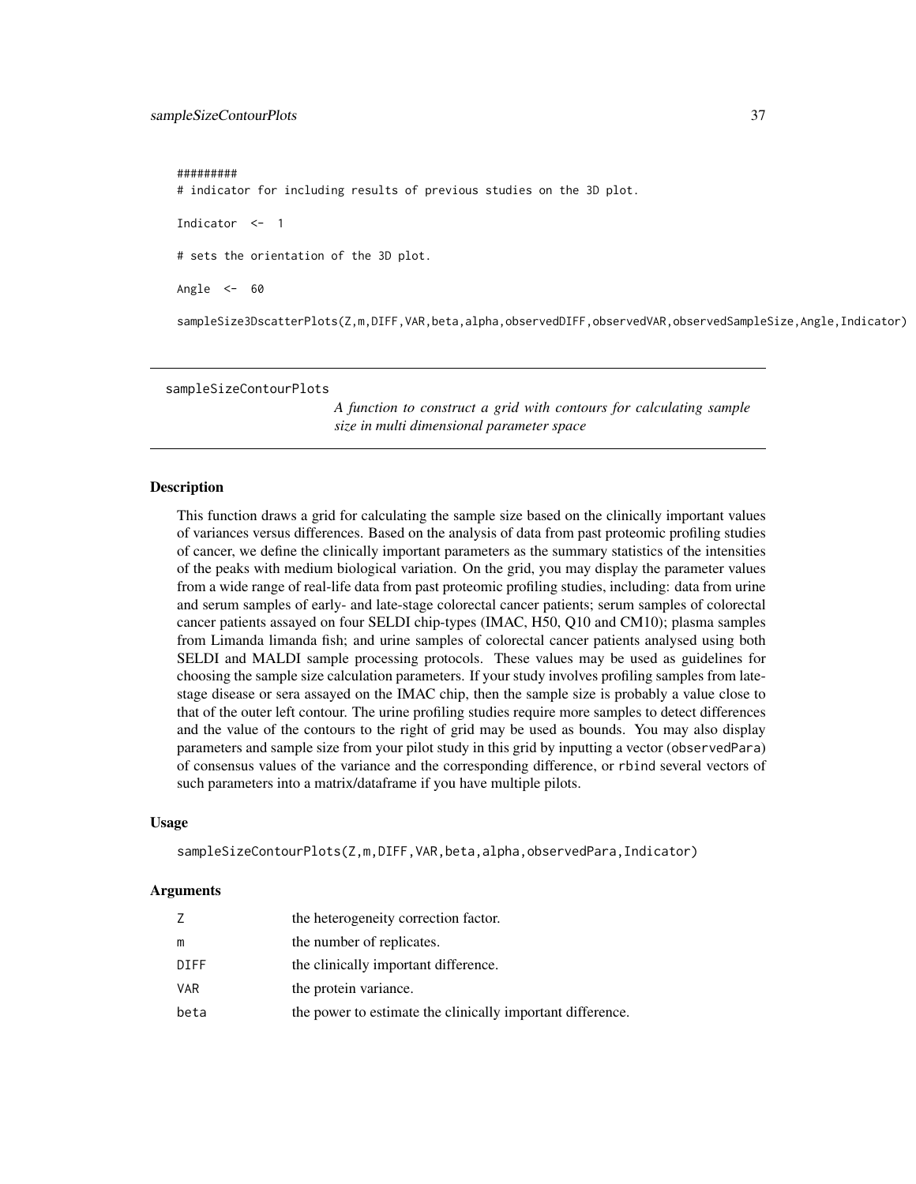```
#########
# indicator for including results of previous studies on the 3D plot.

Indicator  <-  1

# sets the orientation of the 3D plot.

Angle  <-  60

sampleSize3DscatterPlots(Z,m,DIFF,VAR,beta,alpha,observedDIFF,observedVAR,observedSampleSize,Angle,Indicator)
```

---

## sampleSizeContourPlots

*A function to construct a grid with contours for calculating sample size in multi dimensional parameter space*

---

### Description

This function draws a grid for calculating the sample size based on the clinically important values of variances versus differences. Based on the analysis of data from past proteomic profiling studies of cancer, we define the clinically important parameters as the summary statistics of the intensities of the peaks with medium biological variation. On the grid, you may display the parameter values from a wide range of real-life data from past proteomic profiling studies, including: data from urine and serum samples of early- and late-stage colorectal cancer patients; serum samples of colorectal cancer patients assayed on four SELDI chip-types (IMAC, H50, Q10 and CM10); plasma samples from Limanda limanda fish; and urine samples of colorectal cancer patients analysed using both SELDI and MALDI sample processing protocols. These values may be used as guidelines for choosing the sample size calculation parameters. If your study involves profiling samples from late-stage disease or sera assayed on the IMAC chip, then the sample size is probably a value close to that of the outer left contour. The urine profiling studies require more samples to detect differences and the value of the contours to the right of grid may be used as bounds. You may also display parameters and sample size from your pilot study in this grid by inputting a vector (`observedPara`) of consensus values of the variance and the corresponding difference, or `rbind` several vectors of such parameters into a matrix/dataframe if you have multiple pilots.

### Usage

```
sampleSizeContourPlots(Z,m,DIFF,VAR,beta,alpha,observedPara,Indicator)
```

### Arguments

| | |
|---|---|
| Z | the heterogeneity correction factor. |
| m | the number of replicates. |
| DIFF | the clinically important difference. |
| VAR | the protein variance. |
| beta | the power to estimate the clinically important difference. |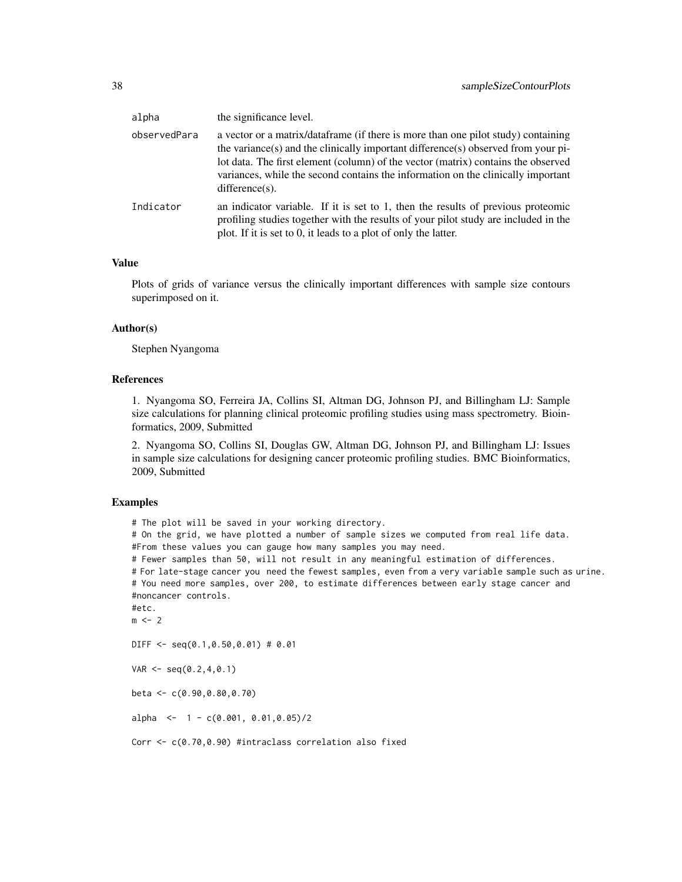| | |
|---|---|
| alpha | the significance level. |
| observedPara | a vector or a matrix/dataframe (if there is more than one pilot study) containing the variance(s) and the clinically important difference(s) observed from your pilot data. The first element (column) of the vector (matrix) contains the observed variances, while the second contains the information on the clinically important difference(s). |
| Indicator | an indicator variable. If it is set to 1, then the results of previous proteomic profiling studies together with the results of your pilot study are included in the plot. If it is set to 0, it leads to a plot of only the latter. |

### Value

Plots of grids of variance versus the clinically important differences with sample size contours superimposed on it.

### Author(s)

Stephen Nyangoma

### References

1. Nyangoma SO, Ferreira JA, Collins SI, Altman DG, Johnson PJ, and Billingham LJ: Sample size calculations for planning clinical proteomic profiling studies using mass spectrometry. Bioinformatics, 2009, Submitted

2. Nyangoma SO, Collins SI, Douglas GW, Altman DG, Johnson PJ, and Billingham LJ: Issues in sample size calculations for designing cancer proteomic profiling studies. BMC Bioinformatics, 2009, Submitted

### Examples

```
# The plot will be saved in your working directory.
# On the grid, we have plotted a number of sample sizes we computed from real life data.
#From these values you can gauge how many samples you may need.
# Fewer samples than 50, will not result in any meaningful estimation of differences.
# For late-stage cancer you  need the fewest samples, even from a very variable sample such as urine.
# You need more samples, over 200, to estimate differences between early stage cancer and
#noncancer controls.
#etc.
m <- 2

DIFF <- seq(0.1,0.50,0.01) # 0.01

VAR <- seq(0.2,4,0.1)

beta <- c(0.90,0.80,0.70)

alpha  <-  1 - c(0.001, 0.01,0.05)/2

Corr <- c(0.70,0.90) #intraclass correlation also fixed
```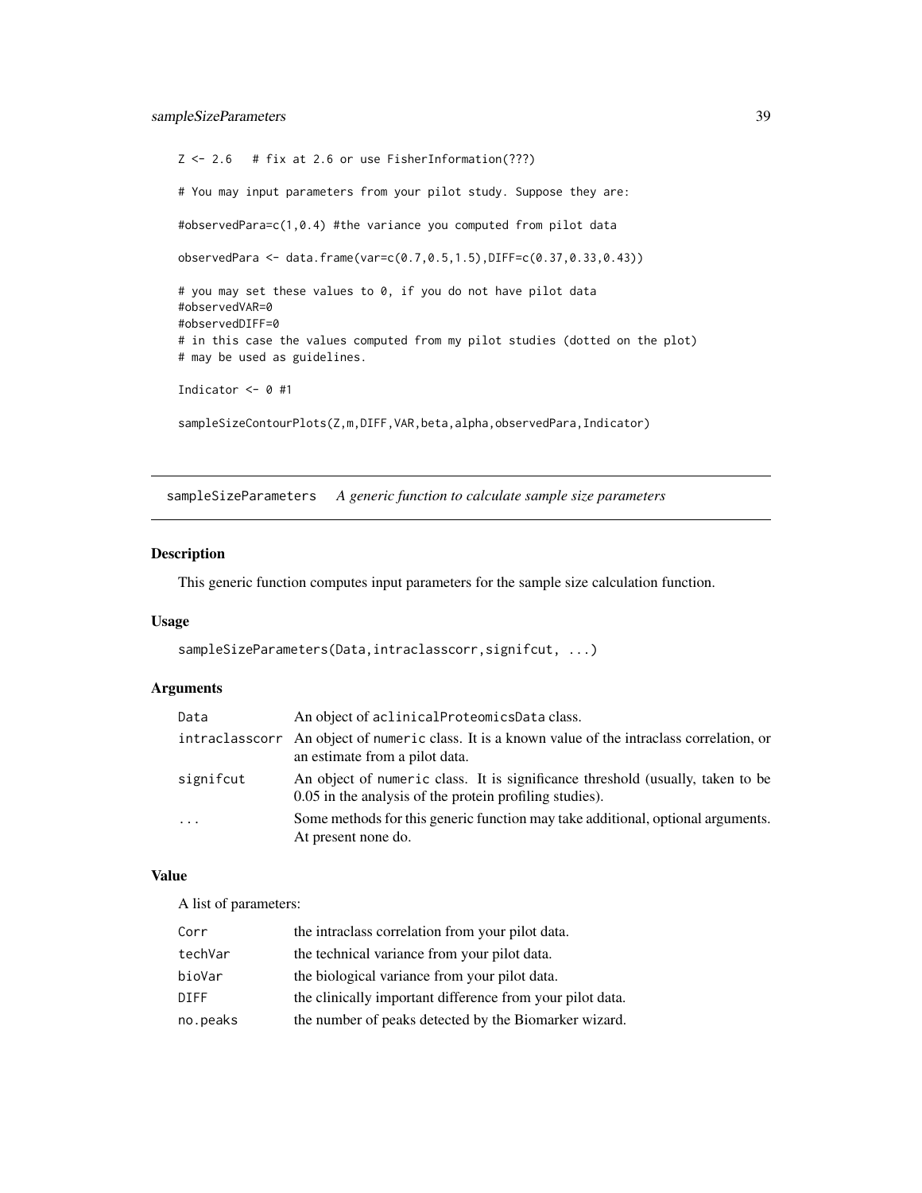```
Z <- 2.6   # fix at 2.6 or use FisherInformation(???)

# You may input parameters from your pilot study. Suppose they are:

#observedPara=c(1,0.4) #the variance you computed from pilot data

observedPara <- data.frame(var=c(0.7,0.5,1.5),DIFF=c(0.37,0.33,0.43))

# you may set these values to 0, if you do not have pilot data
#observedVAR=0
#observedDIFF=0
# in this case the values computed from my pilot studies (dotted on the plot)
# may be used as guidelines.

Indicator <- 0 #1

sampleSizeContourPlots(Z,m,DIFF,VAR,beta,alpha,observedPara,Indicator)
```

## sampleSizeParameters *A generic function to calculate sample size parameters*

### Description

This generic function computes input parameters for the sample size calculation function.

### Usage

```
sampleSizeParameters(Data,intraclasscorr,signifcut, ...)
```

### Arguments

| | |
|---|---|
| Data | An object of aclinicalProteomicsData class. |
| intraclasscorr | An object of numeric class. It is a known value of the intraclass correlation, or an estimate from a pilot data. |
| signifcut | An object of numeric class. It is significance threshold (usually, taken to be 0.05 in the analysis of the protein profiling studies). |
| ... | Some methods for this generic function may take additional, optional arguments. At present none do. |

### Value

A list of parameters:

| | |
|---|---|
| Corr | the intraclass correlation from your pilot data. |
| techVar | the technical variance from your pilot data. |
| bioVar | the biological variance from your pilot data. |
| DIFF | the clinically important difference from your pilot data. |
| no.peaks | the number of peaks detected by the Biomarker wizard. |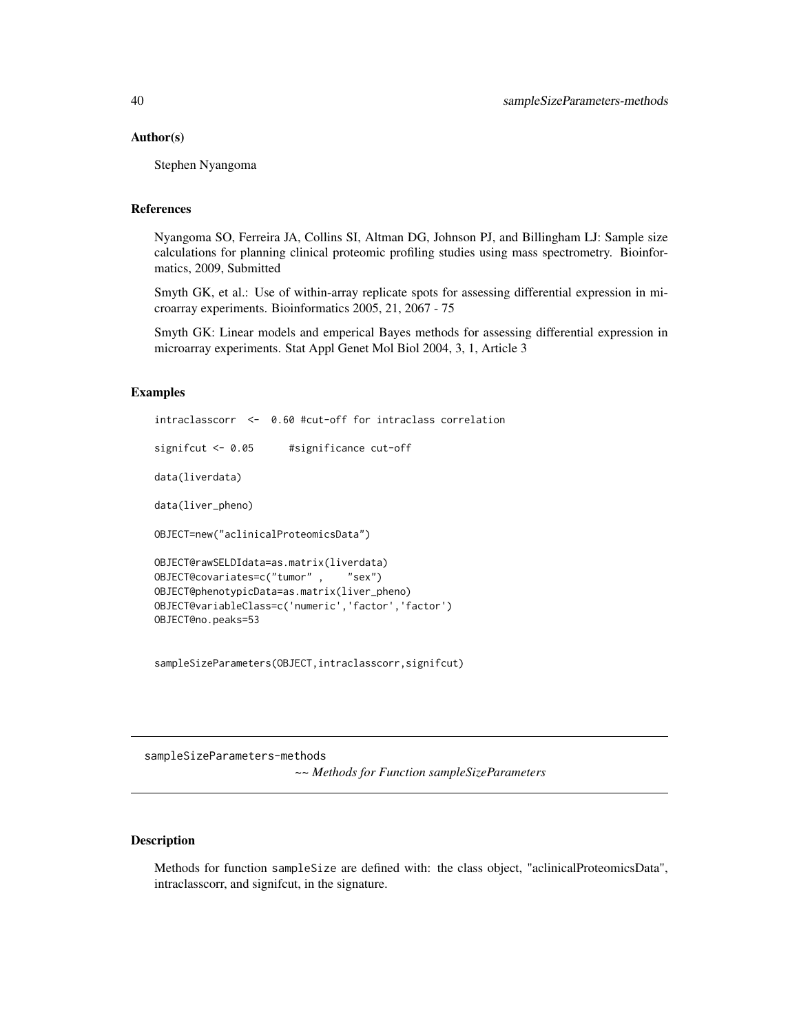## Author(s)

Stephen Nyangoma

## References

Nyangoma SO, Ferreira JA, Collins SI, Altman DG, Johnson PJ, and Billingham LJ: Sample size calculations for planning clinical proteomic profiling studies using mass spectrometry. Bioinformatics, 2009, Submitted

Smyth GK, et al.: Use of within-array replicate spots for assessing differential expression in microarray experiments. Bioinformatics 2005, 21, 2067 - 75

Smyth GK: Linear models and emperical Bayes methods for assessing differential expression in microarray experiments. Stat Appl Genet Mol Biol 2004, 3, 1, Article 3

## Examples

```
intraclasscorr  <-  0.60 #cut-off for intraclass correlation

signifcut <- 0.05      #significance cut-off

data(liverdata)

data(liver_pheno)

OBJECT=new("aclinicalProteomicsData")

OBJECT@rawSELDIdata=as.matrix(liverdata)
OBJECT@covariates=c("tumor" ,    "sex")
OBJECT@phenotypicData=as.matrix(liver_pheno)
OBJECT@variableClass=c('numeric','factor','factor')
OBJECT@no.peaks=53


sampleSizeParameters(OBJECT,intraclasscorr,signifcut)
```

---

# sampleSizeParameters-methods

*~~ Methods for Function sampleSizeParameters*

---

## Description

Methods for function `sampleSize` are defined with: the class object, "aclinicalProteomicsData", intraclasscorr, and signifcut, in the signature.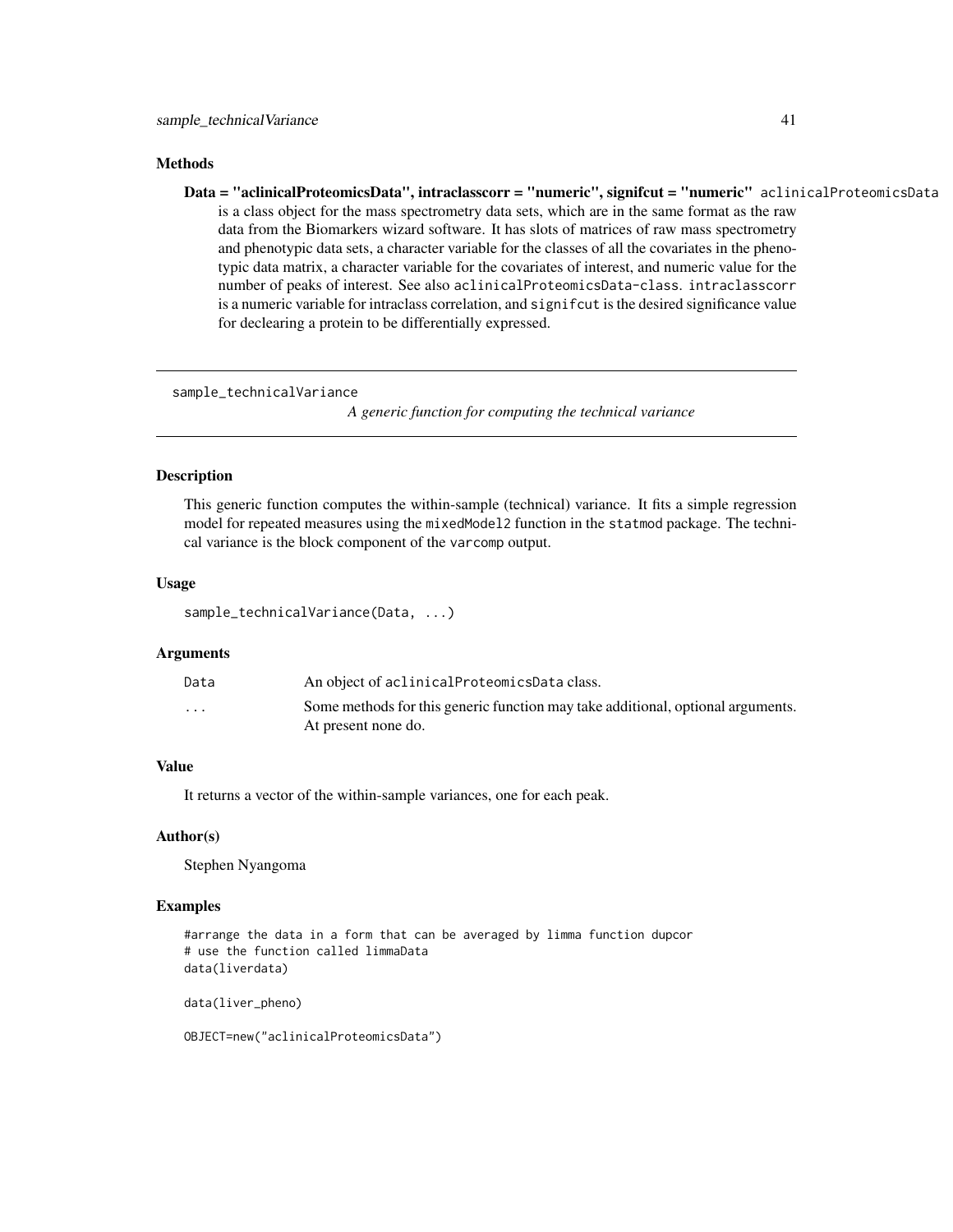### Methods

**Data = "aclinicalProteomicsData", intraclasscorr = "numeric", signifcut = "numeric"** aclinicalProteomicsData is a class object for the mass spectrometry data sets, which are in the same format as the raw data from the Biomarkers wizard software. It has slots of matrices of raw mass spectrometry and phenotypic data sets, a character variable for the classes of all the covariates in the phenotypic data matrix, a character variable for the covariates of interest, and numeric value for the number of peaks of interest. See also aclinicalProteomicsData-class. intraclasscorr is a numeric variable for intraclass correlation, and signifcut is the desired significance value for declearing a protein to be differentially expressed.

---

## sample_technicalVariance

*A generic function for computing the technical variance*

---

### Description

This generic function computes the within-sample (technical) variance. It fits a simple regression model for repeated measures using the mixedModel2 function in the statmod package. The technical variance is the block component of the varcomp output.

### Usage

```
sample_technicalVariance(Data, ...)
```

### Arguments

| | |
|---|---|
| Data | An object of aclinicalProteomicsData class. |
| ... | Some methods for this generic function may take additional, optional arguments. At present none do. |

### Value

It returns a vector of the within-sample variances, one for each peak.

### Author(s)

Stephen Nyangoma

### Examples

```
#arrange the data in a form that can be averaged by limma function dupcor
# use the function called limmaData
data(liverdata)

data(liver_pheno)

OBJECT=new("aclinicalProteomicsData")
```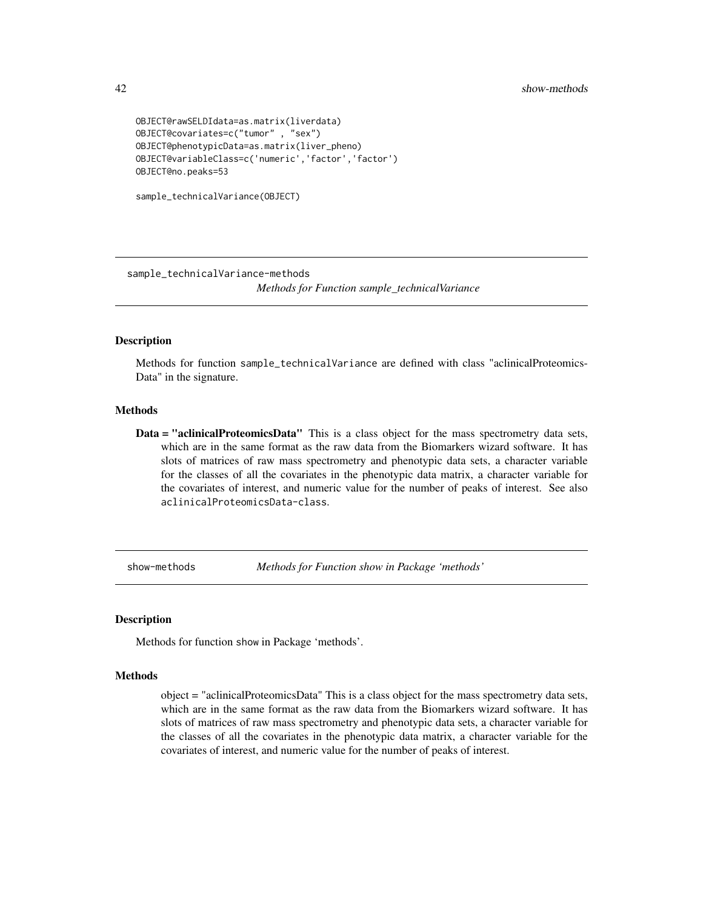```
OBJECT@rawSELDIdata=as.matrix(liverdata)
OBJECT@covariates=c("tumor" , "sex")
OBJECT@phenotypicData=as.matrix(liver_pheno)
OBJECT@variableClass=c('numeric','factor','factor')
OBJECT@no.peaks=53

sample_technicalVariance(OBJECT)
```

## sample_technicalVariance-methods    *Methods for Function sample_technicalVariance*

### Description

Methods for function sample_technicalVariance are defined with class "aclinicalProteomicsData" in the signature.

### Methods

**Data = "aclinicalProteomicsData"** This is a class object for the mass spectrometry data sets, which are in the same format as the raw data from the Biomarkers wizard software. It has slots of matrices of raw mass spectrometry and phenotypic data sets, a character variable for the classes of all the covariates in the phenotypic data matrix, a character variable for the covariates of interest, and numeric value for the number of peaks of interest. See also aclinicalProteomicsData-class.

## show-methods    *Methods for Function show in Package 'methods'*

### Description

Methods for function show in Package 'methods'.

### Methods

object = "aclinicalProteomicsData" This is a class object for the mass spectrometry data sets, which are in the same format as the raw data from the Biomarkers wizard software. It has slots of matrices of raw mass spectrometry and phenotypic data sets, a character variable for the classes of all the covariates in the phenotypic data matrix, a character variable for the covariates of interest, and numeric value for the number of peaks of interest.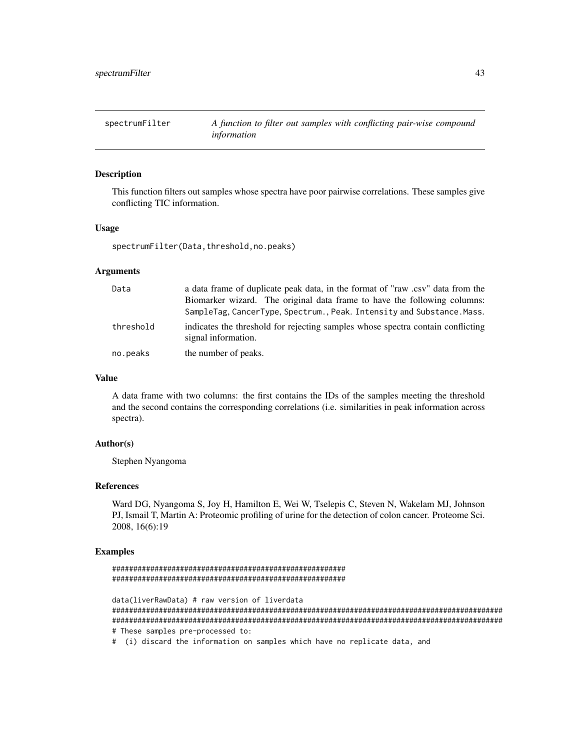## spectrumFilter

*A function to filter out samples with conflicting pair-wise compound information*

### Description

This function filters out samples whose spectra have poor pairwise correlations. These samples give conflicting TIC information.

### Usage

```
spectrumFilter(Data,threshold,no.peaks)
```

### Arguments

| | |
|---|---|
| Data | a data frame of duplicate peak data, in the format of "raw .csv" data from the Biomarker wizard. The original data frame to have the following columns: `SampleTag`, `CancerType`, `Spectrum.`, `Peak. Intensity` and `Substance.Mass`. |
| threshold | indicates the threshold for rejecting samples whose spectra contain conflicting signal information. |
| no.peaks | the number of peaks. |

### Value

A data frame with two columns: the first contains the IDs of the samples meeting the threshold and the second contains the corresponding correlations (i.e. similarities in peak information across spectra).

### Author(s)

Stephen Nyangoma

### References

Ward DG, Nyangoma S, Joy H, Hamilton E, Wei W, Tselepis C, Steven N, Wakelam MJ, Johnson PJ, Ismail T, Martin A: Proteomic profiling of urine for the detection of colon cancer. Proteome Sci. 2008, 16(6):19

### Examples

```
########################################################
########################################################

data(liverRawData) # raw version of liverdata
##############################################################################################
##############################################################################################
# These samples pre-processed to:
#  (i) discard the information on samples which have no replicate data, and
```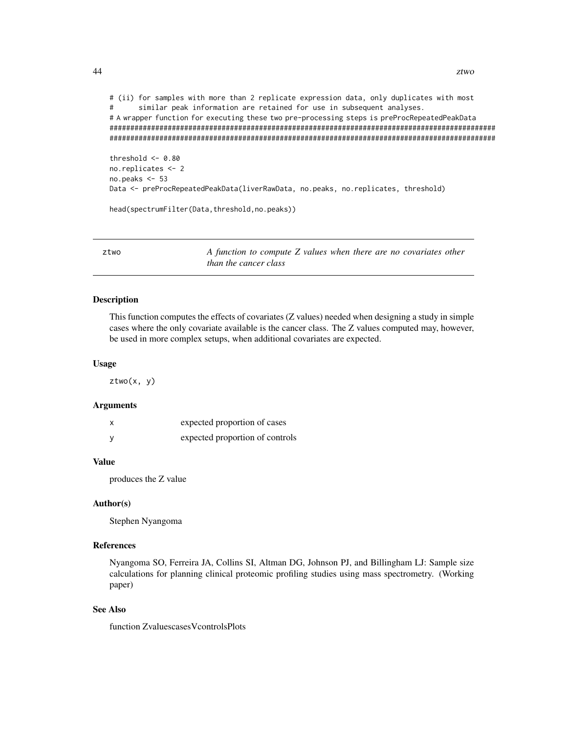```
# (ii) for samples with more than 2 replicate expression data, only duplicates with most
#      similar peak information are retained for use in subsequent analyses.
# A wrapper function for executing these two pre-processing steps is preProcRepeatedPeakData
##################################################################################################
##################################################################################################

threshold <- 0.80
no.replicates <- 2
no.peaks <- 53
Data <- preProcRepeatedPeakData(liverRawData, no.peaks, no.replicates, threshold)

head(spectrumFilter(Data,threshold,no.peaks))
```

## ztwo — *A function to compute Z values when there are no covariates other than the cancer class*

### Description

This function computes the effects of covariates (Z values) needed when designing a study in simple cases where the only covariate available is the cancer class. The Z values computed may, however, be used in more complex setups, when additional covariates are expected.

### Usage

```
ztwo(x, y)
```

### Arguments

| | |
|---|---|
| x | expected proportion of cases |
| y | expected proportion of controls |

### Value

produces the Z value

### Author(s)

Stephen Nyangoma

### References

Nyangoma SO, Ferreira JA, Collins SI, Altman DG, Johnson PJ, and Billingham LJ: Sample size calculations for planning clinical proteomic profiling studies using mass spectrometry. (Working paper)

### See Also

function ZvaluescasesVcontrolsPlots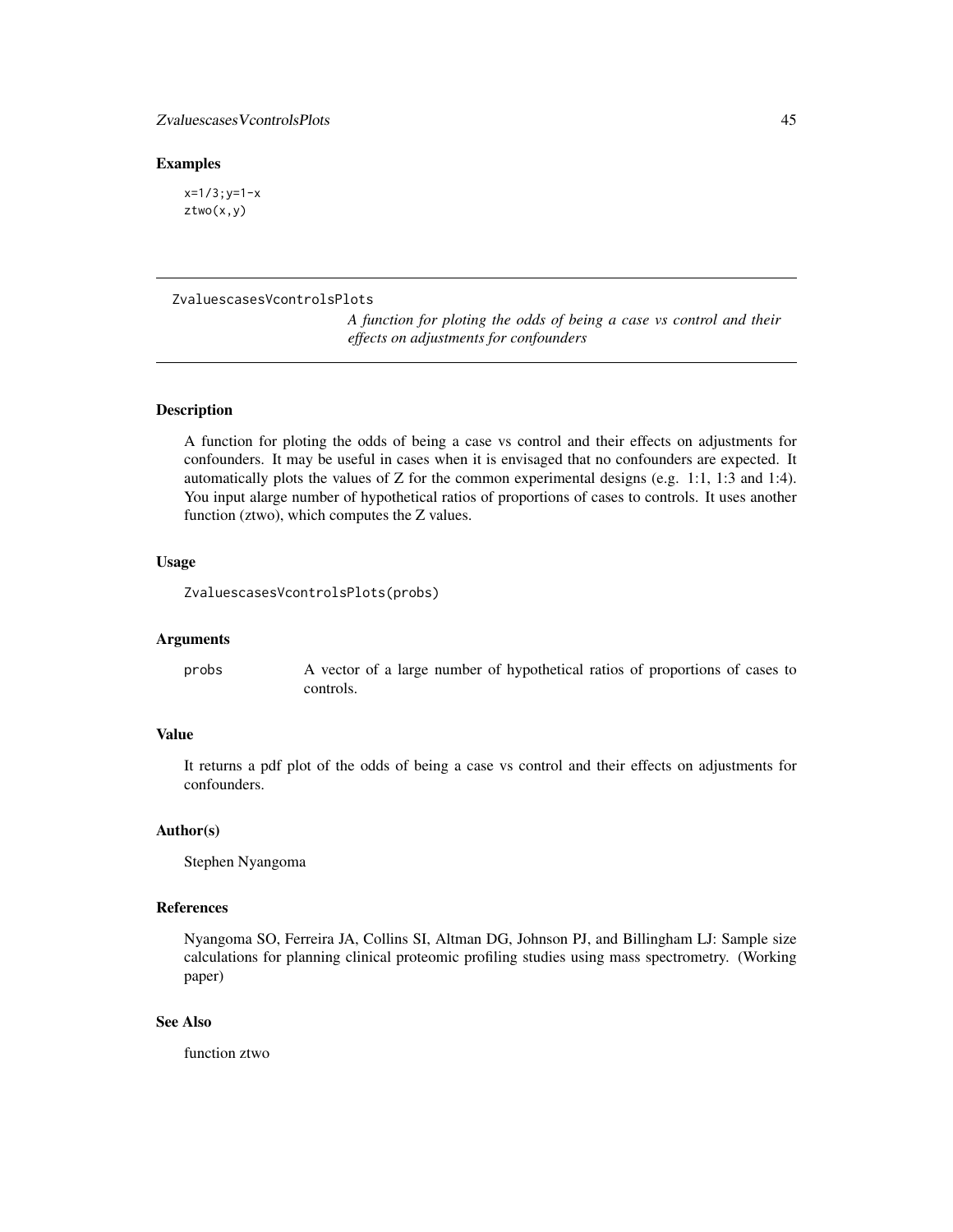### Examples

```
x=1/3;y=1-x
ztwo(x,y)
```

---

## ZvaluescasesVcontrolsPlots

*A function for ploting the odds of being a case vs control and their effects on adjustments for confounders*

---

### Description

A function for ploting the odds of being a case vs control and their effects on adjustments for confounders. It may be useful in cases when it is envisaged that no confounders are expected. It automatically plots the values of Z for the common experimental designs (e.g. 1:1, 1:3 and 1:4). You input alarge number of hypothetical ratios of proportions of cases to controls. It uses another function (ztwo), which computes the Z values.

### Usage

```
ZvaluescasesVcontrolsPlots(probs)
```

### Arguments

| | |
|---|---|
| probs | A vector of a large number of hypothetical ratios of proportions of cases to controls. |

### Value

It returns a pdf plot of the odds of being a case vs control and their effects on adjustments for confounders.

### Author(s)

Stephen Nyangoma

### References

Nyangoma SO, Ferreira JA, Collins SI, Altman DG, Johnson PJ, and Billingham LJ: Sample size calculations for planning clinical proteomic profiling studies using mass spectrometry. (Working paper)

### See Also

function ztwo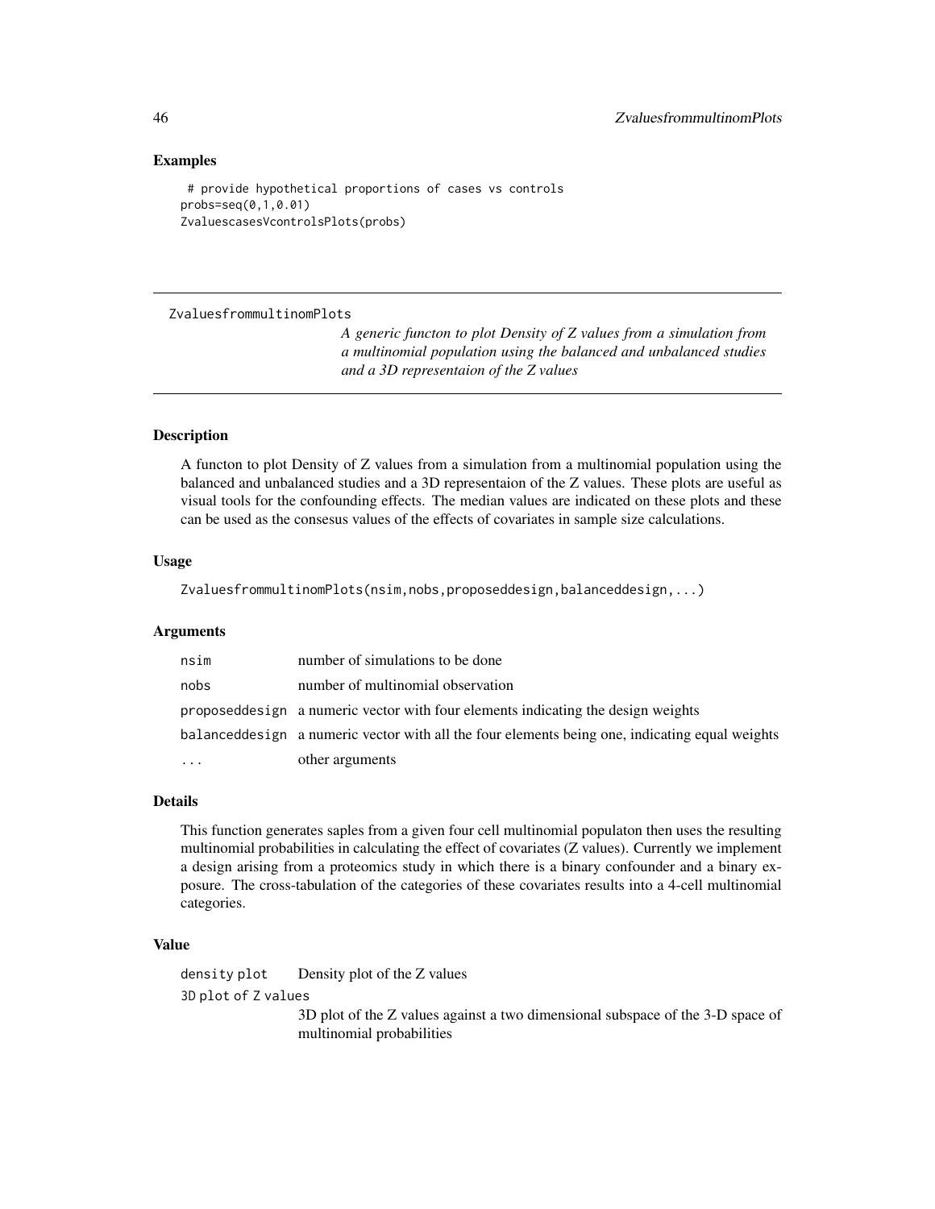### Examples

```
 # provide hypothetical proportions of cases vs controls
probs=seq(0,1,0.01)
ZvaluescasesVcontrolsPlots(probs)
```

---

## ZvaluesfrommultinomPlots

*A generic functon to plot Density of Z values from a simulation from a multinomial population using the balanced and unbalanced studies and a 3D representaion of the Z values*

---

### Description

A functon to plot Density of Z values from a simulation from a multinomial population using the balanced and unbalanced studies and a 3D representaion of the Z values. These plots are useful as visual tools for the confounding effects. The median values are indicated on these plots and these can be used as the consesus values of the effects of covariates in sample size calculations.

### Usage

```
ZvaluesfrommultinomPlots(nsim,nobs,proposeddesign,balanceddesign,...)
```

### Arguments

| | |
|---|---|
| `nsim` | number of simulations to be done |
| `nobs` | number of multinomial observation |
| `proposeddesign` | a numeric vector with four elements indicating the design weights |
| `balanceddesign` | a numeric vector with all the four elements being one, indicating equal weights |
| `...` | other arguments |

### Details

This function generates saples from a given four cell multinomial populaton then uses the resulting multinomial probabilities in calculating the effect of covariates (Z values). Currently we implement a design arising from a proteomics study in which there is a binary confounder and a binary exposure. The cross-tabulation of the categories of these covariates results into a 4-cell multinomial categories.

### Value

| | |
|---|---|
| `density plot` | Density plot of the Z values |
| `3D plot of Z values` | 3D plot of the Z values against a two dimensional subspace of the 3-D space of multinomial probabilities |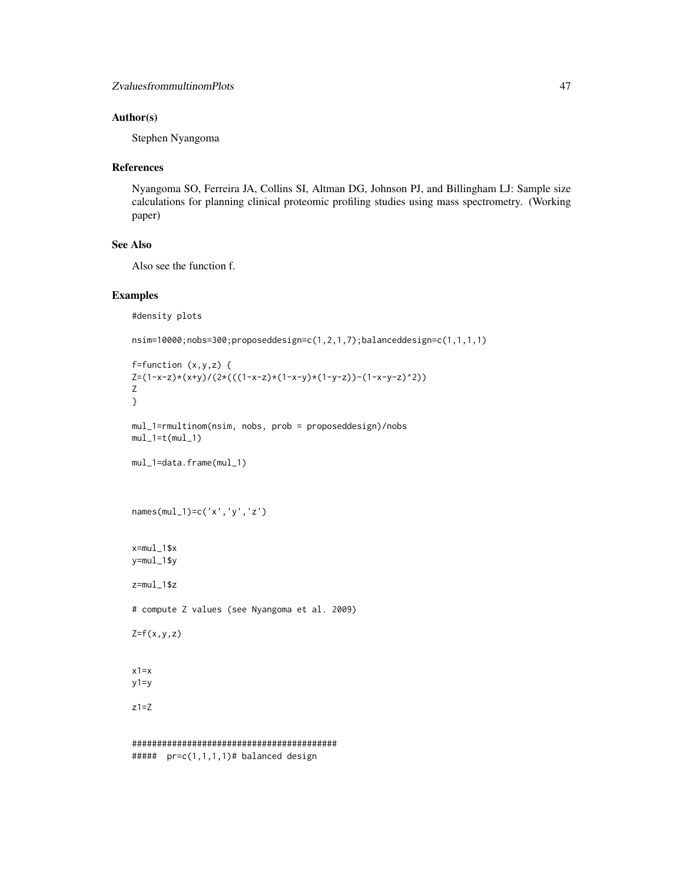## Author(s)

Stephen Nyangoma

## References

Nyangoma SO, Ferreira JA, Collins SI, Altman DG, Johnson PJ, and Billingham LJ: Sample size calculations for planning clinical proteomic profiling studies using mass spectrometry. (Working paper)

## See Also

Also see the function f.

## Examples

```
#density plots

nsim=10000;nobs=300;proposeddesign=c(1,2,1,7);balanceddesign=c(1,1,1,1)

f=function (x,y,z) {
Z=(1-x-z)*(x+y)/(2*(((1-x-z)*(1-x-y)*(1-y-z))-(1-x-y-z)^2))
Z
}

mul_1=rmultinom(nsim, nobs, prob = proposeddesign)/nobs
mul_1=t(mul_1)

mul_1=data.frame(mul_1)



names(mul_1)=c('x','y','z')


x=mul_1$x
y=mul_1$y

z=mul_1$z

# compute Z values (see Nyangoma et al. 2009)

Z=f(x,y,z)


x1=x
y1=y

z1=Z


#########################################
#####  pr=c(1,1,1,1)# balanced design
```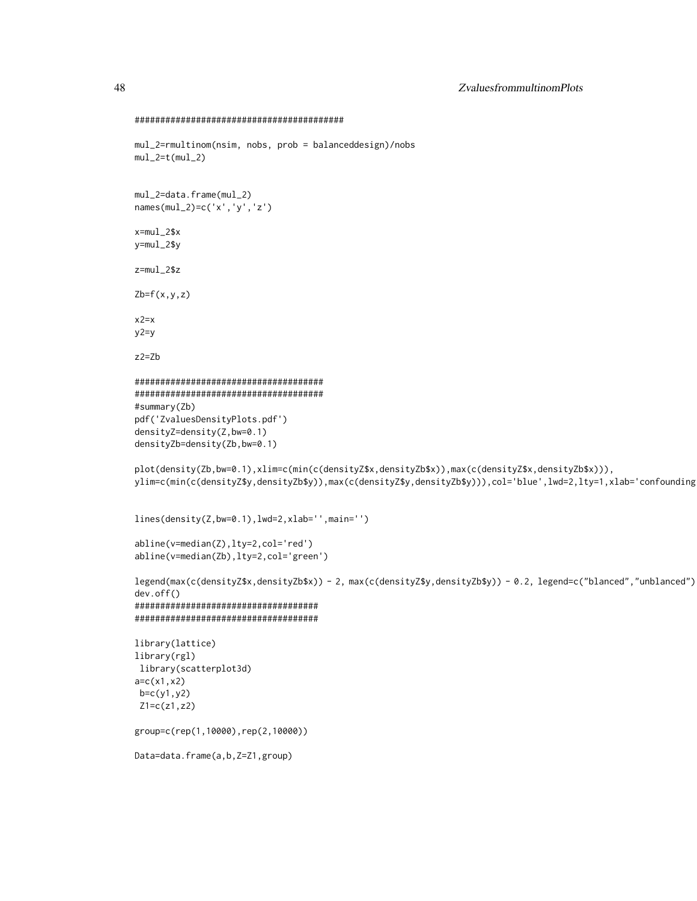```
########################################

mul_2=rmultinom(nsim, nobs, prob = balanceddesign)/nobs
mul_2=t(mul_2)


mul_2=data.frame(mul_2)
names(mul_2)=c('x','y','z')

x=mul_2$x
y=mul_2$y

z=mul_2$z

Zb=f(x,y,z)

x2=x
y2=y

z2=Zb

#####################################
#####################################
#summary(Zb)
pdf('ZvaluesDensityPlots.pdf')
densityZ=density(Z,bw=0.1)
densityZb=density(Zb,bw=0.1)

plot(density(Zb,bw=0.1),xlim=c(min(c(densityZ$x,densityZb$x)),max(c(densityZ$x,densityZb$x))),
ylim=c(min(c(densityZ$y,densityZb$y)),max(c(densityZ$y,densityZb$y))),col='blue',lwd=2,lty=1,xlab='confounding


lines(density(Z,bw=0.1),lwd=2,xlab='',main='')

abline(v=median(Z),lty=2,col='red')
abline(v=median(Zb),lty=2,col='green')

legend(max(c(densityZ$x,densityZb$x)) - 2, max(c(densityZ$y,densityZb$y)) - 0.2, legend=c("blanced","unblanced")
dev.off()
####################################
####################################

library(lattice)
library(rgl)
 library(scatterplot3d)
a=c(x1,x2)
 b=c(y1,y2)
 Z1=c(z1,z2)

group=c(rep(1,10000),rep(2,10000))

Data=data.frame(a,b,Z=Z1,group)
```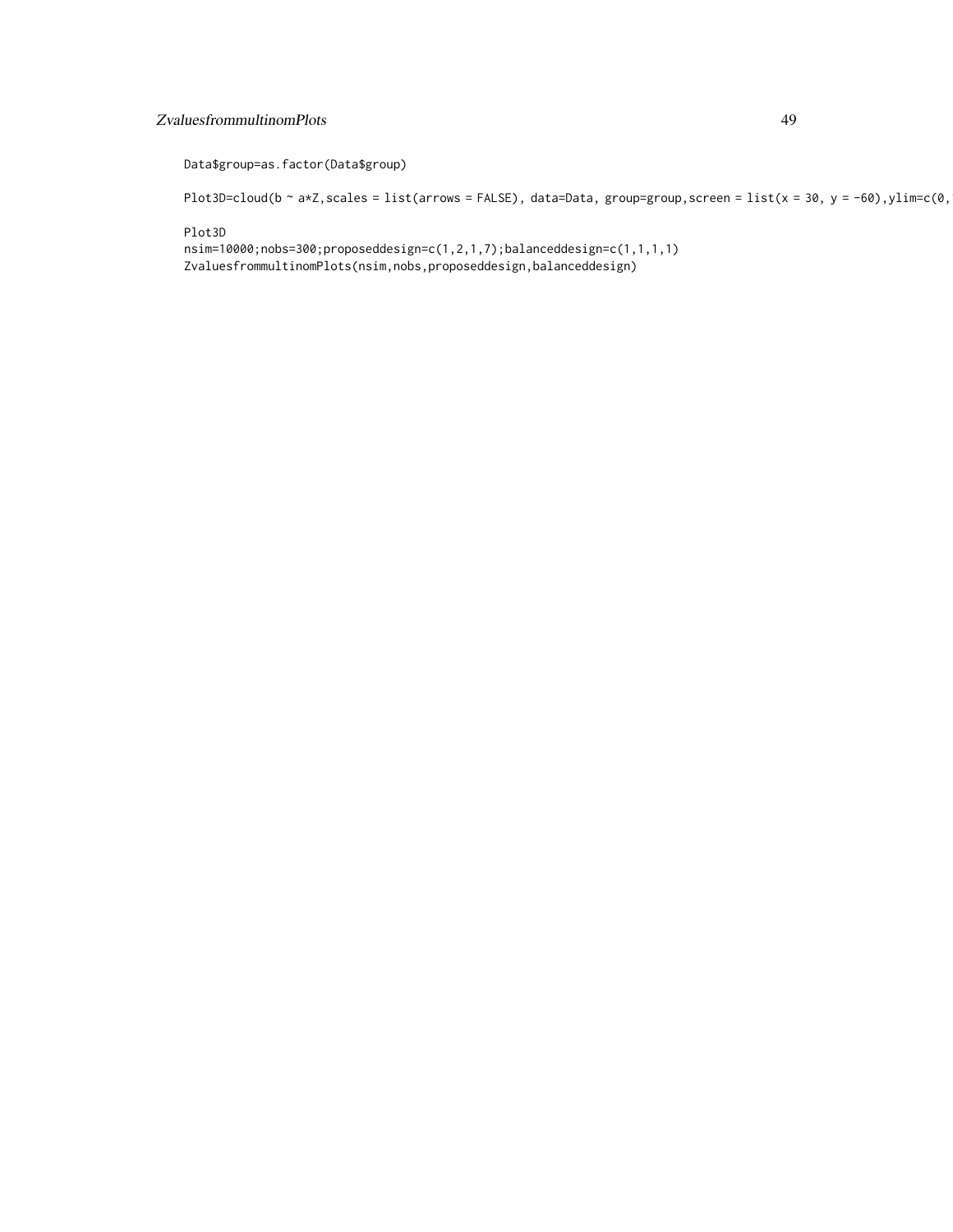```
Data$group=as.factor(Data$group)

Plot3D=cloud(b ~ a*Z,scales = list(arrows = FALSE), data=Data, group=group,screen = list(x = 30, y = -60),ylim=c(0,

Plot3D
nsim=10000;nobs=300;proposeddesign=c(1,2,1,7);balanceddesign=c(1,1,1,1)
ZvaluesfrommultinomPlots(nsim,nobs,proposeddesign,balanceddesign)
```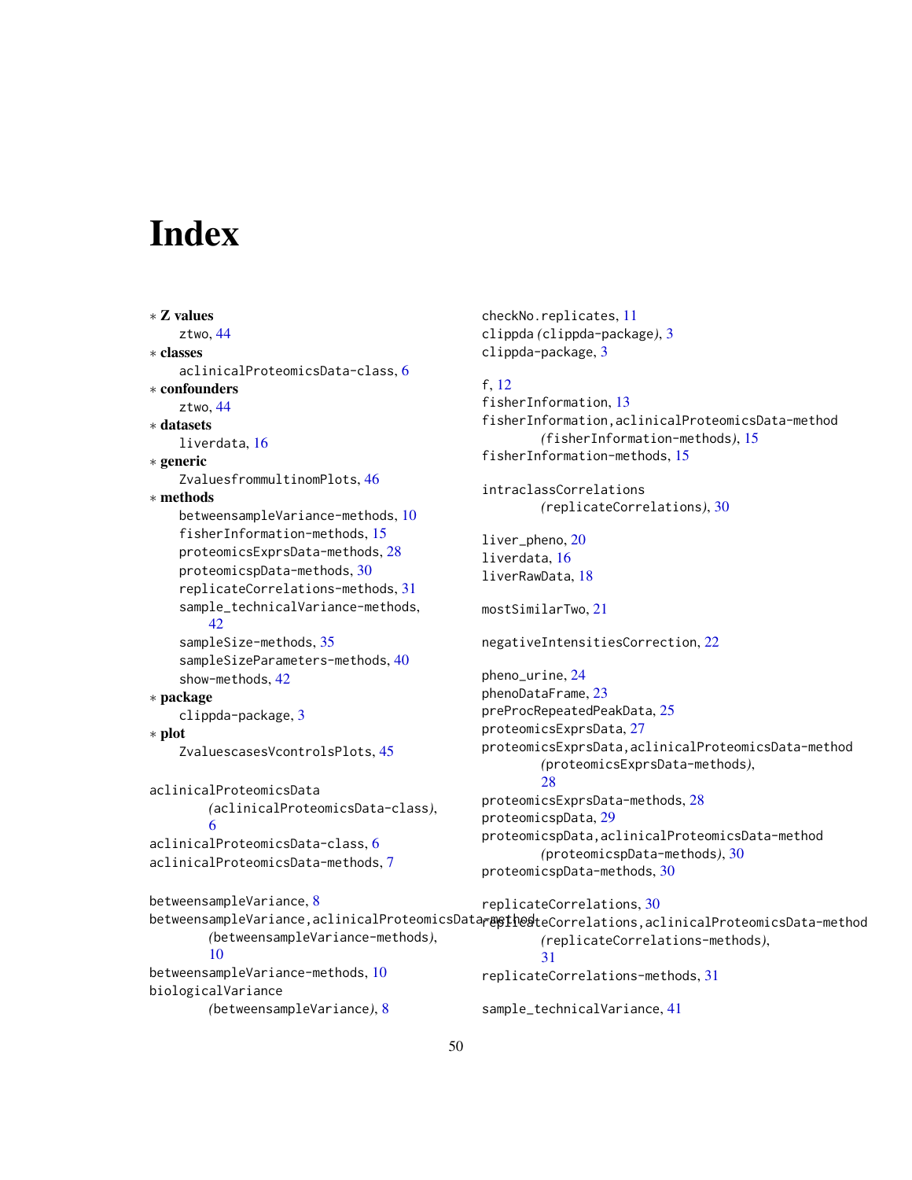# Index

∗ **Z values**
  ztwo, 44
∗ **classes**
  aclinicalProteomicsData-class, 6
∗ **confounders**
  ztwo, 44
∗ **datasets**
  liverdata, 16
∗ **generic**
  ZvaluesfrommultinomPlots, 46
∗ **methods**
  betweensampleVariance-methods, 10
  fisherInformation-methods, 15
  proteomicsExprsData-methods, 28
  proteomicspData-methods, 30
  replicateCorrelations-methods, 31
  sample_technicalVariance-methods, 42
  sampleSize-methods, 35
  sampleSizeParameters-methods, 40
  show-methods, 42
∗ **package**
  clippda-package, 3
∗ **plot**
  ZvaluescasesVcontrolsPlots, 45

aclinicalProteomicsData *(aclinicalProteomicsData-class)*, 6
aclinicalProteomicsData-class, 6
aclinicalProteomicsData-methods, 7

betweensampleVariance, 8
betweensampleVariance,aclinicalProteomicsData-method *(betweensampleVariance-methods)*, 10
betweensampleVariance-methods, 10
biologicalVariance *(betweensampleVariance)*, 8

checkNo.replicates, 11
clippda *(clippda-package)*, 3
clippda-package, 3

f, 12
fisherInformation, 13
fisherInformation,aclinicalProteomicsData-method *(fisherInformation-methods)*, 15
fisherInformation-methods, 15

intraclassCorrelations *(replicateCorrelations)*, 30

liver_pheno, 20
liverdata, 16
liverRawData, 18

mostSimilarTwo, 21

negativeIntensitiesCorrection, 22

pheno_urine, 24
phenoDataFrame, 23
preProcRepeatedPeakData, 25
proteomicsExprsData, 27
proteomicsExprsData,aclinicalProteomicsData-method *(proteomicsExprsData-methods)*, 28
proteomicsExprsData-methods, 28
proteomicspData, 29
proteomicspData,aclinicalProteomicsData-method *(proteomicspData-methods)*, 30
proteomicspData-methods, 30

replicateCorrelations, 30
replicateCorrelations,aclinicalProteomicsData-method *(replicateCorrelations-methods)*, 31
replicateCorrelations-methods, 31

sample_technicalVariance, 41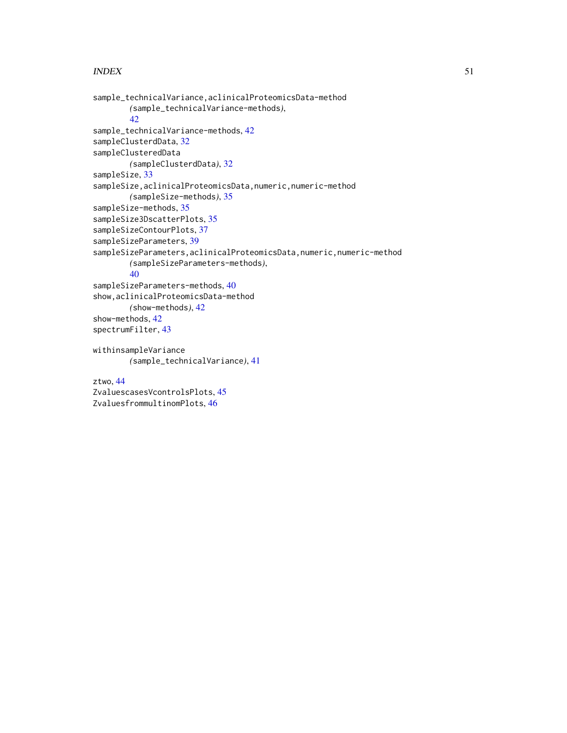sample_technicalVariance,aclinicalProteomicsData-method
    *(sample_technicalVariance-methods)*,
    42

sample_technicalVariance-methods, 42

sampleClusterdData, 32

sampleClusteredData
    *(sampleClusterdData)*, 32

sampleSize, 33

sampleSize,aclinicalProteomicsData,numeric,numeric-method
    *(sampleSize-methods)*, 35

sampleSize-methods, 35

sampleSize3DscatterPlots, 35

sampleSizeContourPlots, 37

sampleSizeParameters, 39

sampleSizeParameters,aclinicalProteomicsData,numeric,numeric-method
    *(sampleSizeParameters-methods)*,
    40

sampleSizeParameters-methods, 40

show,aclinicalProteomicsData-method
    *(show-methods)*, 42

show-methods, 42

spectrumFilter, 43

withinsampleVariance
    *(sample_technicalVariance)*, 41

ztwo, 44

ZvaluescasesVcontrolsPlots, 45

ZvaluesfrommultinomPlots, 46